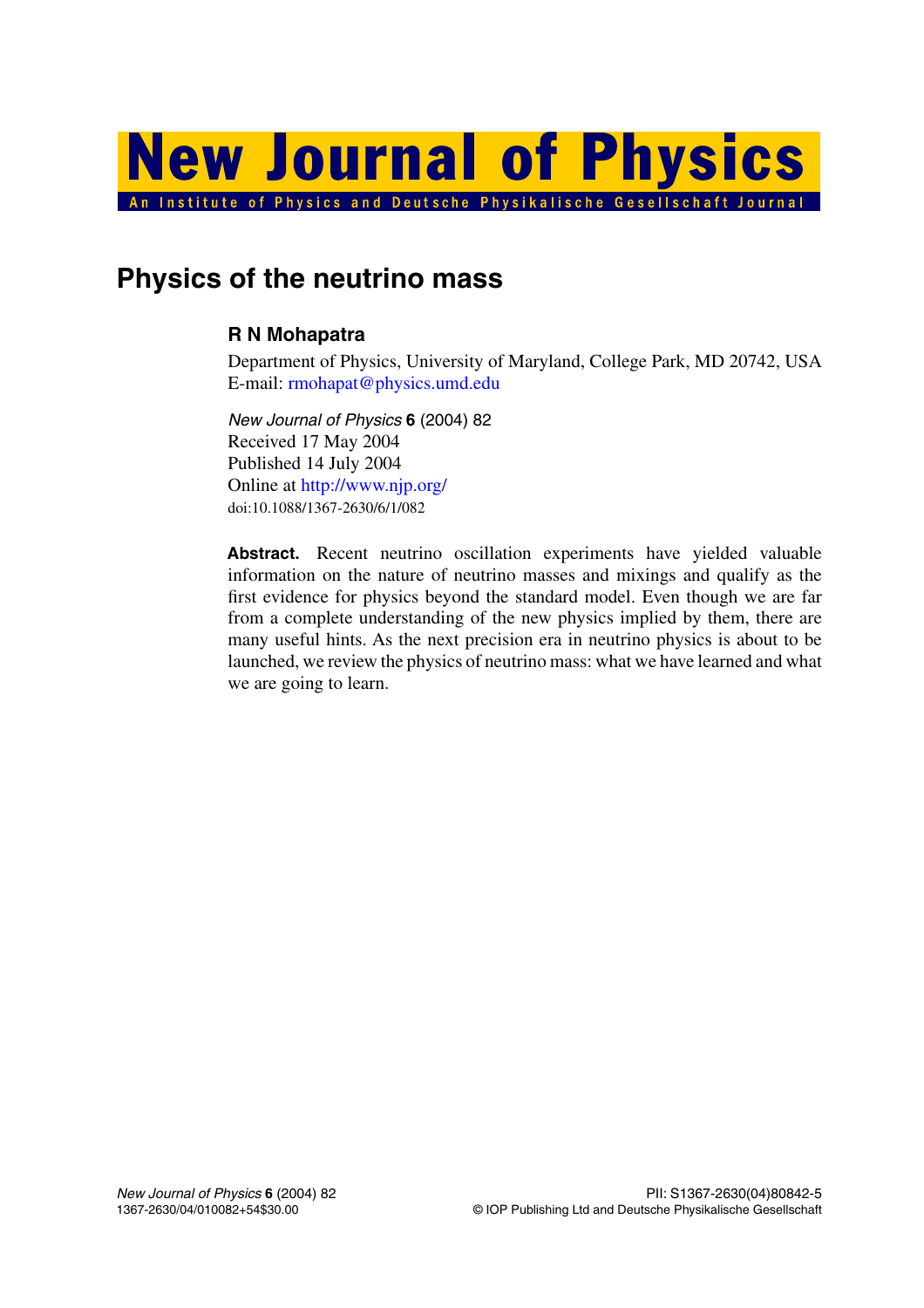# Physics of the neutrino mass

**R N Mohapatra**

Department of Physics, University of Maryland, College Park, MD 20742, USA
E-mail: rmohapat@physics.umd.edu

*New Journal of Physics* **6** (2004) 82
Received 17 May 2004
Published 14 July 2004
Online at http://www.njp.org/
doi:10.1088/1367-2630/6/1/082

**Abstract.** Recent neutrino oscillation experiments have yielded valuable information on the nature of neutrino masses and mixings and qualify as the first evidence for physics beyond the standard model. Even though we are far from a complete understanding of the new physics implied by them, there are many useful hints. As the next precision era in neutrino physics is about to be launched, we review the physics of neutrino mass: what we have learned and what we are going to learn.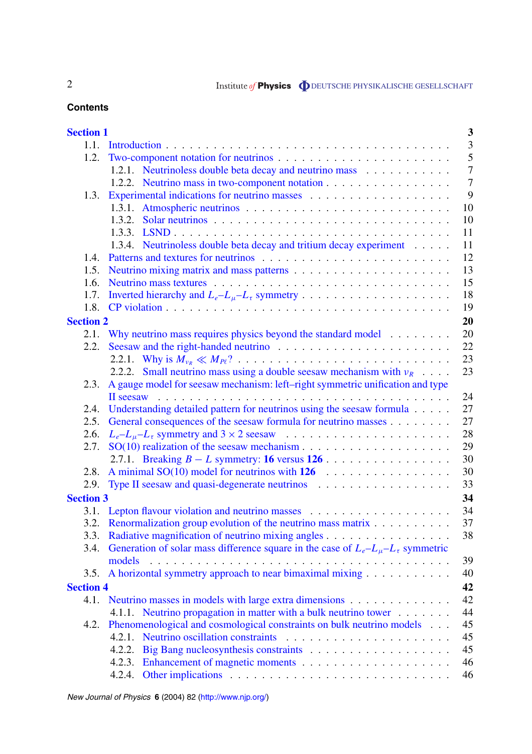## Contents

**Section 1** — **3**

- 1.1. Introduction . . . 3
- 1.2. Two-component notation for neutrinos . . . 5
  - 1.2.1. Neutrinoless double beta decay and neutrino mass . . . 7
  - 1.2.2. Neutrino mass in two-component notation . . . 7
- 1.3. Experimental indications for neutrino masses . . . 9
  - 1.3.1. Atmospheric neutrinos . . . 10
  - 1.3.2. Solar neutrinos . . . 10
  - 1.3.3. LSND . . . 11
  - 1.3.4. Neutrinoless double beta decay and tritium decay experiment . . . 11
- 1.4. Patterns and textures for neutrinos . . . 12
- 1.5. Neutrino mixing matrix and mass patterns . . . 13
- 1.6. Neutrino mass textures . . . 15
- 1.7. Inverted hierarchy and $L_e$–$L_\mu$–$L_\tau$ symmetry . . . 18
- 1.8. CP violation . . . 19

**Section 2** — **20**

- 2.1. Why neutrino mass requires physics beyond the standard model . . . 20
- 2.2. Seesaw and the right-handed neutrino . . . 22
  - 2.2.1. Why is $M_{\nu_R} \ll M_{P\ell}$? . . . 23
  - 2.2.2. Small neutrino mass using a double seesaw mechanism with $\nu_R$ . . . 23
- 2.3. A gauge model for seesaw mechanism: left–right symmetric unification and type II seesaw . . . 24
- 2.4. Understanding detailed pattern for neutrinos using the seesaw formula . . . 27
- 2.5. General consequences of the seesaw formula for neutrino masses . . . 27
- 2.6. $L_e$–$L_\mu$–$L_\tau$ symmetry and $3 \times 2$ seesaw . . . 28
- 2.7. SO(10) realization of the seesaw mechanism . . . 29
  - 2.7.1. Breaking $B - L$ symmetry: **16** versus **126** . . . 30
- 2.8. A minimal SO(10) model for neutrinos with **126** . . . 30
- 2.9. Type II seesaw and quasi-degenerate neutrinos . . . 33

**Section 3** — **34**

- 3.1. Lepton flavour violation and neutrino masses . . . 34
- 3.2. Renormalization group evolution of the neutrino mass matrix . . . 37
- 3.3. Radiative magnification of neutrino mixing angles . . . 38
- 3.4. Generation of solar mass difference square in the case of $L_e$–$L_\mu$–$L_\tau$ symmetric models . . . 39
- 3.5. A horizontal symmetry approach to near bimaximal mixing . . . 40

**Section 4** — **42**

- 4.1. Neutrino masses in models with large extra dimensions . . . 42
  - 4.1.1. Neutrino propagation in matter with a bulk neutrino tower . . . 44
- 4.2. Phenomenological and cosmological constraints on bulk neutrino models . . . 45
  - 4.2.1. Neutrino oscillation constraints . . . 45
  - 4.2.2. Big Bang nucleosynthesis constraints . . . 45
  - 4.2.3. Enhancement of magnetic moments . . . 46
  - 4.2.4. Other implications . . . 46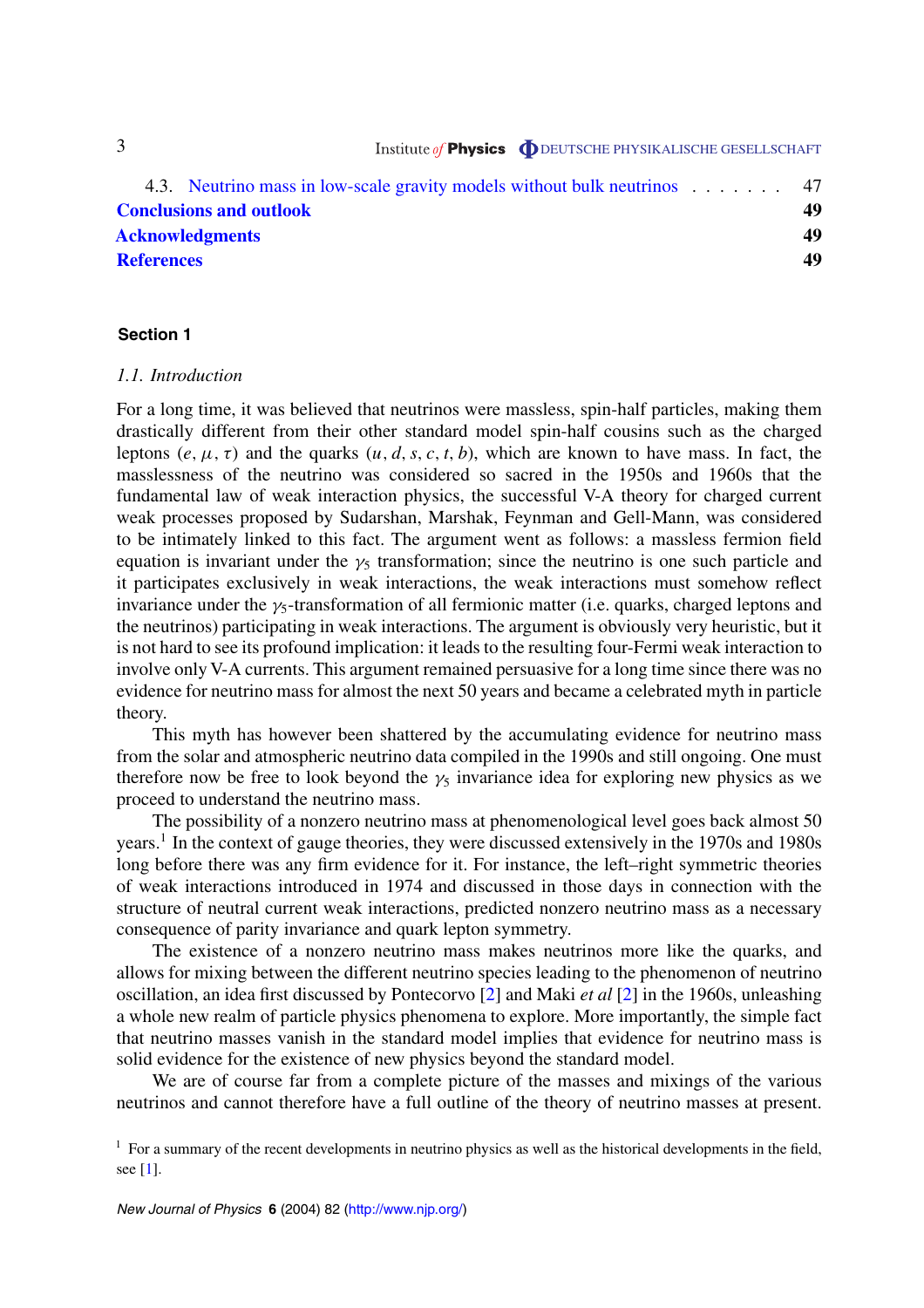4.3. Neutrino mass in low-scale gravity models without bulk neutrinos . . . . . . . 47

**Conclusions and outlook** **49**

**Acknowledgments** **49**

**References** **49**

## Section 1

### *1.1. Introduction*

For a long time, it was believed that neutrinos were massless, spin-half particles, making them drastically different from their other standard model spin-half cousins such as the charged leptons ($e$, $\mu$, $\tau$) and the quarks ($u$, $d$, $s$, $c$, $t$, $b$), which are known to have mass. In fact, the masslessness of the neutrino was considered so sacred in the 1950s and 1960s that the fundamental law of weak interaction physics, the successful V-A theory for charged current weak processes proposed by Sudarshan, Marshak, Feynman and Gell-Mann, was considered to be intimately linked to this fact. The argument went as follows: a massless fermion field equation is invariant under the $\gamma_5$ transformation; since the neutrino is one such particle and it participates exclusively in weak interactions, the weak interactions must somehow reflect invariance under the $\gamma_5$-transformation of all fermionic matter (i.e. quarks, charged leptons and the neutrinos) participating in weak interactions. The argument is obviously very heuristic, but it is not hard to see its profound implication: it leads to the resulting four-Fermi weak interaction to involve only V-A currents. This argument remained persuasive for a long time since there was no evidence for neutrino mass for almost the next 50 years and became a celebrated myth in particle theory.

This myth has however been shattered by the accumulating evidence for neutrino mass from the solar and atmospheric neutrino data compiled in the 1990s and still ongoing. One must therefore now be free to look beyond the $\gamma_5$ invariance idea for exploring new physics as we proceed to understand the neutrino mass.

The possibility of a nonzero neutrino mass at phenomenological level goes back almost 50 years.[1] In the context of gauge theories, they were discussed extensively in the 1970s and 1980s long before there was any firm evidence for it. For instance, the left–right symmetric theories of weak interactions introduced in 1974 and discussed in those days in connection with the structure of neutral current weak interactions, predicted nonzero neutrino mass as a necessary consequence of parity invariance and quark lepton symmetry.

The existence of a nonzero neutrino mass makes neutrinos more like the quarks, and allows for mixing between the different neutrino species leading to the phenomenon of neutrino oscillation, an idea first discussed by Pontecorvo [2] and Maki *et al* [2] in the 1960s, unleashing a whole new realm of particle physics phenomena to explore. More importantly, the simple fact that neutrino masses vanish in the standard model implies that evidence for neutrino mass is solid evidence for the existence of new physics beyond the standard model.

We are of course far from a complete picture of the masses and mixings of the various neutrinos and cannot therefore have a full outline of the theory of neutrino masses at present.

[1] For a summary of the recent developments in neutrino physics as well as the historical developments in the field, see [1].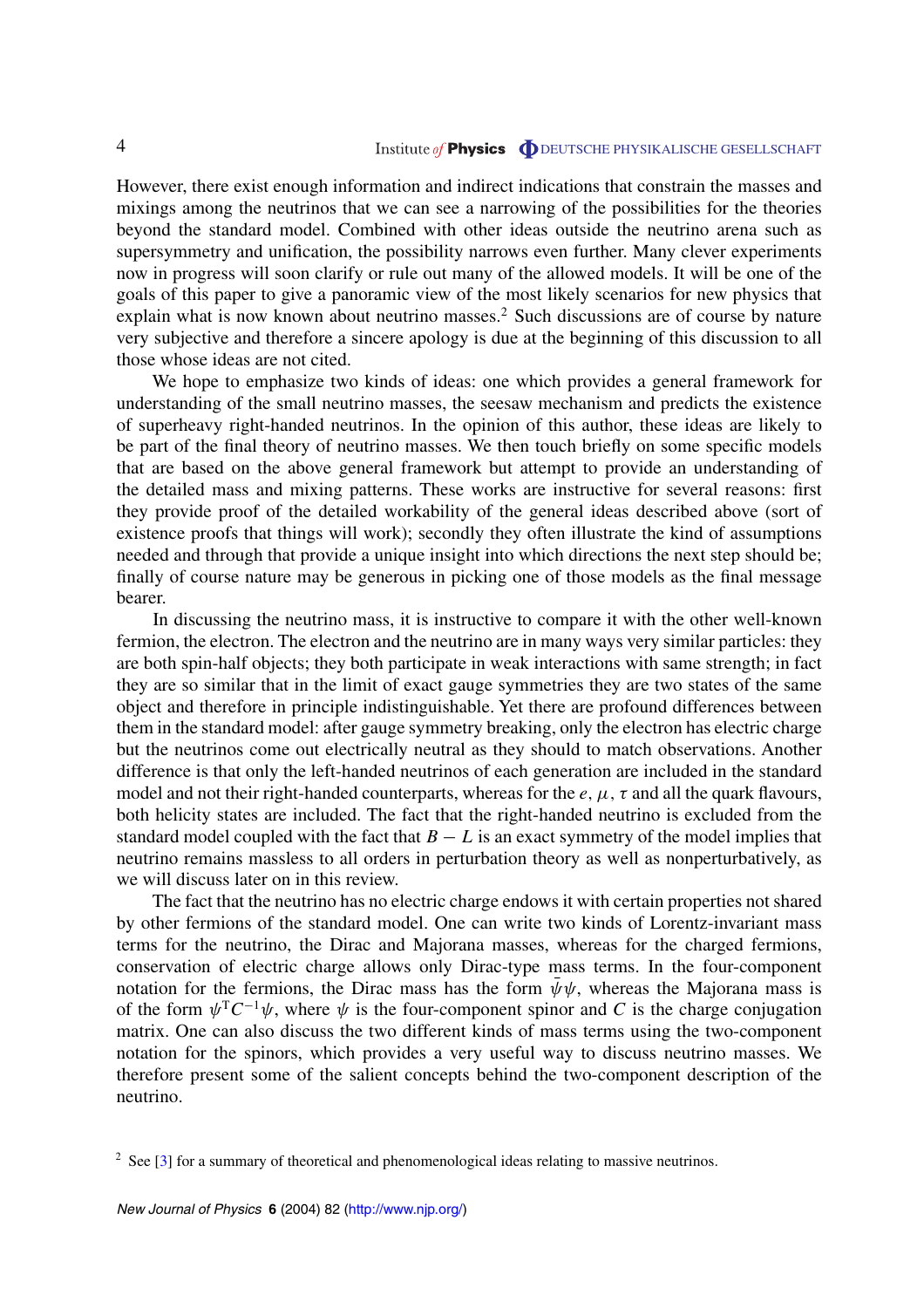However, there exist enough information and indirect indications that constrain the masses and mixings among the neutrinos that we can see a narrowing of the possibilities for the theories beyond the standard model. Combined with other ideas outside the neutrino arena such as supersymmetry and unification, the possibility narrows even further. Many clever experiments now in progress will soon clarify or rule out many of the allowed models. It will be one of the goals of this paper to give a panoramic view of the most likely scenarios for new physics that explain what is now known about neutrino masses.[2] Such discussions are of course by nature very subjective and therefore a sincere apology is due at the beginning of this discussion to all those whose ideas are not cited.

We hope to emphasize two kinds of ideas: one which provides a general framework for understanding of the small neutrino masses, the seesaw mechanism and predicts the existence of superheavy right-handed neutrinos. In the opinion of this author, these ideas are likely to be part of the final theory of neutrino masses. We then touch briefly on some specific models that are based on the above general framework but attempt to provide an understanding of the detailed mass and mixing patterns. These works are instructive for several reasons: first they provide proof of the detailed workability of the general ideas described above (sort of existence proofs that things will work); secondly they often illustrate the kind of assumptions needed and through that provide a unique insight into which directions the next step should be; finally of course nature may be generous in picking one of those models as the final message bearer.

In discussing the neutrino mass, it is instructive to compare it with the other well-known fermion, the electron. The electron and the neutrino are in many ways very similar particles: they are both spin-half objects; they both participate in weak interactions with same strength; in fact they are so similar that in the limit of exact gauge symmetries they are two states of the same object and therefore in principle indistinguishable. Yet there are profound differences between them in the standard model: after gauge symmetry breaking, only the electron has electric charge but the neutrinos come out electrically neutral as they should to match observations. Another difference is that only the left-handed neutrinos of each generation are included in the standard model and not their right-handed counterparts, whereas for the $e$, $\mu$, $\tau$ and all the quark flavours, both helicity states are included. The fact that the right-handed neutrino is excluded from the standard model coupled with the fact that $B - L$ is an exact symmetry of the model implies that neutrino remains massless to all orders in perturbation theory as well as nonperturbatively, as we will discuss later on in this review.

The fact that the neutrino has no electric charge endows it with certain properties not shared by other fermions of the standard model. One can write two kinds of Lorentz-invariant mass terms for the neutrino, the Dirac and Majorana masses, whereas for the charged fermions, conservation of electric charge allows only Dirac-type mass terms. In the four-component notation for the fermions, the Dirac mass has the form $\bar{\psi}\psi$, whereas the Majorana mass is of the form $\psi^{\mathrm{T}}C^{-1}\psi$, where $\psi$ is the four-component spinor and $C$ is the charge conjugation matrix. One can also discuss the two different kinds of mass terms using the two-component notation for the spinors, which provides a very useful way to discuss neutrino masses. We therefore present some of the salient concepts behind the two-component description of the neutrino.

[2] See [3] for a summary of theoretical and phenomenological ideas relating to massive neutrinos.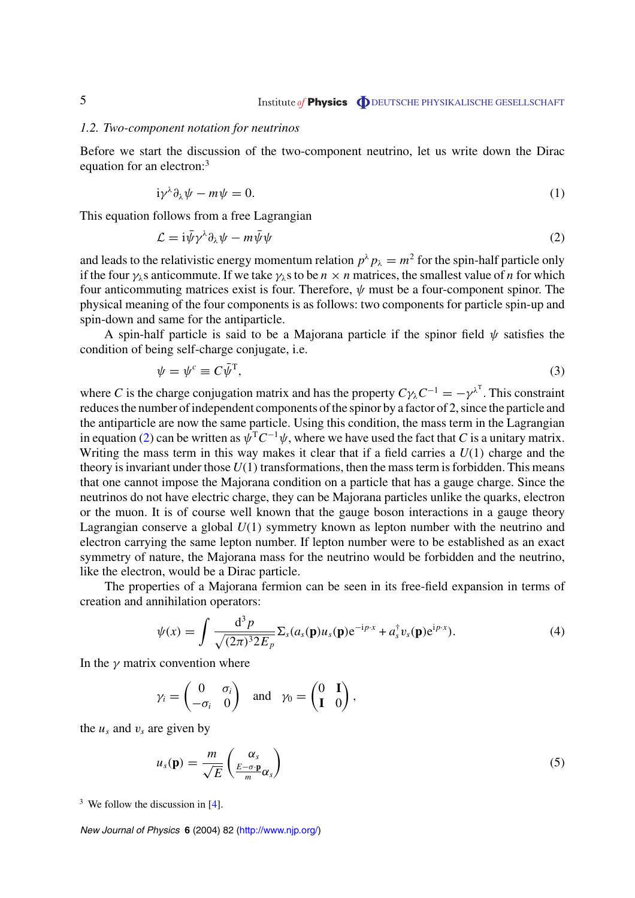### 1.2. Two-component notation for neutrinos

Before we start the discussion of the two-component neutrino, let us write down the Dirac equation for an electron:[3]

$$\mathrm{i}\gamma^{\lambda}\partial_{\lambda}\psi - m\psi = 0. \tag{1}$$

This equation follows from a free Lagrangian

$$\mathcal{L} = \mathrm{i}\bar{\psi}\gamma^{\lambda}\partial_{\lambda}\psi - m\bar{\psi}\psi \tag{2}$$

and leads to the relativistic energy momentum relation $p^{\lambda}p_{\lambda} = m^2$ for the spin-half particle only if the four $\gamma_{\lambda}$s anticommute. If we take $\gamma_{\lambda}$s to be $n \times n$ matrices, the smallest value of $n$ for which four anticommuting matrices exist is four. Therefore, $\psi$ must be a four-component spinor. The physical meaning of the four components is as follows: two components for particle spin-up and spin-down and same for the antiparticle.

A spin-half particle is said to be a Majorana particle if the spinor field $\psi$ satisfies the condition of being self-charge conjugate, i.e.

$$\psi = \psi^c \equiv C\bar{\psi}^{\mathrm{T}}, \tag{3}$$

where $C$ is the charge conjugation matrix and has the property $C\gamma_{\lambda}C^{-1} = -\gamma^{\lambda^{\mathrm{T}}}$. This constraint reduces the number of independent components of the spinor by a factor of 2, since the particle and the antiparticle are now the same particle. Using this condition, the mass term in the Lagrangian in equation (2) can be written as $\psi^{\mathrm{T}}C^{-1}\psi$, where we have used the fact that $C$ is a unitary matrix. Writing the mass term in this way makes it clear that if a field carries a $U(1)$ charge and the theory is invariant under those $U(1)$ transformations, then the mass term is forbidden. This means that one cannot impose the Majorana condition on a particle that has a gauge charge. Since the neutrinos do not have electric charge, they can be Majorana particles unlike the quarks, electron or the muon. It is of course well known that the gauge boson interactions in a gauge theory Lagrangian conserve a global $U(1)$ symmetry known as lepton number with the neutrino and electron carrying the same lepton number. If lepton number were to be established as an exact symmetry of nature, the Majorana mass for the neutrino would be forbidden and the neutrino, like the electron, would be a Dirac particle.

The properties of a Majorana fermion can be seen in its free-field expansion in terms of creation and annihilation operators:

$$\psi(x) = \int \frac{\mathrm{d}^3 p}{\sqrt{(2\pi)^3 2E_p}} \Sigma_s (a_s(\mathbf{p})u_s(\mathbf{p})\mathrm{e}^{-\mathrm{i}p\cdot x} + a_s^{\dagger}v_s(\mathbf{p})\mathrm{e}^{\mathrm{i}p\cdot x}). \tag{4}$$

In the $\gamma$ matrix convention where

$$\gamma_i = \begin{pmatrix} 0 & \sigma_i \\ -\sigma_i & 0 \end{pmatrix} \quad \text{and} \quad \gamma_0 = \begin{pmatrix} 0 & \mathbf{I} \\ \mathbf{I} & 0 \end{pmatrix},$$

the $u_s$ and $v_s$ are given by

$$u_s(\mathbf{p}) = \frac{m}{\sqrt{E}} \begin{pmatrix} \alpha_s \\ \frac{E-\sigma\cdot\mathbf{p}}{m}\alpha_s \end{pmatrix} \tag{5}$$

[3] We follow the discussion in [4].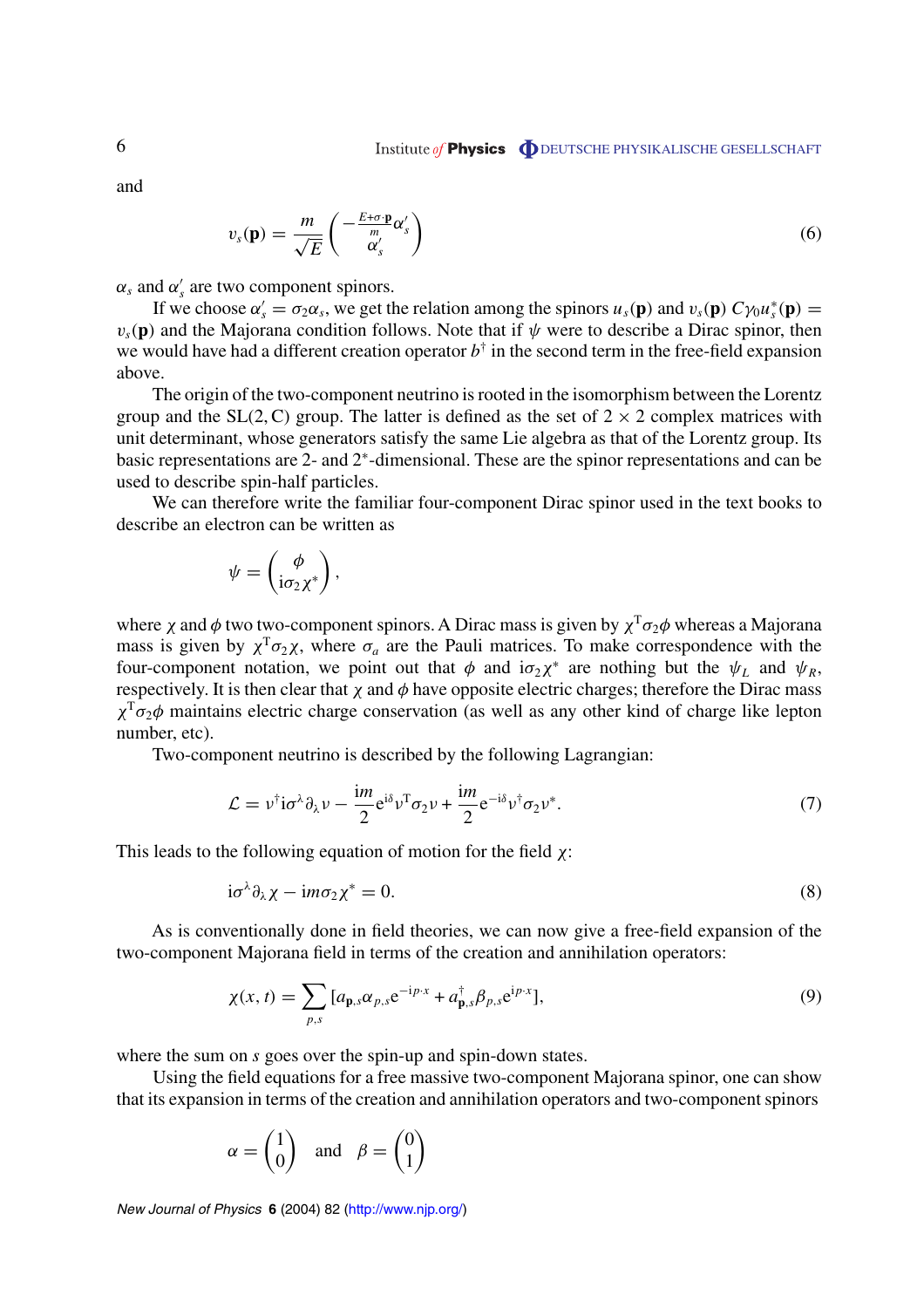and

$$v_s(\mathbf{p}) = \frac{m}{\sqrt{E}} \begin{pmatrix} -\frac{E+\sigma\cdot\mathbf{p}}{m}\alpha'_s \\ \alpha'_s \end{pmatrix} \tag{6}$$

$\alpha_s$ and $\alpha'_s$ are two component spinors.

If we choose $\alpha'_s = \sigma_2 \alpha_s$, we get the relation among the spinors $u_s(\mathbf{p})$ and $v_s(\mathbf{p})$ $C\gamma_0 u_s^*(\mathbf{p}) = v_s(\mathbf{p})$ and the Majorana condition follows. Note that if $\psi$ were to describe a Dirac spinor, then we would have had a different creation operator $b^\dagger$ in the second term in the free-field expansion above.

The origin of the two-component neutrino is rooted in the isomorphism between the Lorentz group and the SL(2, C) group. The latter is defined as the set of $2 \times 2$ complex matrices with unit determinant, whose generators satisfy the same Lie algebra as that of the Lorentz group. Its basic representations are 2- and $2^*$-dimensional. These are the spinor representations and can be used to describe spin-half particles.

We can therefore write the familiar four-component Dirac spinor used in the text books to describe an electron can be written as

$$\psi = \begin{pmatrix} \phi \\ \mathrm{i}\sigma_2 \chi^* \end{pmatrix},$$

where $\chi$ and $\phi$ two two-component spinors. A Dirac mass is given by $\chi^{\mathrm{T}}\sigma_2\phi$ whereas a Majorana mass is given by $\chi^{\mathrm{T}}\sigma_2\chi$, where $\sigma_a$ are the Pauli matrices. To make correspondence with the four-component notation, we point out that $\phi$ and $\mathrm{i}\sigma_2\chi^*$ are nothing but the $\psi_L$ and $\psi_R$, respectively. It is then clear that $\chi$ and $\phi$ have opposite electric charges; therefore the Dirac mass $\chi^{\mathrm{T}}\sigma_2\phi$ maintains electric charge conservation (as well as any other kind of charge like lepton number, etc).

Two-component neutrino is described by the following Lagrangian:

$$\mathcal{L} = \nu^\dagger \mathrm{i}\sigma^\lambda \partial_\lambda \nu - \frac{\mathrm{i}m}{2}\mathrm{e}^{\mathrm{i}\delta}\nu^{\mathrm{T}}\sigma_2\nu + \frac{\mathrm{i}m}{2}\mathrm{e}^{-\mathrm{i}\delta}\nu^\dagger\sigma_2\nu^*. \tag{7}$$

This leads to the following equation of motion for the field $\chi$:

$$\mathrm{i}\sigma^\lambda\partial_\lambda\chi - \mathrm{i}m\sigma_2\chi^* = 0. \tag{8}$$

As is conventionally done in field theories, we can now give a free-field expansion of the two-component Majorana field in terms of the creation and annihilation operators:

$$\chi(x,t) = \sum_{p,s}[a_{\mathbf{p},s}\alpha_{p,s}\mathrm{e}^{-\mathrm{i}p\cdot x} + a^\dagger_{\mathbf{p},s}\beta_{p,s}\mathrm{e}^{\mathrm{i}p\cdot x}], \tag{9}$$

where the sum on $s$ goes over the spin-up and spin-down states.

Using the field equations for a free massive two-component Majorana spinor, one can show that its expansion in terms of the creation and annihilation operators and two-component spinors

$$\alpha = \begin{pmatrix} 1 \\ 0 \end{pmatrix} \quad \text{and} \quad \beta = \begin{pmatrix} 0 \\ 1 \end{pmatrix}$$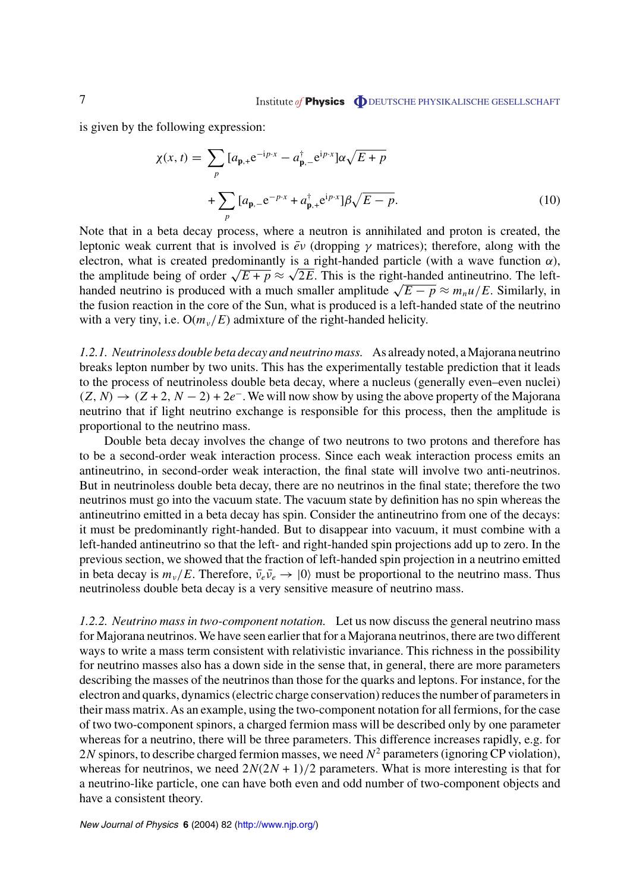is given by the following expression:

$$\chi(x,t) = \sum_p [a_{\mathbf{p},+}\mathrm{e}^{-\mathrm{i}p\cdot x} - a^\dagger_{\mathbf{p},-}\mathrm{e}^{\mathrm{i}p\cdot x}]\alpha\sqrt{E+p}$$

$$+ \sum_p [a_{\mathbf{p},-}\mathrm{e}^{-p\cdot x} + a^\dagger_{\mathbf{p},+}\mathrm{e}^{\mathrm{i}p\cdot x}]\beta\sqrt{E-p}. \tag{10}$$

Note that in a beta decay process, where a neutron is annihilated and proton is created, the leptonic weak current that is involved is $\bar{e}\nu$ (dropping $\gamma$ matrices); therefore, along with the electron, what is created predominantly is a right-handed particle (with a wave function $\alpha$), the amplitude being of order $\sqrt{E+p} \approx \sqrt{2E}$. This is the right-handed antineutrino. The left-handed neutrino is produced with a much smaller amplitude $\sqrt{E-p} \approx m_n u/E$. Similarly, in the fusion reaction in the core of the Sun, what is produced is a left-handed state of the neutrino with a very tiny, i.e. $\mathrm{O}(m_\nu/E)$ admixture of the right-handed helicity.

*1.2.1. Neutrinoless double beta decay and neutrino mass.* As already noted, a Majorana neutrino breaks lepton number by two units. This has the experimentally testable prediction that it leads to the process of neutrinoless double beta decay, where a nucleus (generally even–even nuclei) $(Z, N) \to (Z+2, N-2) + 2e^-$. We will now show by using the above property of the Majorana neutrino that if light neutrino exchange is responsible for this process, then the amplitude is proportional to the neutrino mass.

Double beta decay involves the change of two neutrons to two protons and therefore has to be a second-order weak interaction process. Since each weak interaction process emits an antineutrino, in second-order weak interaction, the final state will involve two anti-neutrinos. But in neutrinoless double beta decay, there are no neutrinos in the final state; therefore the two neutrinos must go into the vacuum state. The vacuum state by definition has no spin whereas the antineutrino emitted in a beta decay has spin. Consider the antineutrino from one of the decays: it must be predominantly right-handed. But to disappear into vacuum, it must combine with a left-handed antineutrino so that the left- and right-handed spin projections add up to zero. In the previous section, we showed that the fraction of left-handed spin projection in a neutrino emitted in beta decay is $m_\nu/E$. Therefore, $\bar{\nu}_e\bar{\nu}_e \to |0\rangle$ must be proportional to the neutrino mass. Thus neutrinoless double beta decay is a very sensitive measure of neutrino mass.

*1.2.2. Neutrino mass in two-component notation.* Let us now discuss the general neutrino mass for Majorana neutrinos. We have seen earlier that for a Majorana neutrinos, there are two different ways to write a mass term consistent with relativistic invariance. This richness in the possibility for neutrino masses also has a down side in the sense that, in general, there are more parameters describing the masses of the neutrinos than those for the quarks and leptons. For instance, for the electron and quarks, dynamics (electric charge conservation) reduces the number of parameters in their mass matrix. As an example, using the two-component notation for all fermions, for the case of two two-component spinors, a charged fermion mass will be described only by one parameter whereas for a neutrino, there will be three parameters. This difference increases rapidly, e.g. for $2N$ spinors, to describe charged fermion masses, we need $N^2$ parameters (ignoring CP violation), whereas for neutrinos, we need $2N(2N+1)/2$ parameters. What is more interesting is that for a neutrino-like particle, one can have both even and odd number of two-component objects and have a consistent theory.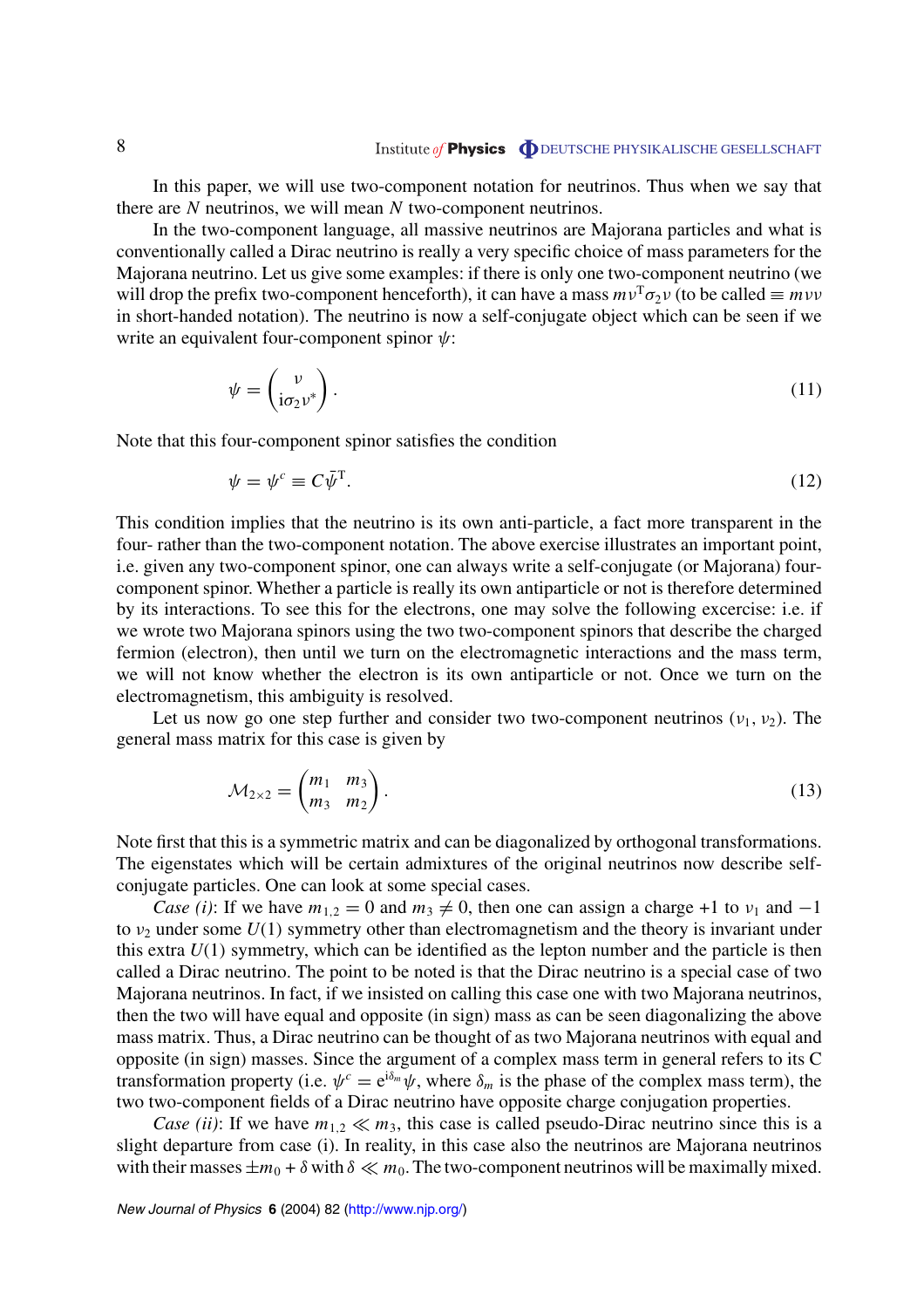In this paper, we will use two-component notation for neutrinos. Thus when we say that there are $N$ neutrinos, we will mean $N$ two-component neutrinos.

In the two-component language, all massive neutrinos are Majorana particles and what is conventionally called a Dirac neutrino is really a very specific choice of mass parameters for the Majorana neutrino. Let us give some examples: if there is only one two-component neutrino (we will drop the prefix two-component henceforth), it can have a mass $m\nu^{\mathrm{T}}\sigma_2\nu$ (to be called $\equiv m\nu\nu$ in short-handed notation). The neutrino is now a self-conjugate object which can be seen if we write an equivalent four-component spinor $\psi$:

$$\psi = \begin{pmatrix} \nu \\ \mathrm{i}\sigma_2\nu^* \end{pmatrix}. \tag{11}$$

Note that this four-component spinor satisfies the condition

$$\psi = \psi^c \equiv C\bar{\psi}^{\mathrm{T}}. \tag{12}$$

This condition implies that the neutrino is its own anti-particle, a fact more transparent in the four- rather than the two-component notation. The above exercise illustrates an important point, i.e. given any two-component spinor, one can always write a self-conjugate (or Majorana) four-component spinor. Whether a particle is really its own antiparticle or not is therefore determined by its interactions. To see this for the electrons, one may solve the following excercise: i.e. if we wrote two Majorana spinors using the two two-component spinors that describe the charged fermion (electron), then until we turn on the electromagnetic interactions and the mass term, we will not know whether the electron is its own antiparticle or not. Once we turn on the electromagnetism, this ambiguity is resolved.

Let us now go one step further and consider two two-component neutrinos ($\nu_1$, $\nu_2$). The general mass matrix for this case is given by

$$\mathcal{M}_{2\times 2} = \begin{pmatrix} m_1 & m_3 \\ m_3 & m_2 \end{pmatrix}. \tag{13}$$

Note first that this is a symmetric matrix and can be diagonalized by orthogonal transformations. The eigenstates which will be certain admixtures of the original neutrinos now describe self-conjugate particles. One can look at some special cases.

*Case (i)*: If we have $m_{1,2} = 0$ and $m_3 \neq 0$, then one can assign a charge $+1$ to $\nu_1$ and $-1$ to $\nu_2$ under some $U(1)$ symmetry other than electromagnetism and the theory is invariant under this extra $U(1)$ symmetry, which can be identified as the lepton number and the particle is then called a Dirac neutrino. The point to be noted is that the Dirac neutrino is a special case of two Majorana neutrinos. In fact, if we insisted on calling this case one with two Majorana neutrinos, then the two will have equal and opposite (in sign) mass as can be seen diagonalizing the above mass matrix. Thus, a Dirac neutrino can be thought of as two Majorana neutrinos with equal and opposite (in sign) masses. Since the argument of a complex mass term in general refers to its C transformation property (i.e. $\psi^c = \mathrm{e}^{\mathrm{i}\delta_m}\psi$, where $\delta_m$ is the phase of the complex mass term), the two two-component fields of a Dirac neutrino have opposite charge conjugation properties.

*Case (ii)*: If we have $m_{1,2} \ll m_3$, this case is called pseudo-Dirac neutrino since this is a slight departure from case (i). In reality, in this case also the neutrinos are Majorana neutrinos with their masses $\pm m_0 + \delta$ with $\delta \ll m_0$. The two-component neutrinos will be maximally mixed.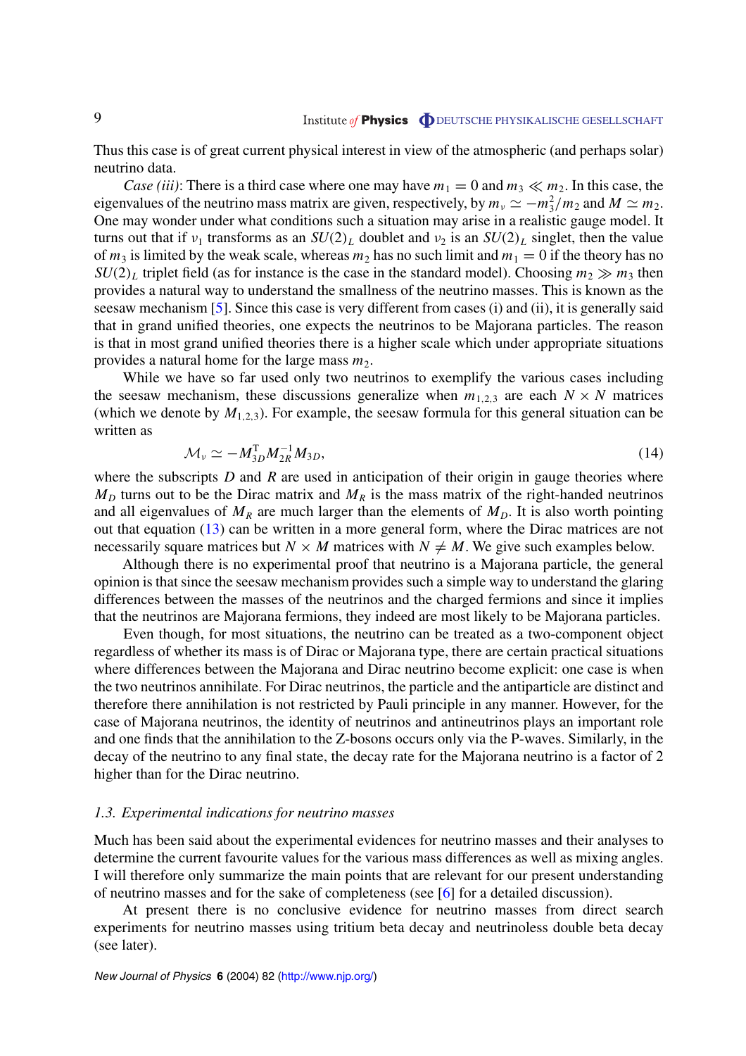Thus this case is of great current physical interest in view of the atmospheric (and perhaps solar) neutrino data.

*Case (iii)*: There is a third case where one may have $m_1 = 0$ and $m_3 \ll m_2$. In this case, the eigenvalues of the neutrino mass matrix are given, respectively, by $m_\nu \simeq -m_3^2/m_2$ and $M \simeq m_2$. One may wonder under what conditions such a situation may arise in a realistic gauge model. It turns out that if $\nu_1$ transforms as an $SU(2)_L$ doublet and $\nu_2$ is an $SU(2)_L$ singlet, then the value of $m_3$ is limited by the weak scale, whereas $m_2$ has no such limit and $m_1 = 0$ if the theory has no $SU(2)_L$ triplet field (as for instance is the case in the standard model). Choosing $m_2 \gg m_3$ then provides a natural way to understand the smallness of the neutrino masses. This is known as the seesaw mechanism [5]. Since this case is very different from cases (i) and (ii), it is generally said that in grand unified theories, one expects the neutrinos to be Majorana particles. The reason is that in most grand unified theories there is a higher scale which under appropriate situations provides a natural home for the large mass $m_2$.

While we have so far used only two neutrinos to exemplify the various cases including the seesaw mechanism, these discussions generalize when $m_{1,2,3}$ are each $N \times N$ matrices (which we denote by $M_{1,2,3}$). For example, the seesaw formula for this general situation can be written as

$$\mathcal{M}_\nu \simeq -M_{3D}^{\mathrm{T}} M_{2R}^{-1} M_{3D}, \tag{14}$$

where the subscripts $D$ and $R$ are used in anticipation of their origin in gauge theories where $M_D$ turns out to be the Dirac matrix and $M_R$ is the mass matrix of the right-handed neutrinos and all eigenvalues of $M_R$ are much larger than the elements of $M_D$. It is also worth pointing out that equation (13) can be written in a more general form, where the Dirac matrices are not necessarily square matrices but $N \times M$ matrices with $N \neq M$. We give such examples below.

Although there is no experimental proof that neutrino is a Majorana particle, the general opinion is that since the seesaw mechanism provides such a simple way to understand the glaring differences between the masses of the neutrinos and the charged fermions and since it implies that the neutrinos are Majorana fermions, they indeed are most likely to be Majorana particles.

Even though, for most situations, the neutrino can be treated as a two-component object regardless of whether its mass is of Dirac or Majorana type, there are certain practical situations where differences between the Majorana and Dirac neutrino become explicit: one case is when the two neutrinos annihilate. For Dirac neutrinos, the particle and the antiparticle are distinct and therefore there annihilation is not restricted by Pauli principle in any manner. However, for the case of Majorana neutrinos, the identity of neutrinos and antineutrinos plays an important role and one finds that the annihilation to the Z-bosons occurs only via the P-waves. Similarly, in the decay of the neutrino to any final state, the decay rate for the Majorana neutrino is a factor of 2 higher than for the Dirac neutrino.

### *1.3. Experimental indications for neutrino masses*

Much has been said about the experimental evidences for neutrino masses and their analyses to determine the current favourite values for the various mass differences as well as mixing angles. I will therefore only summarize the main points that are relevant for our present understanding of neutrino masses and for the sake of completeness (see [6] for a detailed discussion).

At present there is no conclusive evidence for neutrino masses from direct search experiments for neutrino masses using tritium beta decay and neutrinoless double beta decay (see later).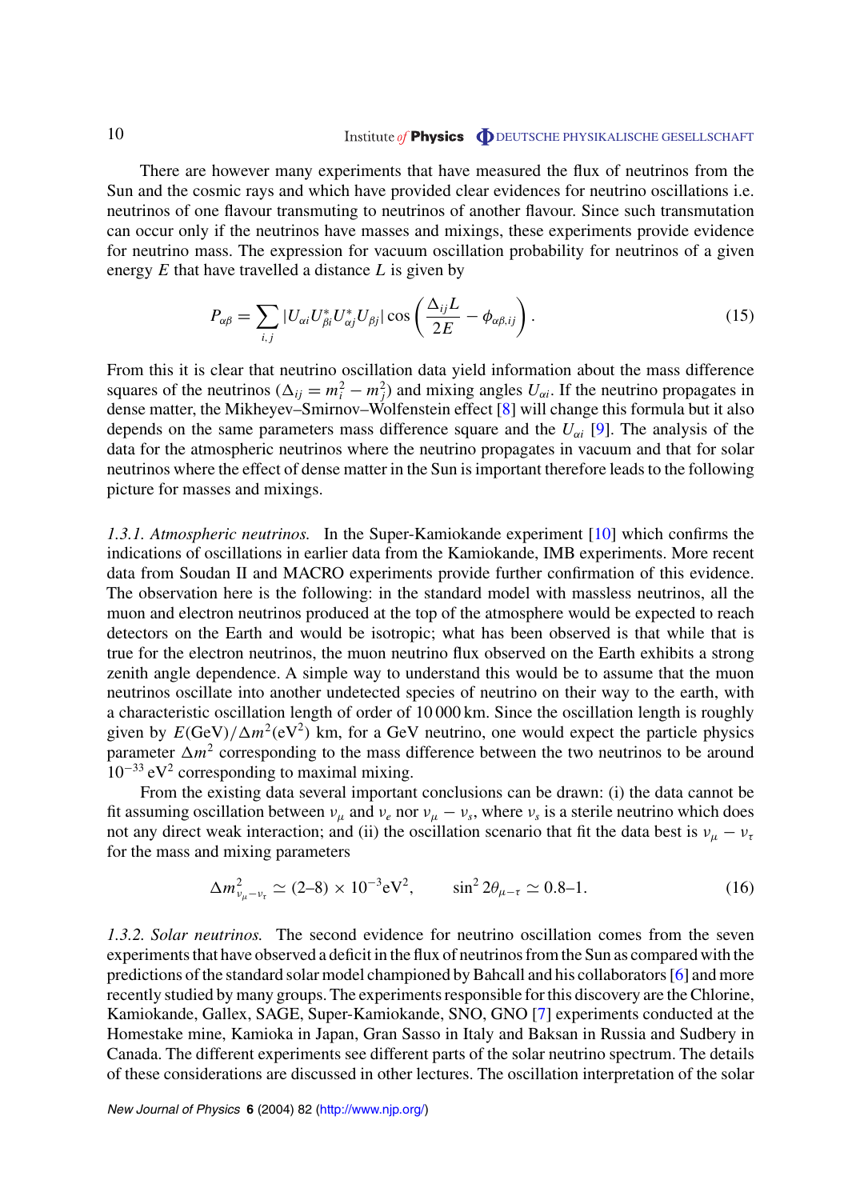There are however many experiments that have measured the flux of neutrinos from the Sun and the cosmic rays and which have provided clear evidences for neutrino oscillations i.e. neutrinos of one flavour transmuting to neutrinos of another flavour. Since such transmutation can occur only if the neutrinos have masses and mixings, these experiments provide evidence for neutrino mass. The expression for vacuum oscillation probability for neutrinos of a given energy $E$ that have travelled a distance $L$ is given by

$$P_{\alpha\beta} = \sum_{i,j} |U_{\alpha i} U^*_{\beta i} U^*_{\alpha j} U_{\beta j}| \cos\left(\frac{\Delta_{ij} L}{2E} - \phi_{\alpha\beta,ij}\right). \tag{15}$$

From this it is clear that neutrino oscillation data yield information about the mass difference squares of the neutrinos ($\Delta_{ij} = m_i^2 - m_j^2$) and mixing angles $U_{\alpha i}$. If the neutrino propagates in dense matter, the Mikheyev–Smirnov–Wolfenstein effect [8] will change this formula but it also depends on the same parameters mass difference square and the $U_{\alpha i}$ [9]. The analysis of the data for the atmospheric neutrinos where the neutrino propagates in vacuum and that for solar neutrinos where the effect of dense matter in the Sun is important therefore leads to the following picture for masses and mixings.

*1.3.1. Atmospheric neutrinos.* In the Super-Kamiokande experiment [10] which confirms the indications of oscillations in earlier data from the Kamiokande, IMB experiments. More recent data from Soudan II and MACRO experiments provide further confirmation of this evidence. The observation here is the following: in the standard model with massless neutrinos, all the muon and electron neutrinos produced at the top of the atmosphere would be expected to reach detectors on the Earth and would be isotropic; what has been observed is that while that is true for the electron neutrinos, the muon neutrino flux observed on the Earth exhibits a strong zenith angle dependence. A simple way to understand this would be to assume that the muon neutrinos oscillate into another undetected species of neutrino on their way to the earth, with a characteristic oscillation length of order of 10 000 km. Since the oscillation length is roughly given by $E(\text{GeV})/\Delta m^2(\text{eV}^2)$ km, for a GeV neutrino, one would expect the particle physics parameter $\Delta m^2$ corresponding to the mass difference between the two neutrinos to be around $10^{-33}\,\text{eV}^2$ corresponding to maximal mixing.

From the existing data several important conclusions can be drawn: (i) the data cannot be fit assuming oscillation between $\nu_\mu$ and $\nu_e$ nor $\nu_\mu - \nu_s$, where $\nu_s$ is a sterile neutrino which does not any direct weak interaction; and (ii) the oscillation scenario that fit the data best is $\nu_\mu - \nu_\tau$ for the mass and mixing parameters

$$\Delta m^2_{\nu_\mu - \nu_\tau} \simeq (2\text{–}8) \times 10^{-3}\text{eV}^2, \qquad \sin^2 2\theta_{\mu-\tau} \simeq 0.8\text{–}1. \tag{16}$$

*1.3.2. Solar neutrinos.* The second evidence for neutrino oscillation comes from the seven experiments that have observed a deficit in the flux of neutrinos from the Sun as compared with the predictions of the standard solar model championed by Bahcall and his collaborators [6] and more recently studied by many groups. The experiments responsible for this discovery are the Chlorine, Kamiokande, Gallex, SAGE, Super-Kamiokande, SNO, GNO [7] experiments conducted at the Homestake mine, Kamioka in Japan, Gran Sasso in Italy and Baksan in Russia and Sudbery in Canada. The different experiments see different parts of the solar neutrino spectrum. The details of these considerations are discussed in other lectures. The oscillation interpretation of the solar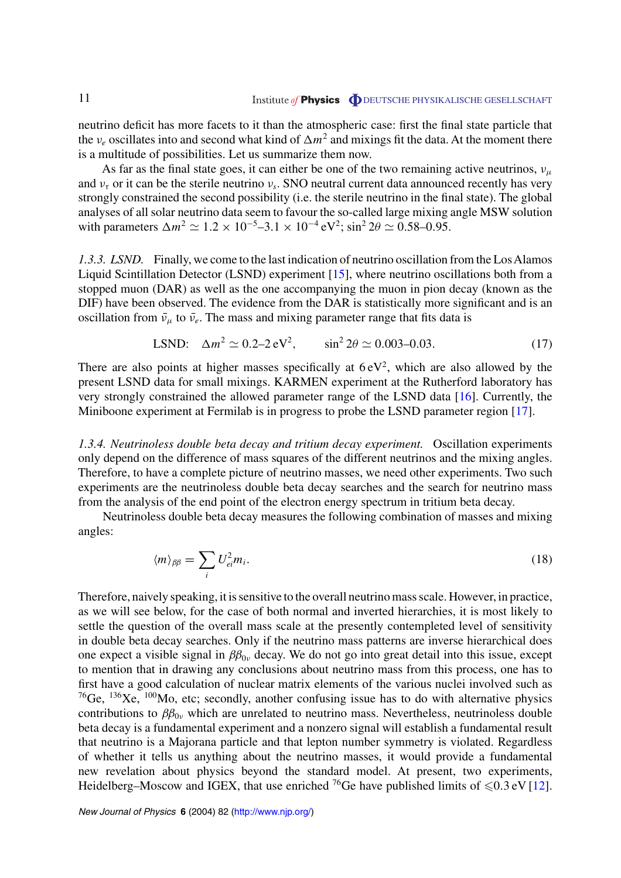neutrino deficit has more facets to it than the atmospheric case: first the final state particle that the $\nu_e$ oscillates into and second what kind of $\Delta m^2$ and mixings fit the data. At the moment there is a multitude of possibilities. Let us summarize them now.

As far as the final state goes, it can either be one of the two remaining active neutrinos, $\nu_\mu$ and $\nu_\tau$ or it can be the sterile neutrino $\nu_s$. SNO neutral current data announced recently has very strongly constrained the second possibility (i.e. the sterile neutrino in the final state). The global analyses of all solar neutrino data seem to favour the so-called large mixing angle MSW solution with parameters $\Delta m^2 \simeq 1.2 \times 10^{-5}$–$3.1 \times 10^{-4}\,\mathrm{eV}^2$; $\sin^2 2\theta \simeq 0.58$–$0.95$.

*1.3.3. LSND.* Finally, we come to the last indication of neutrino oscillation from the Los Alamos Liquid Scintillation Detector (LSND) experiment [15], where neutrino oscillations both from a stopped muon (DAR) as well as the one accompanying the muon in pion decay (known as the DIF) have been observed. The evidence from the DAR is statistically more significant and is an oscillation from $\bar{\nu}_\mu$ to $\bar{\nu}_e$. The mass and mixing parameter range that fits data is

$$\text{LSND:} \quad \Delta m^2 \simeq 0.2\text{–}2\,\mathrm{eV}^2, \qquad \sin^2 2\theta \simeq 0.003\text{–}0.03. \tag{17}$$

There are also points at higher masses specifically at $6\,\mathrm{eV}^2$, which are also allowed by the present LSND data for small mixings. KARMEN experiment at the Rutherford laboratory has very strongly constrained the allowed parameter range of the LSND data [16]. Currently, the Miniboone experiment at Fermilab is in progress to probe the LSND parameter region [17].

*1.3.4. Neutrinoless double beta decay and tritium decay experiment.* Oscillation experiments only depend on the difference of mass squares of the different neutrinos and the mixing angles. Therefore, to have a complete picture of neutrino masses, we need other experiments. Two such experiments are the neutrinoless double beta decay searches and the search for neutrino mass from the analysis of the end point of the electron energy spectrum in tritium beta decay.

Neutrinoless double beta decay measures the following combination of masses and mixing angles:

$$\langle m \rangle_{\beta\beta} = \sum_i U_{ei}^2 m_i. \tag{18}$$

Therefore, naively speaking, it is sensitive to the overall neutrino mass scale. However, in practice, as we will see below, for the case of both normal and inverted hierarchies, it is most likely to settle the question of the overall mass scale at the presently contemplated level of sensitivity in double beta decay searches. Only if the neutrino mass patterns are inverse hierarchical does one expect a visible signal in $\beta\beta_{0\nu}$ decay. We do not go into great detail into this issue, except to mention that in drawing any conclusions about neutrino mass from this process, one has to first have a good calculation of nuclear matrix elements of the various nuclei involved such as $^{76}$Ge, $^{136}$Xe, $^{100}$Mo, etc; secondly, another confusing issue has to do with alternative physics contributions to $\beta\beta_{0\nu}$ which are unrelated to neutrino mass. Nevertheless, neutrinoless double beta decay is a fundamental experiment and a nonzero signal will establish a fundamental result that neutrino is a Majorana particle and that lepton number symmetry is violated. Regardless of whether it tells us anything about the neutrino masses, it would provide a fundamental new revelation about physics beyond the standard model. At present, two experiments, Heidelberg–Moscow and IGEX, that use enriched $^{76}$Ge have published limits of $\leqslant 0.3\,\mathrm{eV}$ [12].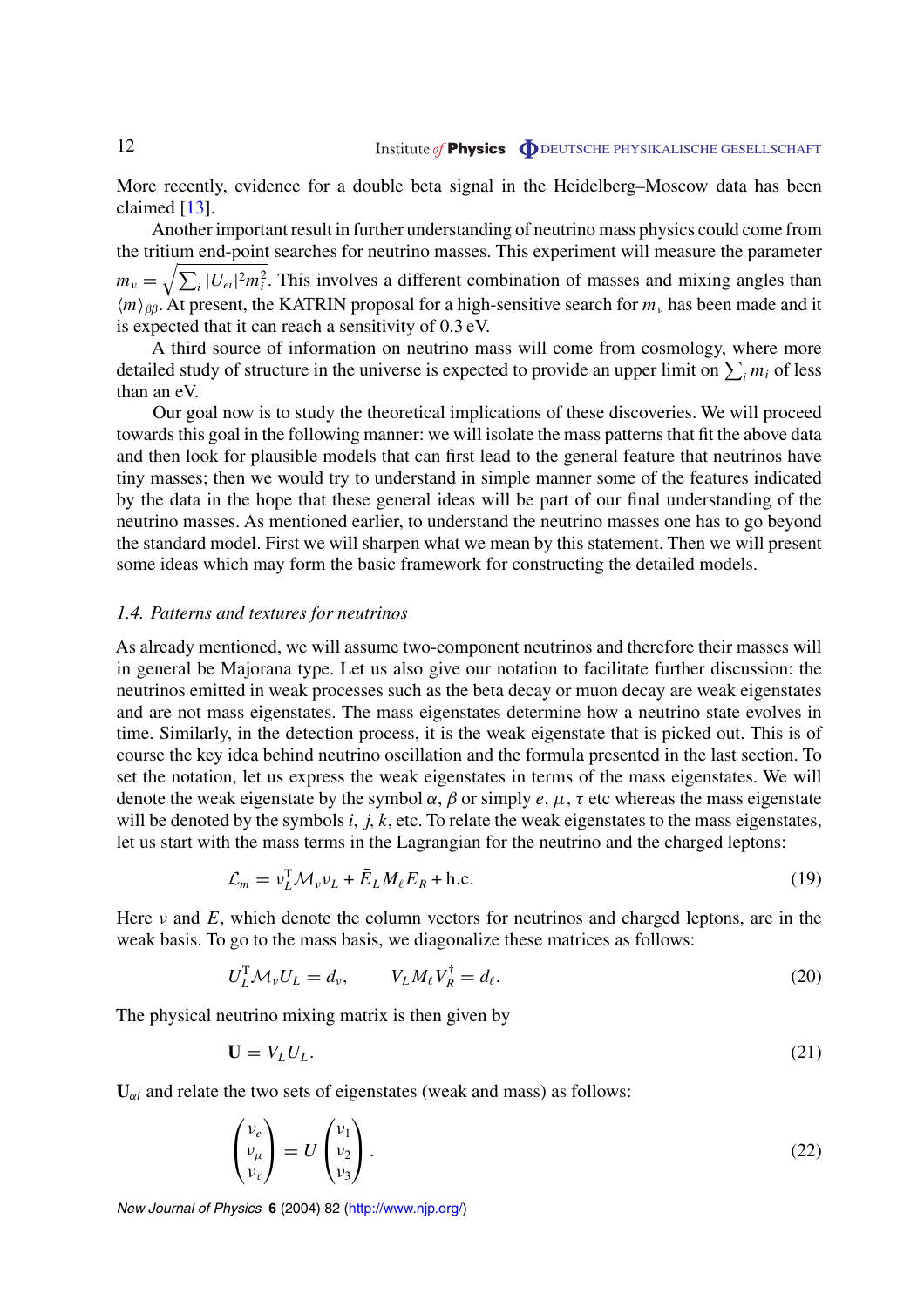More recently, evidence for a double beta signal in the Heidelberg–Moscow data has been claimed [13].

Another important result in further understanding of neutrino mass physics could come from the tritium end-point searches for neutrino masses. This experiment will measure the parameter $m_\nu = \sqrt{\sum_i |U_{ei}|^2 m_i^2}$. This involves a different combination of masses and mixing angles than $\langle m \rangle_{\beta\beta}$. At present, the KATRIN proposal for a high-sensitive search for $m_\nu$ has been made and it is expected that it can reach a sensitivity of 0.3 eV.

A third source of information on neutrino mass will come from cosmology, where more detailed study of structure in the universe is expected to provide an upper limit on $\sum_i m_i$ of less than an eV.

Our goal now is to study the theoretical implications of these discoveries. We will proceed towards this goal in the following manner: we will isolate the mass patterns that fit the above data and then look for plausible models that can first lead to the general feature that neutrinos have tiny masses; then we would try to understand in simple manner some of the features indicated by the data in the hope that these general ideas will be part of our final understanding of the neutrino masses. As mentioned earlier, to understand the neutrino masses one has to go beyond the standard model. First we will sharpen what we mean by this statement. Then we will present some ideas which may form the basic framework for constructing the detailed models.

### *1.4. Patterns and textures for neutrinos*

As already mentioned, we will assume two-component neutrinos and therefore their masses will in general be Majorana type. Let us also give our notation to facilitate further discussion: the neutrinos emitted in weak processes such as the beta decay or muon decay are weak eigenstates and are not mass eigenstates. The mass eigenstates determine how a neutrino state evolves in time. Similarly, in the detection process, it is the weak eigenstate that is picked out. This is of course the key idea behind neutrino oscillation and the formula presented in the last section. To set the notation, let us express the weak eigenstates in terms of the mass eigenstates. We will denote the weak eigenstate by the symbol $\alpha$, $\beta$ or simply $e$, $\mu$, $\tau$ etc whereas the mass eigenstate will be denoted by the symbols $i$, $j$, $k$, etc. To relate the weak eigenstates to the mass eigenstates, let us start with the mass terms in the Lagrangian for the neutrino and the charged leptons:

$$\mathcal{L}_m = \nu_L^{\mathrm{T}} \mathcal{M}_\nu \nu_L + \bar{E}_L M_\ell E_R + \mathrm{h.c.} \tag{19}$$

Here $\nu$ and $E$, which denote the column vectors for neutrinos and charged leptons, are in the weak basis. To go to the mass basis, we diagonalize these matrices as follows:

$$U_L^{\mathrm{T}} \mathcal{M}_\nu U_L = d_\nu, \qquad V_L M_\ell V_R^\dagger = d_\ell. \tag{20}$$

The physical neutrino mixing matrix is then given by

$$\mathbf{U} = V_L U_L. \tag{21}$$

$\mathbf{U}_{\alpha i}$ and relate the two sets of eigenstates (weak and mass) as follows:

$$\begin{pmatrix} \nu_e \\ \nu_\mu \\ \nu_\tau \end{pmatrix} = U \begin{pmatrix} \nu_1 \\ \nu_2 \\ \nu_3 \end{pmatrix}. \tag{22}$$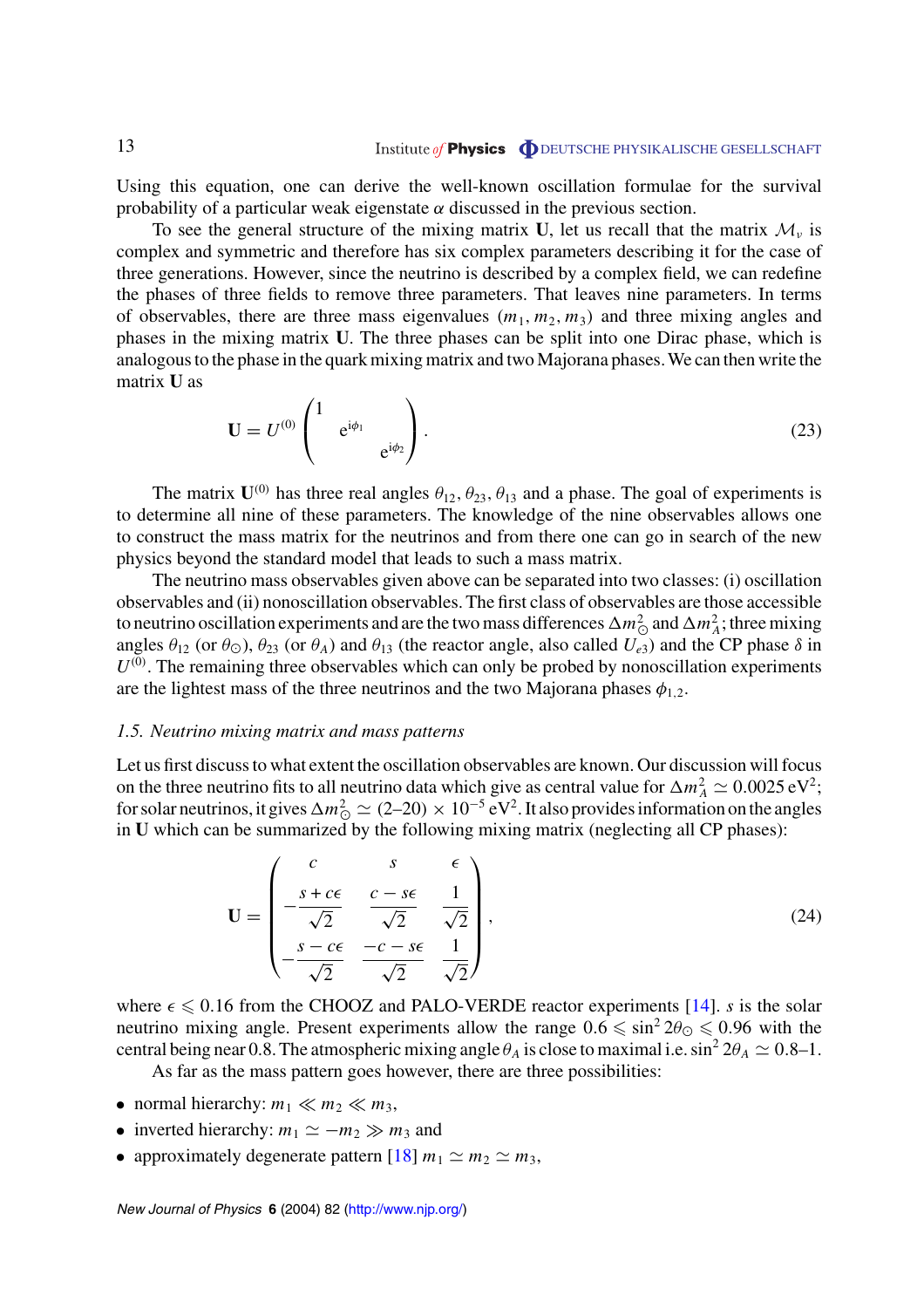Using this equation, one can derive the well-known oscillation formulae for the survival probability of a particular weak eigenstate $\alpha$ discussed in the previous section.

To see the general structure of the mixing matrix $\mathbf{U}$, let us recall that the matrix $\mathcal{M}_\nu$ is complex and symmetric and therefore has six complex parameters describing it for the case of three generations. However, since the neutrino is described by a complex field, we can redefine the phases of three fields to remove three parameters. That leaves nine parameters. In terms of observables, there are three mass eigenvalues $(m_1, m_2, m_3)$ and three mixing angles and phases in the mixing matrix $\mathbf{U}$. The three phases can be split into one Dirac phase, which is analogous to the phase in the quark mixing matrix and two Majorana phases. We can then write the matrix $\mathbf{U}$ as

$$\mathbf{U} = U^{(0)} \begin{pmatrix} 1 & & \\ & e^{i\phi_1} & \\ & & e^{i\phi_2} \end{pmatrix}. \tag{23}$$

The matrix $\mathbf{U}^{(0)}$ has three real angles $\theta_{12}, \theta_{23}, \theta_{13}$ and a phase. The goal of experiments is to determine all nine of these parameters. The knowledge of the nine observables allows one to construct the mass matrix for the neutrinos and from there one can go in search of the new physics beyond the standard model that leads to such a mass matrix.

The neutrino mass observables given above can be separated into two classes: (i) oscillation observables and (ii) nonoscillation observables. The first class of observables are those accessible to neutrino oscillation experiments and are the two mass differences $\Delta m^2_\odot$ and $\Delta m^2_A$; three mixing angles $\theta_{12}$ (or $\theta_\odot$), $\theta_{23}$ (or $\theta_A$) and $\theta_{13}$ (the reactor angle, also called $U_{e3}$) and the CP phase $\delta$ in $U^{(0)}$. The remaining three observables which can only be probed by nonoscillation experiments are the lightest mass of the three neutrinos and the two Majorana phases $\phi_{1,2}$.

### *1.5. Neutrino mixing matrix and mass patterns*

Let us first discuss to what extent the oscillation observables are known. Our discussion will focus on the three neutrino fits to all neutrino data which give as central value for $\Delta m^2_A \simeq 0.0025\,\mathrm{eV}^2$; for solar neutrinos, it gives $\Delta m^2_\odot \simeq (2\text{–}20) \times 10^{-5}\,\mathrm{eV}^2$. It also provides information on the angles in $\mathbf{U}$ which can be summarized by the following mixing matrix (neglecting all CP phases):

$$\mathbf{U} = \begin{pmatrix} c & s & \epsilon \\ -\dfrac{s + c\epsilon}{\sqrt{2}} & \dfrac{c - s\epsilon}{\sqrt{2}} & \dfrac{1}{\sqrt{2}} \\ -\dfrac{s - c\epsilon}{\sqrt{2}} & \dfrac{-c - s\epsilon}{\sqrt{2}} & \dfrac{1}{\sqrt{2}} \end{pmatrix}, \tag{24}$$

where $\epsilon \leqslant 0.16$ from the CHOOZ and PALO-VERDE reactor experiments [14]. $s$ is the solar neutrino mixing angle. Present experiments allow the range $0.6 \leqslant \sin^2 2\theta_\odot \leqslant 0.96$ with the central being near 0.8. The atmospheric mixing angle $\theta_A$ is close to maximal i.e. $\sin^2 2\theta_A \simeq 0.8$–1.

As far as the mass pattern goes however, there are three possibilities:

- normal hierarchy: $m_1 \ll m_2 \ll m_3$,
- inverted hierarchy: $m_1 \simeq -m_2 \gg m_3$ and
- approximately degenerate pattern [18] $m_1 \simeq m_2 \simeq m_3$,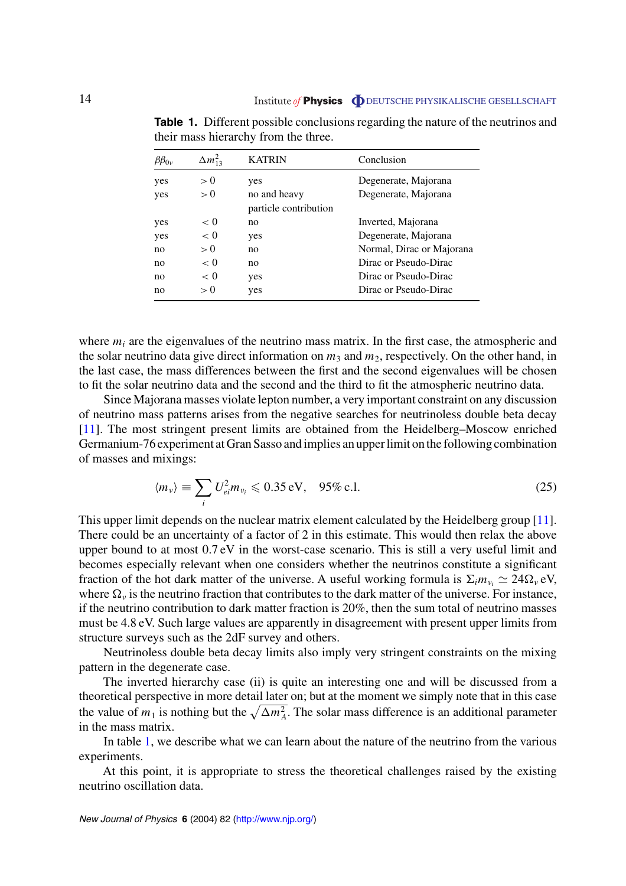**Table 1.** Different possible conclusions regarding the nature of the neutrinos and their mass hierarchy from the three.

| $\beta\beta_{0\nu}$ | $\Delta m^2_{13}$ | KATRIN | Conclusion |
|---|---|---|---|
| yes | $>0$ | yes | Degenerate, Majorana |
| yes | $>0$ | no and heavy particle contribution | Degenerate, Majorana |
| yes | $<0$ | no | Inverted, Majorana |
| yes | $<0$ | yes | Degenerate, Majorana |
| no | $>0$ | no | Normal, Dirac or Majorana |
| no | $<0$ | no | Dirac or Pseudo-Dirac |
| no | $<0$ | yes | Dirac or Pseudo-Dirac |
| no | $>0$ | yes | Dirac or Pseudo-Dirac |

where $m_i$ are the eigenvalues of the neutrino mass matrix. In the first case, the atmospheric and the solar neutrino data give direct information on $m_3$ and $m_2$, respectively. On the other hand, in the last case, the mass differences between the first and the second eigenvalues will be chosen to fit the solar neutrino data and the second and the third to fit the atmospheric neutrino data.

Since Majorana masses violate lepton number, a very important constraint on any discussion of neutrino mass patterns arises from the negative searches for neutrinoless double beta decay [11]. The most stringent present limits are obtained from the Heidelberg–Moscow enriched Germanium-76 experiment at Gran Sasso and implies an upper limit on the following combination of masses and mixings:

$$\langle m_\nu \rangle \equiv \sum_i U^2_{ei} m_{\nu_i} \leqslant 0.35\,\text{eV}, \quad 95\%\ \text{c.l.} \tag{25}$$

This upper limit depends on the nuclear matrix element calculated by the Heidelberg group [11]. There could be an uncertainty of a factor of 2 in this estimate. This would then relax the above upper bound to at most 0.7 eV in the worst-case scenario. This is still a very useful limit and becomes especially relevant when one considers whether the neutrinos constitute a significant fraction of the hot dark matter of the universe. A useful working formula is $\Sigma_i m_{\nu_i} \simeq 24\Omega_\nu$ eV, where $\Omega_\nu$ is the neutrino fraction that contributes to the dark matter of the universe. For instance, if the neutrino contribution to dark matter fraction is 20%, then the sum total of neutrino masses must be 4.8 eV. Such large values are apparently in disagreement with present upper limits from structure surveys such as the 2dF survey and others.

Neutrinoless double beta decay limits also imply very stringent constraints on the mixing pattern in the degenerate case.

The inverted hierarchy case (ii) is quite an interesting one and will be discussed from a theoretical perspective in more detail later on; but at the moment we simply note that in this case the value of $m_1$ is nothing but the $\sqrt{\Delta m^2_A}$. The solar mass difference is an additional parameter in the mass matrix.

In table 1, we describe what we can learn about the nature of the neutrino from the various experiments.

At this point, it is appropriate to stress the theoretical challenges raised by the existing neutrino oscillation data.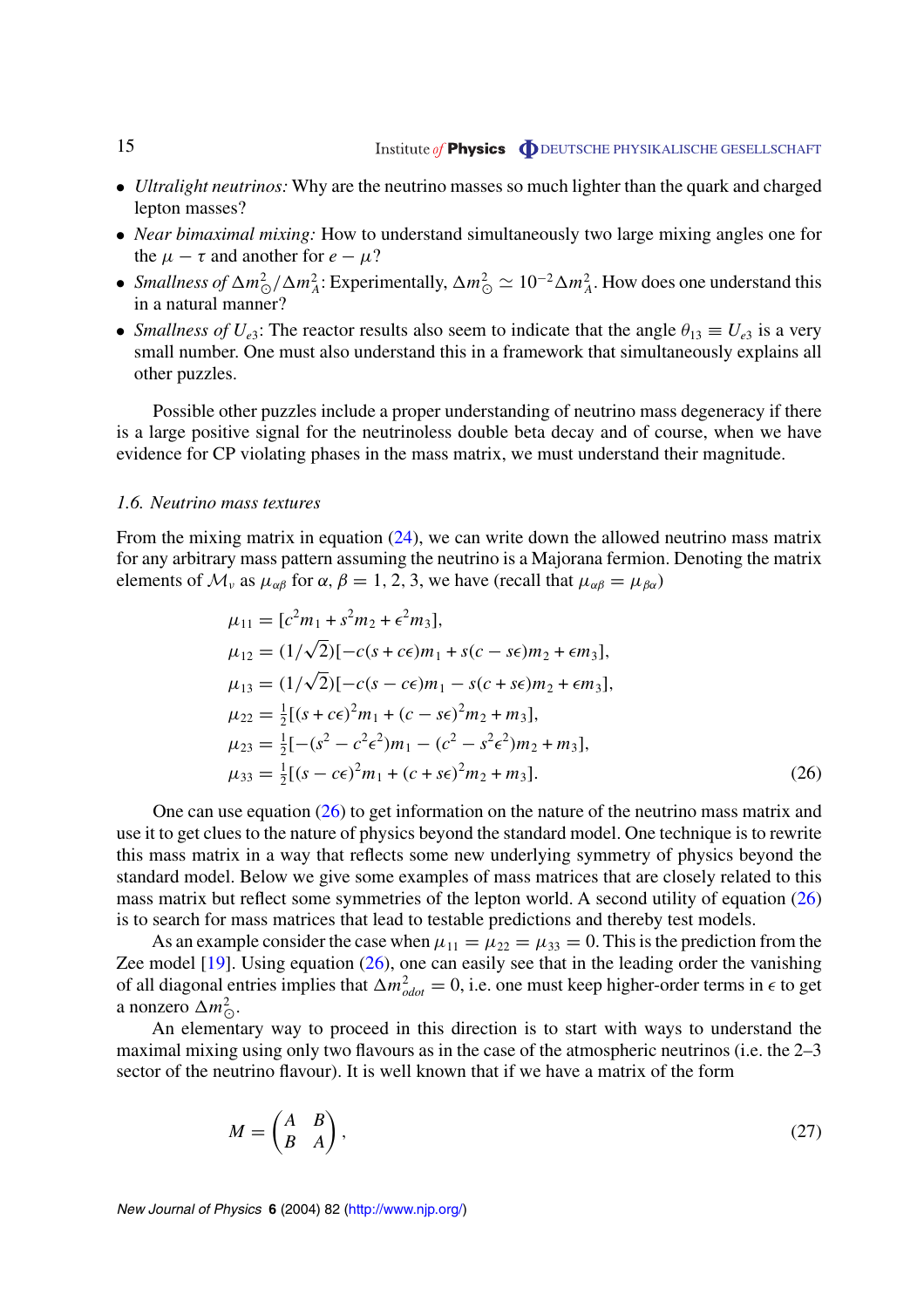- *Ultralight neutrinos:* Why are the neutrino masses so much lighter than the quark and charged lepton masses?
- *Near bimaximal mixing:* How to understand simultaneously two large mixing angles one for the $\mu - \tau$ and another for $e - \mu$?
- *Smallness of* $\Delta m^2_\odot / \Delta m^2_A$: Experimentally, $\Delta m^2_\odot \simeq 10^{-2} \Delta m^2_A$. How does one understand this in a natural manner?
- *Smallness of* $U_{e3}$: The reactor results also seem to indicate that the angle $\theta_{13} \equiv U_{e3}$ is a very small number. One must also understand this in a framework that simultaneously explains all other puzzles.

Possible other puzzles include a proper understanding of neutrino mass degeneracy if there is a large positive signal for the neutrinoless double beta decay and of course, when we have evidence for CP violating phases in the mass matrix, we must understand their magnitude.

### 1.6. Neutrino mass textures

From the mixing matrix in equation (24), we can write down the allowed neutrino mass matrix for any arbitrary mass pattern assuming the neutrino is a Majorana fermion. Denoting the matrix elements of $\mathcal{M}_\nu$ as $\mu_{\alpha\beta}$ for $\alpha, \beta = 1, 2, 3$, we have (recall that $\mu_{\alpha\beta} = \mu_{\beta\alpha}$)

$$
\begin{aligned}
\mu_{11} &= [c^2 m_1 + s^2 m_2 + \epsilon^2 m_3], \\
\mu_{12} &= (1/\sqrt{2})[-c(s + c\epsilon) m_1 + s(c - s\epsilon) m_2 + \epsilon m_3], \\
\mu_{13} &= (1/\sqrt{2})[-c(s - c\epsilon) m_1 - s(c + s\epsilon) m_2 + \epsilon m_3], \\
\mu_{22} &= \tfrac{1}{2}[(s + c\epsilon)^2 m_1 + (c - s\epsilon)^2 m_2 + m_3], \\
\mu_{23} &= \tfrac{1}{2}[-(s^2 - c^2\epsilon^2) m_1 - (c^2 - s^2\epsilon^2) m_2 + m_3], \\
\mu_{33} &= \tfrac{1}{2}[(s - c\epsilon)^2 m_1 + (c + s\epsilon)^2 m_2 + m_3].
\end{aligned}
\tag{26}
$$

One can use equation (26) to get information on the nature of the neutrino mass matrix and use it to get clues to the nature of physics beyond the standard model. One technique is to rewrite this mass matrix in a way that reflects some new underlying symmetry of physics beyond the standard model. Below we give some examples of mass matrices that are closely related to this mass matrix but reflect some symmetries of the lepton world. A second utility of equation (26) is to search for mass matrices that lead to testable predictions and thereby test models.

As an example consider the case when $\mu_{11} = \mu_{22} = \mu_{33} = 0$. This is the prediction from the Zee model [19]. Using equation (26), one can easily see that in the leading order the vanishing of all diagonal entries implies that $\Delta m^2_{odot} = 0$, i.e. one must keep higher-order terms in $\epsilon$ to get a nonzero $\Delta m^2_\odot$.

An elementary way to proceed in this direction is to start with ways to understand the maximal mixing using only two flavours as in the case of the atmospheric neutrinos (i.e. the 2–3 sector of the neutrino flavour). It is well known that if we have a matrix of the form

$$
M = \begin{pmatrix} A & B \\ B & A \end{pmatrix},
\tag{27}
$$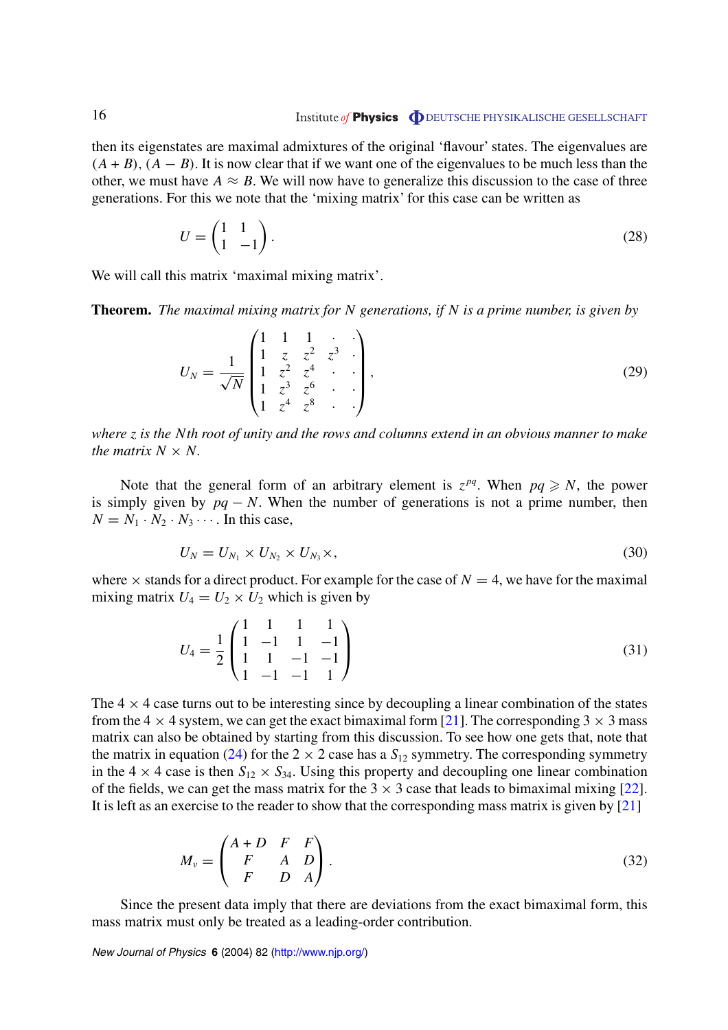then its eigenstates are maximal admixtures of the original 'flavour' states. The eigenvalues are $(A+B)$, $(A-B)$. It is now clear that if we want one of the eigenvalues to be much less than the other, we must have $A \approx B$. We will now have to generalize this discussion to the case of three generations. For this we note that the 'mixing matrix' for this case can be written as

$$U = \begin{pmatrix} 1 & 1 \\ 1 & -1 \end{pmatrix}. \tag{28}$$

We will call this matrix 'maximal mixing matrix'.

**Theorem.** *The maximal mixing matrix for N generations, if N is a prime number, is given by*

$$U_N = \frac{1}{\sqrt{N}} \begin{pmatrix} 1 & 1 & 1 & \cdot & \cdot \\ 1 & z & z^2 & z^3 & \cdot \\ 1 & z^2 & z^4 & \cdot & \cdot \\ 1 & z^3 & z^6 & \cdot & \cdot \\ 1 & z^4 & z^8 & \cdot & \cdot \end{pmatrix}, \tag{29}$$

*where $z$ is the $N$th root of unity and the rows and columns extend in an obvious manner to make the matrix $N \times N$.*

Note that the general form of an arbitrary element is $z^{pq}$. When $pq \geqslant N$, the power is simply given by $pq - N$. When the number of generations is not a prime number, then $N = N_1 \cdot N_2 \cdot N_3 \cdots$. In this case,

$$U_N = U_{N_1} \times U_{N_2} \times U_{N_3} \times, \tag{30}$$

where $\times$ stands for a direct product. For example for the case of $N = 4$, we have for the maximal mixing matrix $U_4 = U_2 \times U_2$ which is given by

$$U_4 = \frac{1}{2} \begin{pmatrix} 1 & 1 & 1 & 1 \\ 1 & -1 & 1 & -1 \\ 1 & 1 & -1 & -1 \\ 1 & -1 & -1 & 1 \end{pmatrix} \tag{31}$$

The $4 \times 4$ case turns out to be interesting since by decoupling a linear combination of the states from the $4 \times 4$ system, we can get the exact bimaximal form [21]. The corresponding $3 \times 3$ mass matrix can also be obtained by starting from this discussion. To see how one gets that, note that the matrix in equation (24) for the $2 \times 2$ case has a $S_{12}$ symmetry. The corresponding symmetry in the $4 \times 4$ case is then $S_{12} \times S_{34}$. Using this property and decoupling one linear combination of the fields, we can get the mass matrix for the $3 \times 3$ case that leads to bimaximal mixing [22]. It is left as an exercise to the reader to show that the corresponding mass matrix is given by [21]

$$M_\nu = \begin{pmatrix} A+D & F & F \\ F & A & D \\ F & D & A \end{pmatrix}. \tag{32}$$

Since the present data imply that there are deviations from the exact bimaximal form, this mass matrix must only be treated as a leading-order contribution.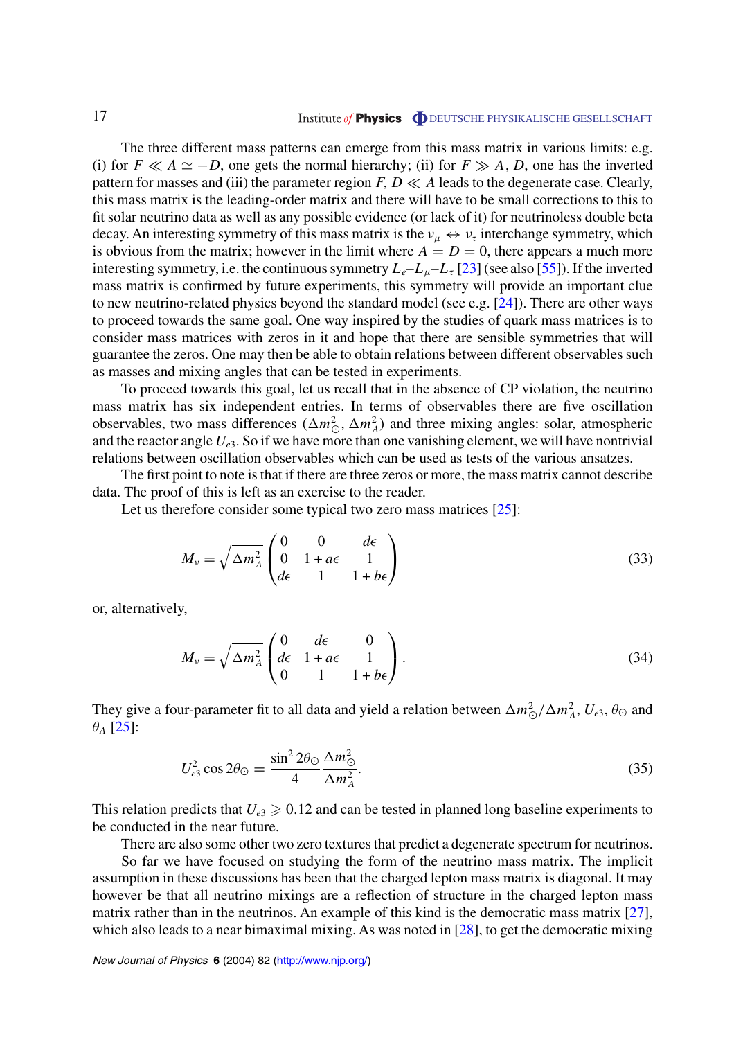The three different mass patterns can emerge from this mass matrix in various limits: e.g. (i) for $F \ll A \simeq -D$, one gets the normal hierarchy; (ii) for $F \gg A, D$, one has the inverted pattern for masses and (iii) the parameter region $F, D \ll A$ leads to the degenerate case. Clearly, this mass matrix is the leading-order matrix and there will have to be small corrections to this to fit solar neutrino data as well as any possible evidence (or lack of it) for neutrinoless double beta decay. An interesting symmetry of this mass matrix is the $\nu_\mu \leftrightarrow \nu_\tau$ interchange symmetry, which is obvious from the matrix; however in the limit where $A = D = 0$, there appears a much more interesting symmetry, i.e. the continuous symmetry $L_e$–$L_\mu$–$L_\tau$ [23] (see also [55]). If the inverted mass matrix is confirmed by future experiments, this symmetry will provide an important clue to new neutrino-related physics beyond the standard model (see e.g. [24]). There are other ways to proceed towards the same goal. One way inspired by the studies of quark mass matrices is to consider mass matrices with zeros in it and hope that there are sensible symmetries that will guarantee the zeros. One may then be able to obtain relations between different observables such as masses and mixing angles that can be tested in experiments.

To proceed towards this goal, let us recall that in the absence of CP violation, the neutrino mass matrix has six independent entries. In terms of observables there are five oscillation observables, two mass differences ($\Delta m^2_\odot$, $\Delta m^2_A$) and three mixing angles: solar, atmospheric and the reactor angle $U_{e3}$. So if we have more than one vanishing element, we will have nontrivial relations between oscillation observables which can be used as tests of the various ansatzes.

The first point to note is that if there are three zeros or more, the mass matrix cannot describe data. The proof of this is left as an exercise to the reader.

Let us therefore consider some typical two zero mass matrices [25]:

$$M_\nu = \sqrt{\Delta m^2_A}\begin{pmatrix} 0 & 0 & d\epsilon \\ 0 & 1 + a\epsilon & 1 \\ d\epsilon & 1 & 1 + b\epsilon \end{pmatrix} \tag{33}$$

or, alternatively,

$$M_\nu = \sqrt{\Delta m^2_A}\begin{pmatrix} 0 & d\epsilon & 0 \\ d\epsilon & 1 + a\epsilon & 1 \\ 0 & 1 & 1 + b\epsilon \end{pmatrix}. \tag{34}$$

They give a four-parameter fit to all data and yield a relation between $\Delta m^2_\odot / \Delta m^2_A$, $U_{e3}$, $\theta_\odot$ and $\theta_A$ [25]:

$$U^2_{e3} \cos 2\theta_\odot = \frac{\sin^2 2\theta_\odot}{4} \frac{\Delta m^2_\odot}{\Delta m^2_A}. \tag{35}$$

This relation predicts that $U_{e3} \geqslant 0.12$ and can be tested in planned long baseline experiments to be conducted in the near future.

There are also some other two zero textures that predict a degenerate spectrum for neutrinos.

So far we have focused on studying the form of the neutrino mass matrix. The implicit assumption in these discussions has been that the charged lepton mass matrix is diagonal. It may however be that all neutrino mixings are a reflection of structure in the charged lepton mass matrix rather than in the neutrinos. An example of this kind is the democratic mass matrix [27], which also leads to a near bimaximal mixing. As was noted in [28], to get the democratic mixing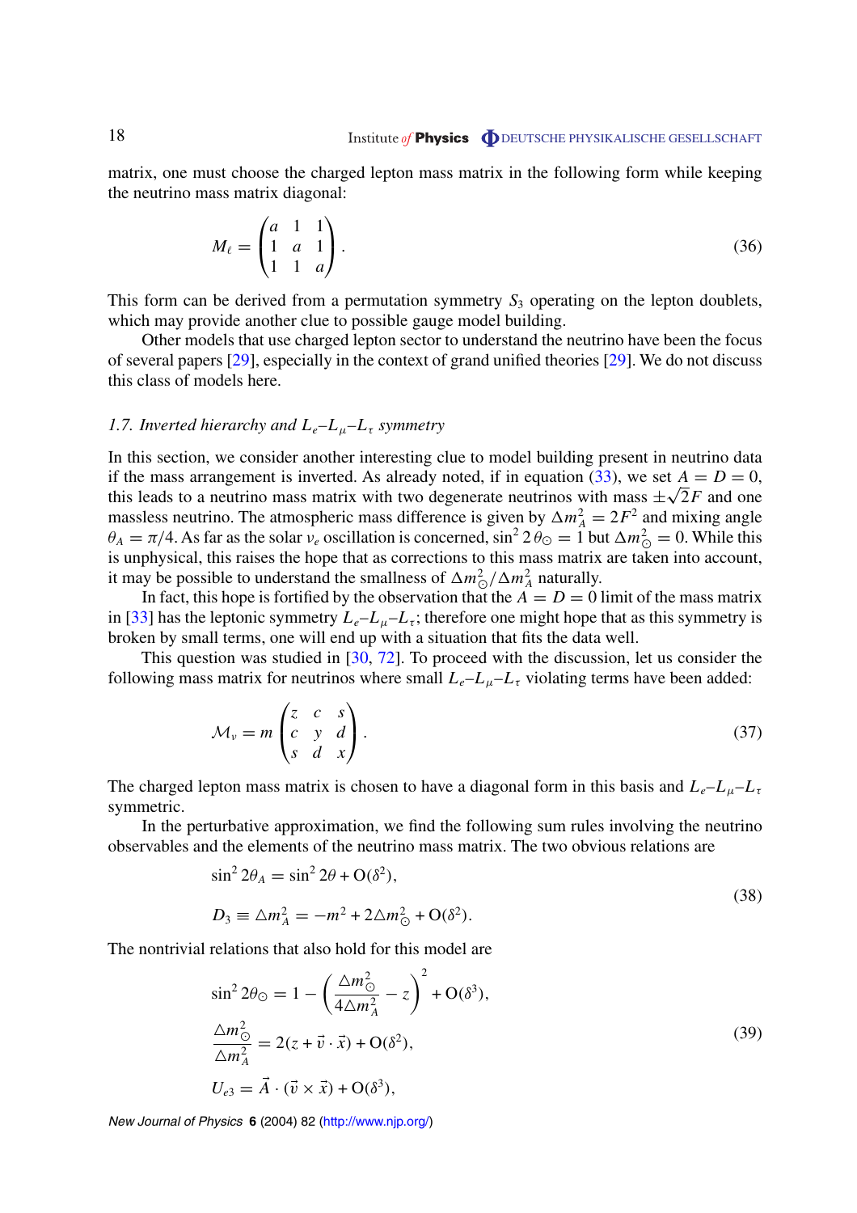matrix, one must choose the charged lepton mass matrix in the following form while keeping the neutrino mass matrix diagonal:

$$M_\ell = \begin{pmatrix} a & 1 & 1 \\ 1 & a & 1 \\ 1 & 1 & a \end{pmatrix}. \tag{36}$$

This form can be derived from a permutation symmetry $S_3$ operating on the lepton doublets, which may provide another clue to possible gauge model building.

Other models that use charged lepton sector to understand the neutrino have been the focus of several papers [29], especially in the context of grand unified theories [29]. We do not discuss this class of models here.

### *1.7. Inverted hierarchy and $L_e$–$L_\mu$–$L_\tau$ symmetry*

In this section, we consider another interesting clue to model building present in neutrino data if the mass arrangement is inverted. As already noted, if in equation (33), we set $A = D = 0$, this leads to a neutrino mass matrix with two degenerate neutrinos with mass $\pm\sqrt{2}F$ and one massless neutrino. The atmospheric mass difference is given by $\Delta m^2_A = 2F^2$ and mixing angle $\theta_A = \pi/4$. As far as the solar $\nu_e$ oscillation is concerned, $\sin^2 2\theta_\odot = 1$ but $\Delta m^2_\odot = 0$. While this is unphysical, this raises the hope that as corrections to this mass matrix are taken into account, it may be possible to understand the smallness of $\Delta m^2_\odot/\Delta m^2_A$ naturally.

In fact, this hope is fortified by the observation that the $A = D = 0$ limit of the mass matrix in [33] has the leptonic symmetry $L_e$–$L_\mu$–$L_\tau$; therefore one might hope that as this symmetry is broken by small terms, one will end up with a situation that fits the data well.

This question was studied in [30, 72]. To proceed with the discussion, let us consider the following mass matrix for neutrinos where small $L_e$–$L_\mu$–$L_\tau$ violating terms have been added:

$$\mathcal{M}_\nu = m \begin{pmatrix} z & c & s \\ c & y & d \\ s & d & x \end{pmatrix}. \tag{37}$$

The charged lepton mass matrix is chosen to have a diagonal form in this basis and $L_e$–$L_\mu$–$L_\tau$ symmetric.

In the perturbative approximation, we find the following sum rules involving the neutrino observables and the elements of the neutrino mass matrix. The two obvious relations are

$$\begin{aligned} &\sin^2 2\theta_A = \sin^2 2\theta + \mathrm{O}(\delta^2), \\ &D_3 \equiv \triangle m^2_A = -m^2 + 2\triangle m^2_\odot + \mathrm{O}(\delta^2). \end{aligned} \tag{38}$$

The nontrivial relations that also hold for this model are

$$\begin{aligned} &\sin^2 2\theta_\odot = 1 - \left(\frac{\triangle m^2_\odot}{4\triangle m^2_A} - z\right)^2 + \mathrm{O}(\delta^3), \\ &\frac{\triangle m^2_\odot}{\triangle m^2_A} = 2(z + \vec{v}\cdot\vec{x}) + \mathrm{O}(\delta^2), \\ &U_{e3} = \vec{A}\cdot(\vec{v}\times\vec{x}) + \mathrm{O}(\delta^3), \end{aligned} \tag{39}$$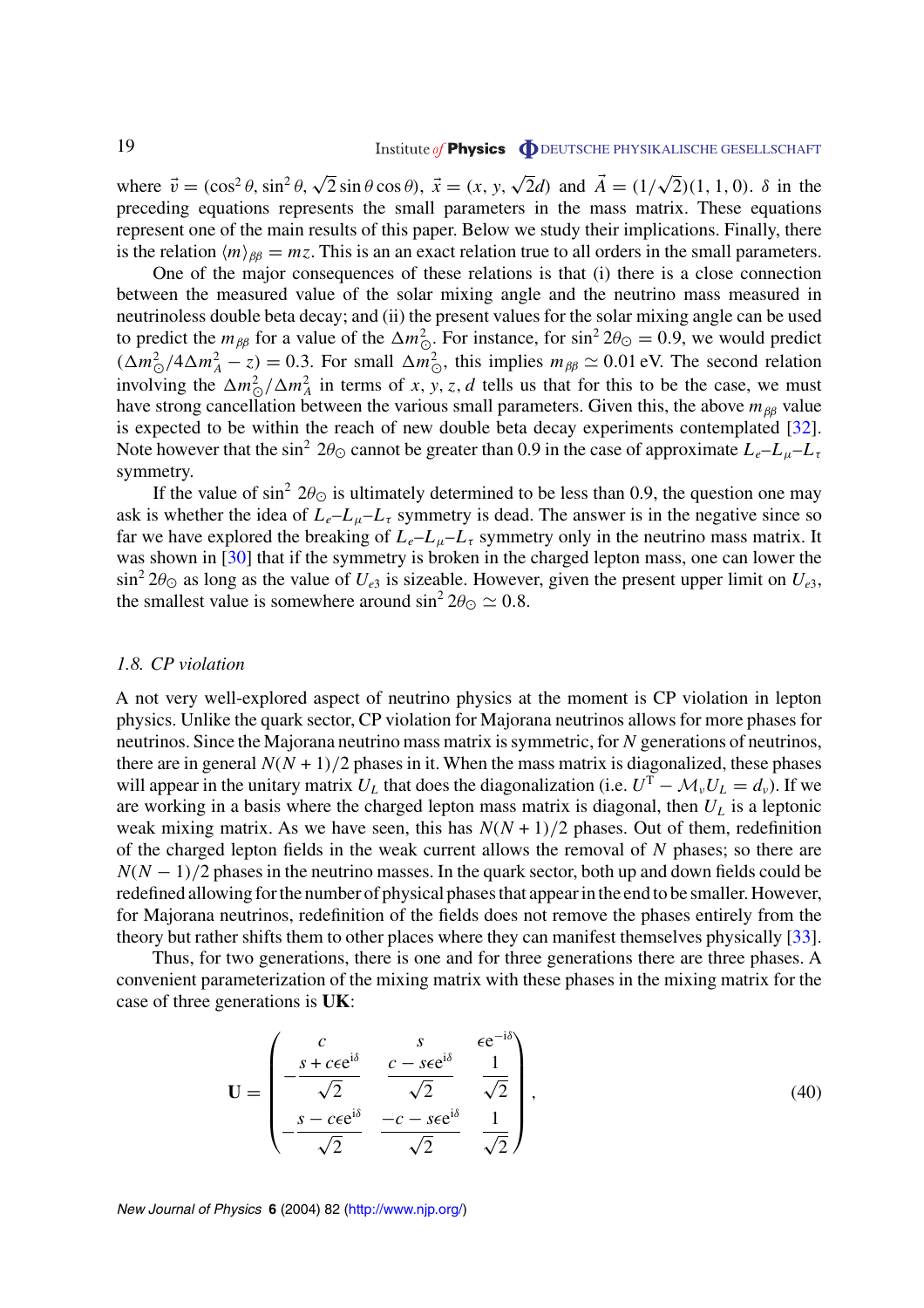where $\vec{v} = (\cos^2\theta, \sin^2\theta, \sqrt{2}\sin\theta\cos\theta)$, $\vec{x} = (x, y, \sqrt{2}d)$ and $\vec{A} = (1/\sqrt{2})(1, 1, 0)$. $\delta$ in the preceding equations represents the small parameters in the mass matrix. These equations represent one of the main results of this paper. Below we study their implications. Finally, there is the relation $\langle m \rangle_{\beta\beta} = mz$. This is an an exact relation true to all orders in the small parameters.

One of the major consequences of these relations is that (i) there is a close connection between the measured value of the solar mixing angle and the neutrino mass measured in neutrinoless double beta decay; and (ii) the present values for the solar mixing angle can be used to predict the $m_{\beta\beta}$ for a value of the $\Delta m^2_{\odot}$. For instance, for $\sin^2 2\theta_{\odot} = 0.9$, we would predict $(\Delta m^2_{\odot}/4\Delta m^2_A - z) = 0.3$. For small $\Delta m^2_{\odot}$, this implies $m_{\beta\beta} \simeq 0.01$ eV. The second relation involving the $\Delta m^2_{\odot}/\Delta m^2_A$ in terms of $x, y, z, d$ tells us that for this to be the case, we must have strong cancellation between the various small parameters. Given this, the above $m_{\beta\beta}$ value is expected to be within the reach of new double beta decay experiments contemplated [32]. Note however that the $\sin^2 2\theta_{\odot}$ cannot be greater than 0.9 in the case of approximate $L_e$–$L_\mu$–$L_\tau$ symmetry.

If the value of $\sin^2 2\theta_{\odot}$ is ultimately determined to be less than 0.9, the question one may ask is whether the idea of $L_e$–$L_\mu$–$L_\tau$ symmetry is dead. The answer is in the negative since so far we have explored the breaking of $L_e$–$L_\mu$–$L_\tau$ symmetry only in the neutrino mass matrix. It was shown in [30] that if the symmetry is broken in the charged lepton mass, one can lower the $\sin^2 2\theta_{\odot}$ as long as the value of $U_{e3}$ is sizeable. However, given the present upper limit on $U_{e3}$, the smallest value is somewhere around $\sin^2 2\theta_{\odot} \simeq 0.8$.

### *1.8. CP violation*

A not very well-explored aspect of neutrino physics at the moment is CP violation in lepton physics. Unlike the quark sector, CP violation for Majorana neutrinos allows for more phases for neutrinos. Since the Majorana neutrino mass matrix is symmetric, for $N$ generations of neutrinos, there are in general $N(N+1)/2$ phases in it. When the mass matrix is diagonalized, these phases will appear in the unitary matrix $U_L$ that does the diagonalization (i.e. $U^{\mathrm{T}} - \mathcal{M}_\nu U_L = d_\nu$). If we are working in a basis where the charged lepton mass matrix is diagonal, then $U_L$ is a leptonic weak mixing matrix. As we have seen, this has $N(N+1)/2$ phases. Out of them, redefinition of the charged lepton fields in the weak current allows the removal of $N$ phases; so there are $N(N-1)/2$ phases in the neutrino masses. In the quark sector, both up and down fields could be redefined allowing for the number of physical phases that appear in the end to be smaller. However, for Majorana neutrinos, redefinition of the fields does not remove the phases entirely from the theory but rather shifts them to other places where they can manifest themselves physically [33].

Thus, for two generations, there is one and for three generations there are three phases. A convenient parameterization of the mixing matrix with these phases in the mixing matrix for the case of three generations is **UK**:

$$\mathbf{U} = \begin{pmatrix} c & s & \epsilon e^{-i\delta} \\ -\dfrac{s + c\epsilon e^{i\delta}}{\sqrt{2}} & \dfrac{c - s\epsilon e^{i\delta}}{\sqrt{2}} & \dfrac{1}{\sqrt{2}} \\ -\dfrac{s - c\epsilon e^{i\delta}}{\sqrt{2}} & \dfrac{-c - s\epsilon e^{i\delta}}{\sqrt{2}} & \dfrac{1}{\sqrt{2}} \end{pmatrix}, \tag{40}$$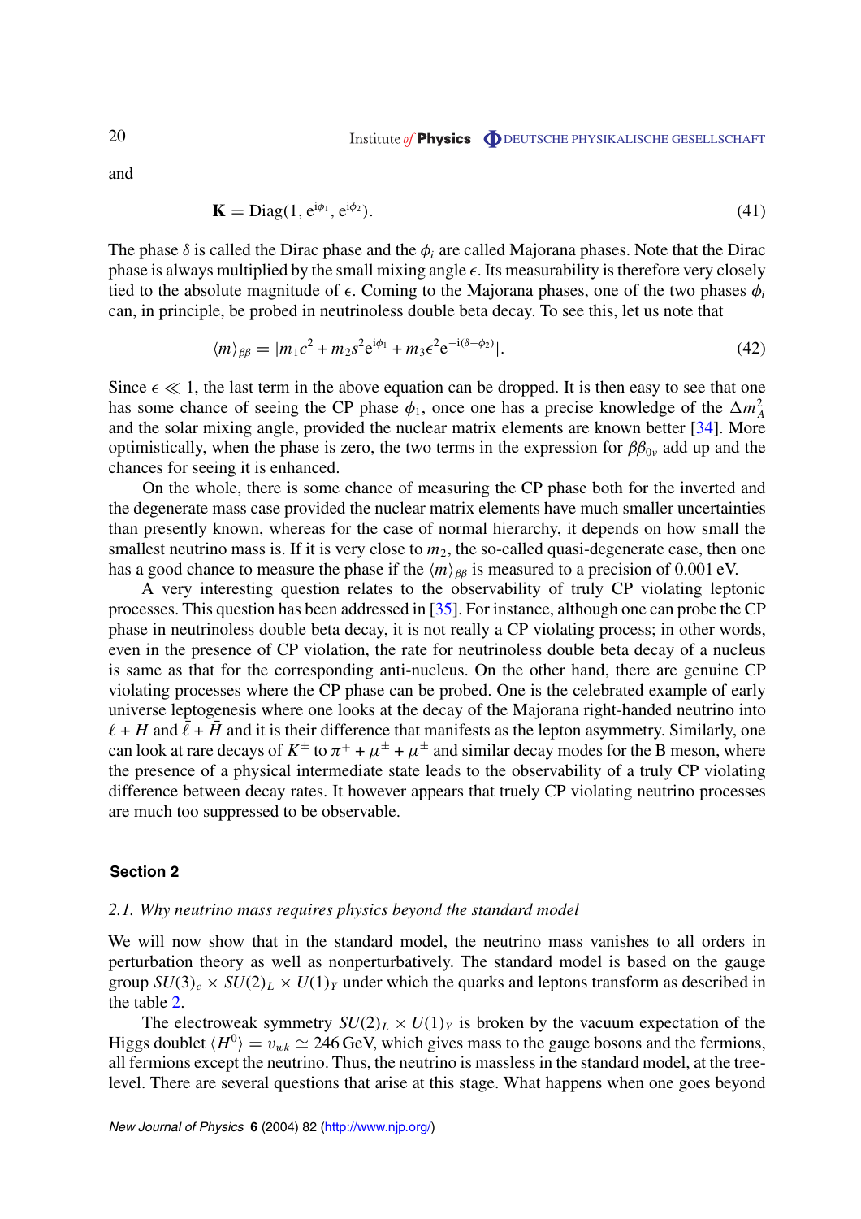and

$$\mathbf{K} = \text{Diag}(1, e^{i\phi_1}, e^{i\phi_2}). \tag{41}$$

The phase $\delta$ is called the Dirac phase and the $\phi_i$ are called Majorana phases. Note that the Dirac phase is always multiplied by the small mixing angle $\epsilon$. Its measurability is therefore very closely tied to the absolute magnitude of $\epsilon$. Coming to the Majorana phases, one of the two phases $\phi_i$ can, in principle, be probed in neutrinoless double beta decay. To see this, let us note that

$$\langle m \rangle_{\beta\beta} = |m_1 c^2 + m_2 s^2 e^{i\phi_1} + m_3 \epsilon^2 e^{-i(\delta-\phi_2)}|. \tag{42}$$

Since $\epsilon \ll 1$, the last term in the above equation can be dropped. It is then easy to see that one has some chance of seeing the CP phase $\phi_1$, once one has a precise knowledge of the $\Delta m^2_A$ and the solar mixing angle, provided the nuclear matrix elements are known better [34]. More optimistically, when the phase is zero, the two terms in the expression for $\beta\beta_{0\nu}$ add up and the chances for seeing it is enhanced.

On the whole, there is some chance of measuring the CP phase both for the inverted and the degenerate mass case provided the nuclear matrix elements have much smaller uncertainties than presently known, whereas for the case of normal hierarchy, it depends on how small the smallest neutrino mass is. If it is very close to $m_2$, the so-called quasi-degenerate case, then one has a good chance to measure the phase if the $\langle m \rangle_{\beta\beta}$ is measured to a precision of 0.001 eV.

A very interesting question relates to the observability of truly CP violating leptonic processes. This question has been addressed in [35]. For instance, although one can probe the CP phase in neutrinoless double beta decay, it is not really a CP violating process; in other words, even in the presence of CP violation, the rate for neutrinoless double beta decay of a nucleus is same as that for the corresponding anti-nucleus. On the other hand, there are genuine CP violating processes where the CP phase can be probed. One is the celebrated example of early universe leptogenesis where one looks at the decay of the Majorana right-handed neutrino into $\ell + H$ and $\bar{\ell} + \bar{H}$ and it is their difference that manifests as the lepton asymmetry. Similarly, one can look at rare decays of $K^{\pm}$ to $\pi^{\mp} + \mu^{\pm} + \mu^{\pm}$ and similar decay modes for the B meson, where the presence of a physical intermediate state leads to the observability of a truly CP violating difference between decay rates. It however appears that truely CP violating neutrino processes are much too suppressed to be observable.

## Section 2

### 2.1. Why neutrino mass requires physics beyond the standard model

We will now show that in the standard model, the neutrino mass vanishes to all orders in perturbation theory as well as nonperturbatively. The standard model is based on the gauge group $SU(3)_c \times SU(2)_L \times U(1)_Y$ under which the quarks and leptons transform as described in the table 2.

The electroweak symmetry $SU(2)_L \times U(1)_Y$ is broken by the vacuum expectation of the Higgs doublet $\langle H^0 \rangle = v_{wk} \simeq 246$ GeV, which gives mass to the gauge bosons and the fermions, all fermions except the neutrino. Thus, the neutrino is massless in the standard model, at the tree-level. There are several questions that arise at this stage. What happens when one goes beyond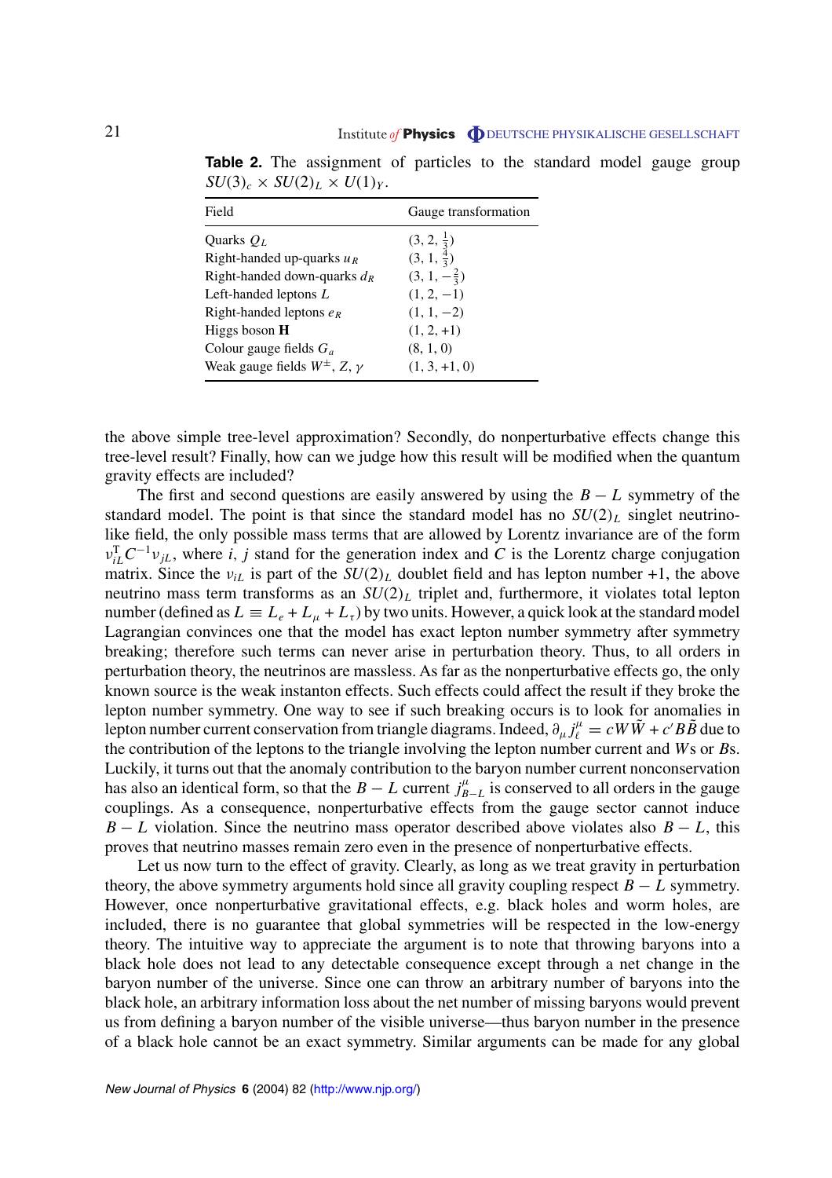**Table 2.** The assignment of particles to the standard model gauge group $SU(3)_c \times SU(2)_L \times U(1)_Y$.

| Field | Gauge transformation |
|---|---|
| Quarks $Q_L$ | $(3, 2, \frac{1}{3})$ |
| Right-handed up-quarks $u_R$ | $(3, 1, \frac{4}{3})$ |
| Right-handed down-quarks $d_R$ | $(3, 1, -\frac{2}{3})$ |
| Left-handed leptons $L$ | $(1, 2, -1)$ |
| Right-handed leptons $e_R$ | $(1, 1, -2)$ |
| Higgs boson $\mathbf{H}$ | $(1, 2, +1)$ |
| Colour gauge fields $G_a$ | $(8, 1, 0)$ |
| Weak gauge fields $W^{\pm}$, $Z$, $\gamma$ | $(1, 3, +1, 0)$ |

the above simple tree-level approximation? Secondly, do nonperturbative effects change this tree-level result? Finally, how can we judge how this result will be modified when the quantum gravity effects are included?

The first and second questions are easily answered by using the $B - L$ symmetry of the standard model. The point is that since the standard model has no $SU(2)_L$ singlet neutrino-like field, the only possible mass terms that are allowed by Lorentz invariance are of the form $\nu_{iL}^{\mathrm{T}} C^{-1} \nu_{jL}$, where $i$, $j$ stand for the generation index and $C$ is the Lorentz charge conjugation matrix. Since the $\nu_{iL}$ is part of the $SU(2)_L$ doublet field and has lepton number +1, the above neutrino mass term transforms as an $SU(2)_L$ triplet and, furthermore, it violates total lepton number (defined as $L \equiv L_e + L_\mu + L_\tau$) by two units. However, a quick look at the standard model Lagrangian convinces one that the model has exact lepton number symmetry after symmetry breaking; therefore such terms can never arise in perturbation theory. Thus, to all orders in perturbation theory, the neutrinos are massless. As far as the nonperturbative effects go, the only known source is the weak instanton effects. Such effects could affect the result if they broke the lepton number symmetry. One way to see if such breaking occurs is to look for anomalies in lepton number current conservation from triangle diagrams. Indeed, $\partial_\mu j_\ell^\mu = cW\tilde{W} + c' B\tilde{B}$ due to the contribution of the leptons to the triangle involving the lepton number current and $W$s or $B$s. Luckily, it turns out that the anomaly contribution to the baryon number current nonconservation has also an identical form, so that the $B - L$ current $j_{B-L}^\mu$ is conserved to all orders in the gauge couplings. As a consequence, nonperturbative effects from the gauge sector cannot induce $B - L$ violation. Since the neutrino mass operator described above violates also $B - L$, this proves that neutrino masses remain zero even in the presence of nonperturbative effects.

Let us now turn to the effect of gravity. Clearly, as long as we treat gravity in perturbation theory, the above symmetry arguments hold since all gravity coupling respect $B - L$ symmetry. However, once nonperturbative gravitational effects, e.g. black holes and worm holes, are included, there is no guarantee that global symmetries will be respected in the low-energy theory. The intuitive way to appreciate the argument is to note that throwing baryons into a black hole does not lead to any detectable consequence except through a net change in the baryon number of the universe. Since one can throw an arbitrary number of baryons into the black hole, an arbitrary information loss about the net number of missing baryons would prevent us from defining a baryon number of the visible universe—thus baryon number in the presence of a black hole cannot be an exact symmetry. Similar arguments can be made for any global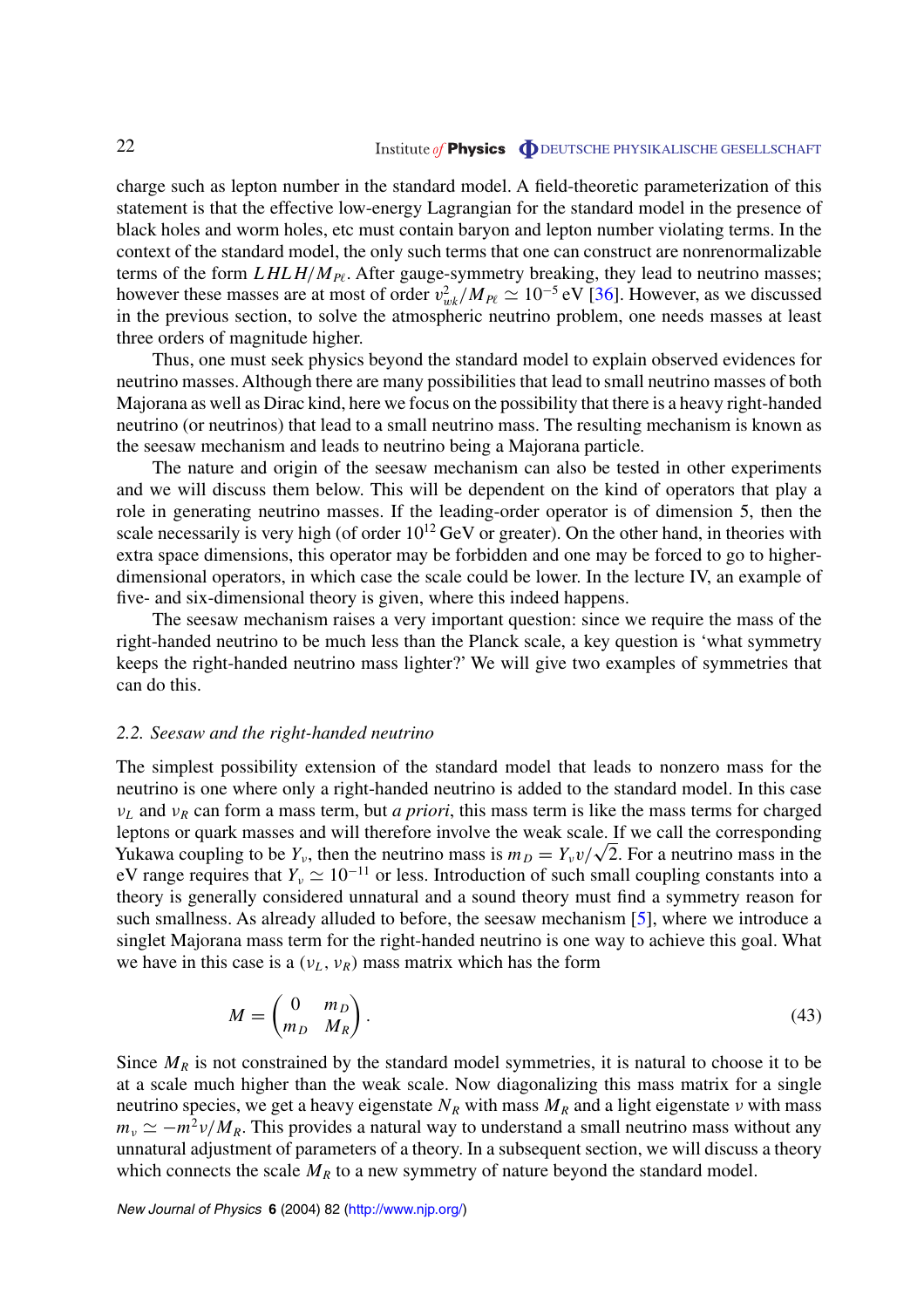charge such as lepton number in the standard model. A field-theoretic parameterization of this statement is that the effective low-energy Lagrangian for the standard model in the presence of black holes and worm holes, etc must contain baryon and lepton number violating terms. In the context of the standard model, the only such terms that one can construct are nonrenormalizable terms of the form $LHLH/M_{P\ell}$. After gauge-symmetry breaking, they lead to neutrino masses; however these masses are at most of order $v_{wk}^2/M_{P\ell} \simeq 10^{-5}$ eV [36]. However, as we discussed in the previous section, to solve the atmospheric neutrino problem, one needs masses at least three orders of magnitude higher.

Thus, one must seek physics beyond the standard model to explain observed evidences for neutrino masses. Although there are many possibilities that lead to small neutrino masses of both Majorana as well as Dirac kind, here we focus on the possibility that there is a heavy right-handed neutrino (or neutrinos) that lead to a small neutrino mass. The resulting mechanism is known as the seesaw mechanism and leads to neutrino being a Majorana particle.

The nature and origin of the seesaw mechanism can also be tested in other experiments and we will discuss them below. This will be dependent on the kind of operators that play a role in generating neutrino masses. If the leading-order operator is of dimension 5, then the scale necessarily is very high (of order $10^{12}$ GeV or greater). On the other hand, in theories with extra space dimensions, this operator may be forbidden and one may be forced to go to higher-dimensional operators, in which case the scale could be lower. In the lecture IV, an example of five- and six-dimensional theory is given, where this indeed happens.

The seesaw mechanism raises a very important question: since we require the mass of the right-handed neutrino to be much less than the Planck scale, a key question is 'what symmetry keeps the right-handed neutrino mass lighter?' We will give two examples of symmetries that can do this.

### *2.2. Seesaw and the right-handed neutrino*

The simplest possibility extension of the standard model that leads to nonzero mass for the neutrino is one where only a right-handed neutrino is added to the standard model. In this case $\nu_L$ and $\nu_R$ can form a mass term, but *a priori*, this mass term is like the mass terms for charged leptons or quark masses and will therefore involve the weak scale. If we call the corresponding Yukawa coupling to be $Y_\nu$, then the neutrino mass is $m_D = Y_\nu v/\sqrt{2}$. For a neutrino mass in the eV range requires that $Y_\nu \simeq 10^{-11}$ or less. Introduction of such small coupling constants into a theory is generally considered unnatural and a sound theory must find a symmetry reason for such smallness. As already alluded to before, the seesaw mechanism [5], where we introduce a singlet Majorana mass term for the right-handed neutrino is one way to achieve this goal. What we have in this case is a $(\nu_L, \nu_R)$ mass matrix which has the form

$$M = \begin{pmatrix} 0 & m_D \\ m_D & M_R \end{pmatrix}. \tag{43}$$

Since $M_R$ is not constrained by the standard model symmetries, it is natural to choose it to be at a scale much higher than the weak scale. Now diagonalizing this mass matrix for a single neutrino species, we get a heavy eigenstate $N_R$ with mass $M_R$ and a light eigenstate $\nu$ with mass $m_\nu \simeq -m^2\nu/M_R$. This provides a natural way to understand a small neutrino mass without any unnatural adjustment of parameters of a theory. In a subsequent section, we will discuss a theory which connects the scale $M_R$ to a new symmetry of nature beyond the standard model.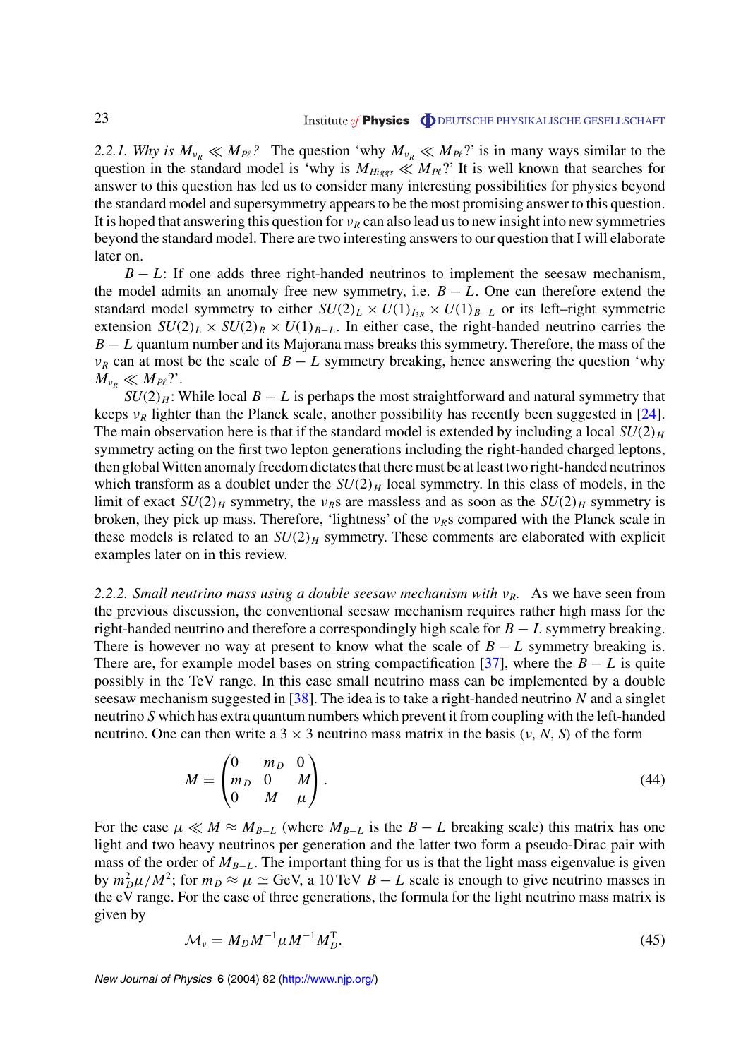*2.2.1. Why is $M_{\nu_R} \ll M_{P\ell}$?* The question 'why $M_{\nu_R} \ll M_{P\ell}$?' is in many ways similar to the question in the standard model is 'why is $M_{Higgs} \ll M_{P\ell}$?' It is well known that searches for answer to this question has led us to consider many interesting possibilities for physics beyond the standard model and supersymmetry appears to be the most promising answer to this question. It is hoped that answering this question for $\nu_R$ can also lead us to new insight into new symmetries beyond the standard model. There are two interesting answers to our question that I will elaborate later on.

$B - L$: If one adds three right-handed neutrinos to implement the seesaw mechanism, the model admits an anomaly free new symmetry, i.e. $B - L$. One can therefore extend the standard model symmetry to either $SU(2)_L \times U(1)_{I_{3R}} \times U(1)_{B-L}$ or its left–right symmetric extension $SU(2)_L \times SU(2)_R \times U(1)_{B-L}$. In either case, the right-handed neutrino carries the $B - L$ quantum number and its Majorana mass breaks this symmetry. Therefore, the mass of the $\nu_R$ can at most be the scale of $B - L$ symmetry breaking, hence answering the question 'why $M_{\nu_R} \ll M_{P\ell}$?'.

$SU(2)_H$: While local $B - L$ is perhaps the most straightforward and natural symmetry that keeps $\nu_R$ lighter than the Planck scale, another possibility has recently been suggested in [24]. The main observation here is that if the standard model is extended by including a local $SU(2)_H$ symmetry acting on the first two lepton generations including the right-handed charged leptons, then global Witten anomaly freedom dictates that there must be at least two right-handed neutrinos which transform as a doublet under the $SU(2)_H$ local symmetry. In this class of models, in the limit of exact $SU(2)_H$ symmetry, the $\nu_R$s are massless and as soon as the $SU(2)_H$ symmetry is broken, they pick up mass. Therefore, 'lightness' of the $\nu_R$s compared with the Planck scale in these models is related to an $SU(2)_H$ symmetry. These comments are elaborated with explicit examples later on in this review.

*2.2.2. Small neutrino mass using a double seesaw mechanism with $\nu_R$.* As we have seen from the previous discussion, the conventional seesaw mechanism requires rather high mass for the right-handed neutrino and therefore a correspondingly high scale for $B - L$ symmetry breaking. There is however no way at present to know what the scale of $B - L$ symmetry breaking is. There are, for example model bases on string compactification [37], where the $B - L$ is quite possibly in the TeV range. In this case small neutrino mass can be implemented by a double seesaw mechanism suggested in [38]. The idea is to take a right-handed neutrino $N$ and a singlet neutrino $S$ which has extra quantum numbers which prevent it from coupling with the left-handed neutrino. One can then write a $3 \times 3$ neutrino mass matrix in the basis ($\nu$, $N$, $S$) of the form

$$M = \begin{pmatrix} 0 & m_D & 0 \\ m_D & 0 & M \\ 0 & M & \mu \end{pmatrix}. \tag{44}$$

For the case $\mu \ll M \approx M_{B-L}$ (where $M_{B-L}$ is the $B - L$ breaking scale) this matrix has one light and two heavy neutrinos per generation and the latter two form a pseudo-Dirac pair with mass of the order of $M_{B-L}$. The important thing for us is that the light mass eigenvalue is given by $m_D^2 \mu / M^2$; for $m_D \approx \mu \simeq$ GeV, a 10 TeV $B - L$ scale is enough to give neutrino masses in the eV range. For the case of three generations, the formula for the light neutrino mass matrix is given by

$$\mathcal{M}_\nu = M_D M^{-1} \mu M^{-1} M_D^{\mathrm{T}}. \tag{45}$$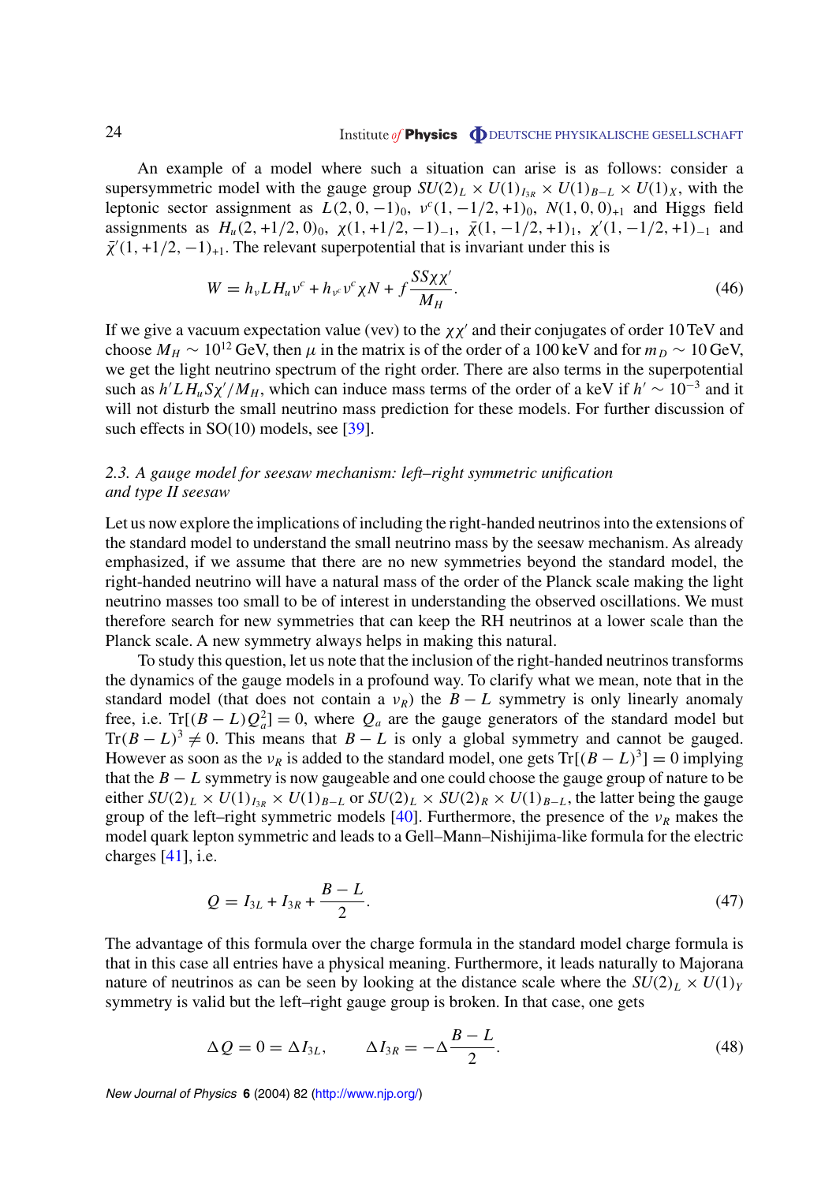An example of a model where such a situation can arise is as follows: consider a supersymmetric model with the gauge group $SU(2)_L \times U(1)_{I_{3R}} \times U(1)_{B-L} \times U(1)_X$, with the leptonic sector assignment as $L(2, 0, -1)_0$, $\nu^c(1, -1/2, +1)_0$, $N(1, 0, 0)_{+1}$ and Higgs field assignments as $H_u(2, +1/2, 0)_0$, $\chi(1, +1/2, -1)_{-1}$, $\bar{\chi}(1, -1/2, +1)_1$, $\chi'(1, -1/2, +1)_{-1}$ and $\bar{\chi}'(1, +1/2, -1)_{+1}$. The relevant superpotential that is invariant under this is

$$W = h_\nu L H_u \nu^c + h_{\nu^c} \nu^c \chi N + f \frac{SS\chi\chi'}{M_H}. \tag{46}$$

If we give a vacuum expectation value (vev) to the $\chi\chi'$ and their conjugates of order 10 TeV and choose $M_H \sim 10^{12}$ GeV, then $\mu$ in the matrix is of the order of a 100 keV and for $m_D \sim 10$ GeV, we get the light neutrino spectrum of the right order. There are also terms in the superpotential such as $h' L H_u S \chi' / M_H$, which can induce mass terms of the order of a keV if $h' \sim 10^{-3}$ and it will not disturb the small neutrino mass prediction for these models. For further discussion of such effects in SO(10) models, see [39].

### 2.3. A gauge model for seesaw mechanism: left–right symmetric unification and type II seesaw

Let us now explore the implications of including the right-handed neutrinos into the extensions of the standard model to understand the small neutrino mass by the seesaw mechanism. As already emphasized, if we assume that there are no new symmetries beyond the standard model, the right-handed neutrino will have a natural mass of the order of the Planck scale making the light neutrino masses too small to be of interest in understanding the observed oscillations. We must therefore search for new symmetries that can keep the RH neutrinos at a lower scale than the Planck scale. A new symmetry always helps in making this natural.

To study this question, let us note that the inclusion of the right-handed neutrinos transforms the dynamics of the gauge models in a profound way. To clarify what we mean, note that in the standard model (that does not contain a $\nu_R$) the $B - L$ symmetry is only linearly anomaly free, i.e. $\mathrm{Tr}[(B - L)Q_a^2] = 0$, where $Q_a$ are the gauge generators of the standard model but $\mathrm{Tr}(B - L)^3 \neq 0$. This means that $B - L$ is only a global symmetry and cannot be gauged. However as soon as the $\nu_R$ is added to the standard model, one gets $\mathrm{Tr}[(B - L)^3] = 0$ implying that the $B - L$ symmetry is now gaugeable and one could choose the gauge group of nature to be either $SU(2)_L \times U(1)_{I_{3R}} \times U(1)_{B-L}$ or $SU(2)_L \times SU(2)_R \times U(1)_{B-L}$, the latter being the gauge group of the left–right symmetric models [40]. Furthermore, the presence of the $\nu_R$ makes the model quark lepton symmetric and leads to a Gell–Mann–Nishijima-like formula for the electric charges [41], i.e.

$$Q = I_{3L} + I_{3R} + \frac{B - L}{2}. \tag{47}$$

The advantage of this formula over the charge formula in the standard model charge formula is that in this case all entries have a physical meaning. Furthermore, it leads naturally to Majorana nature of neutrinos as can be seen by looking at the distance scale where the $SU(2)_L \times U(1)_Y$ symmetry is valid but the left–right gauge group is broken. In that case, one gets

$$\Delta Q = 0 = \Delta I_{3L}, \qquad \Delta I_{3R} = -\Delta \frac{B - L}{2}. \tag{48}$$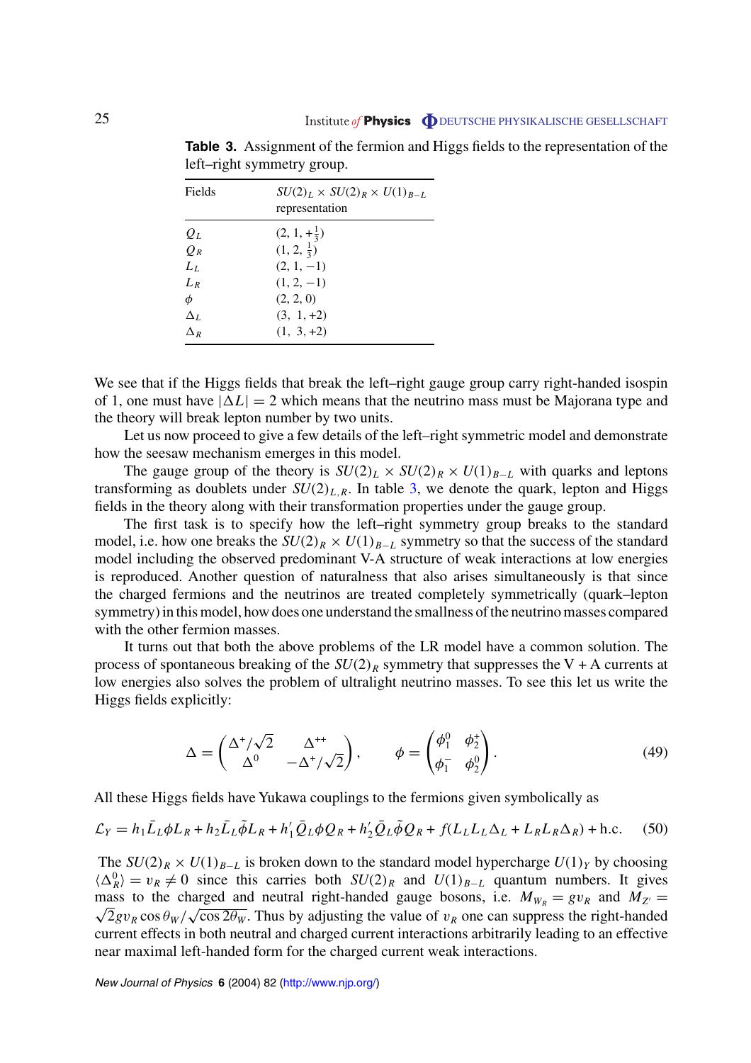**Table 3.** Assignment of the fermion and Higgs fields to the representation of the left–right symmetry group.

| Fields | $SU(2)_L \times SU(2)_R \times U(1)_{B-L}$ representation |
|---|---|
| $Q_L$ | $(2, 1, +\frac{1}{3})$ |
| $Q_R$ | $(1, 2, \frac{1}{3})$ |
| $L_L$ | $(2, 1, -1)$ |
| $L_R$ | $(1, 2, -1)$ |
| $\phi$ | $(2, 2, 0)$ |
| $\Delta_L$ | $(3, 1, +2)$ |
| $\Delta_R$ | $(1, 3, +2)$ |

We see that if the Higgs fields that break the left–right gauge group carry right-handed isospin of 1, one must have $|\Delta L| = 2$ which means that the neutrino mass must be Majorana type and the theory will break lepton number by two units.

Let us now proceed to give a few details of the left–right symmetric model and demonstrate how the seesaw mechanism emerges in this model.

The gauge group of the theory is $SU(2)_L \times SU(2)_R \times U(1)_{B-L}$ with quarks and leptons transforming as doublets under $SU(2)_{L,R}$. In table 3, we denote the quark, lepton and Higgs fields in the theory along with their transformation properties under the gauge group.

The first task is to specify how the left–right symmetry group breaks to the standard model, i.e. how one breaks the $SU(2)_R \times U(1)_{B-L}$ symmetry so that the success of the standard model including the observed predominant V-A structure of weak interactions at low energies is reproduced. Another question of naturalness that also arises simultaneously is that since the charged fermions and the neutrinos are treated completely symmetrically (quark–lepton symmetry) in this model, how does one understand the smallness of the neutrino masses compared with the other fermion masses.

It turns out that both the above problems of the LR model have a common solution. The process of spontaneous breaking of the $SU(2)_R$ symmetry that suppresses the V + A currents at low energies also solves the problem of ultralight neutrino masses. To see this let us write the Higgs fields explicitly:

$$\Delta = \begin{pmatrix} \Delta^+/\sqrt{2} & \Delta^{++} \\ \Delta^0 & -\Delta^+/\sqrt{2} \end{pmatrix}, \qquad \phi = \begin{pmatrix} \phi_1^0 & \phi_2^+ \\ \phi_1^- & \phi_2^0 \end{pmatrix}. \tag{49}$$

All these Higgs fields have Yukawa couplings to the fermions given symbolically as

$$\mathcal{L}_Y = h_1 \bar{L}_L \phi L_R + h_2 \bar{L}_L \tilde{\phi} L_R + h_1' \bar{Q}_L \phi Q_R + h_2' \bar{Q}_L \tilde{\phi} Q_R + f(L_L L_L \Delta_L + L_R L_R \Delta_R) + \text{h.c.} \tag{50}$$

The $SU(2)_R \times U(1)_{B-L}$ is broken down to the standard model hypercharge $U(1)_Y$ by choosing $\langle \Delta_R^0 \rangle = v_R \neq 0$ since this carries both $SU(2)_R$ and $U(1)_{B-L}$ quantum numbers. It gives mass to the charged and neutral right-handed gauge bosons, i.e. $M_{W_R} = g v_R$ and $M_{Z'} = \sqrt{2} g v_R \cos\theta_W / \sqrt{\cos 2\theta_W}$. Thus by adjusting the value of $v_R$ one can suppress the right-handed current effects in both neutral and charged current interactions arbitrarily leading to an effective near maximal left-handed form for the charged current weak interactions.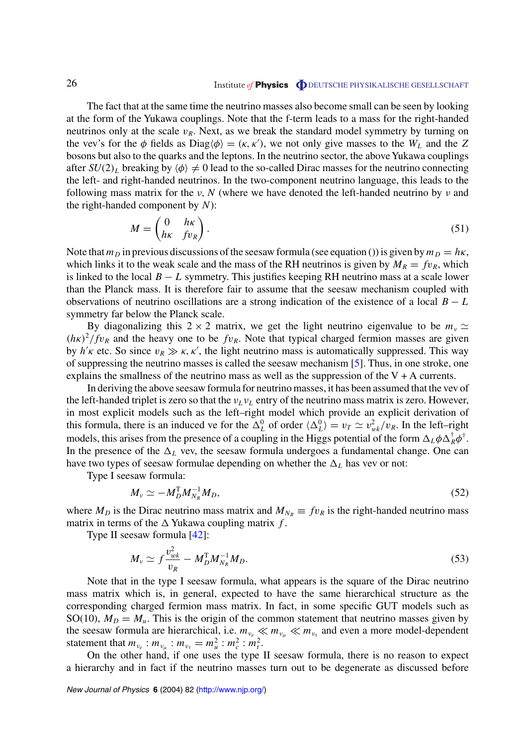The fact that at the same time the neutrino masses also become small can be seen by looking at the form of the Yukawa couplings. Note that the f-term leads to a mass for the right-handed neutrinos only at the scale $v_R$. Next, as we break the standard model symmetry by turning on the vev's for the $\phi$ fields as $\mathrm{Diag}\langle\phi\rangle = (\kappa, \kappa')$, we not only give masses to the $W_L$ and the $Z$ bosons but also to the quarks and the leptons. In the neutrino sector, the above Yukawa couplings after $SU(2)_L$ breaking by $\langle\phi\rangle \neq 0$ lead to the so-called Dirac masses for the neutrino connecting the left- and right-handed neutrinos. In the two-component neutrino language, this leads to the following mass matrix for the $\nu$, $N$ (where we have denoted the left-handed neutrino by $\nu$ and the right-handed component by $N$):

$$M = \begin{pmatrix} 0 & h\kappa \\ h\kappa & fv_R \end{pmatrix}. \tag{51}$$

Note that $m_D$ in previous discussions of the seesaw formula (see equation ()) is given by $m_D = h\kappa$, which links it to the weak scale and the mass of the RH neutrinos is given by $M_R = fv_R$, which is linked to the local $B-L$ symmetry. This justifies keeping RH neutrino mass at a scale lower than the Planck mass. It is therefore fair to assume that the seesaw mechanism coupled with observations of neutrino oscillations are a strong indication of the existence of a local $B-L$ symmetry far below the Planck scale.

By diagonalizing this $2\times 2$ matrix, we get the light neutrino eigenvalue to be $m_\nu \simeq (h\kappa)^2/fv_R$ and the heavy one to be $fv_R$. Note that typical charged fermion masses are given by $h'\kappa$ etc. So since $v_R \gg \kappa, \kappa'$, the light neutrino mass is automatically suppressed. This way of suppressing the neutrino masses is called the seesaw mechanism [5]. Thus, in one stroke, one explains the smallness of the neutrino mass as well as the suppression of the V + A currents.

In deriving the above seesaw formula for neutrino masses, it has been assumed that the vev of the left-handed triplet is zero so that the $\nu_L\nu_L$ entry of the neutrino mass matrix is zero. However, in most explicit models such as the left–right model which provide an explicit derivation of this formula, there is an induced ve for the $\Delta^0_L$ of order $\langle\Delta^0_L\rangle = v_T \simeq v^2_{wk}/v_R$. In the left–right models, this arises from the presence of a coupling in the Higgs potential of the form $\Delta_L\phi\Delta^\dagger_R\phi^\dagger$. In the presence of the $\Delta_L$ vev, the seesaw formula undergoes a fundamental change. One can have two types of seesaw formulae depending on whether the $\Delta_L$ has vev or not:

Type I seesaw formula:

$$M_\nu \simeq -M^{\mathrm{T}}_D M^{-1}_{N_R} M_D, \tag{52}$$

where $M_D$ is the Dirac neutrino mass matrix and $M_{N_R} \equiv fv_R$ is the right-handed neutrino mass matrix in terms of the $\Delta$ Yukawa coupling matrix $f$.

Type II seesaw formula [42]:

$$M_\nu \simeq f\frac{v^2_{wk}}{v_R} - M^{\mathrm{T}}_D M^{-1}_{N_R} M_D. \tag{53}$$

Note that in the type I seesaw formula, what appears is the square of the Dirac neutrino mass matrix which is, in general, expected to have the same hierarchical structure as the corresponding charged fermion mass matrix. In fact, in some specific GUT models such as SO(10), $M_D = M_u$. This is the origin of the common statement that neutrino masses given by the seesaw formula are hierarchical, i.e. $m_{\nu_e} \ll m_{\nu_\mu} \ll m_{\nu_\tau}$ and even a more model-dependent statement that $m_{\nu_e} : m_{\nu_\mu} : m_{\nu_\tau} = m^2_u : m^2_c : m^2_t$.

On the other hand, if one uses the type II seesaw formula, there is no reason to expect a hierarchy and in fact if the neutrino masses turn out to be degenerate as discussed before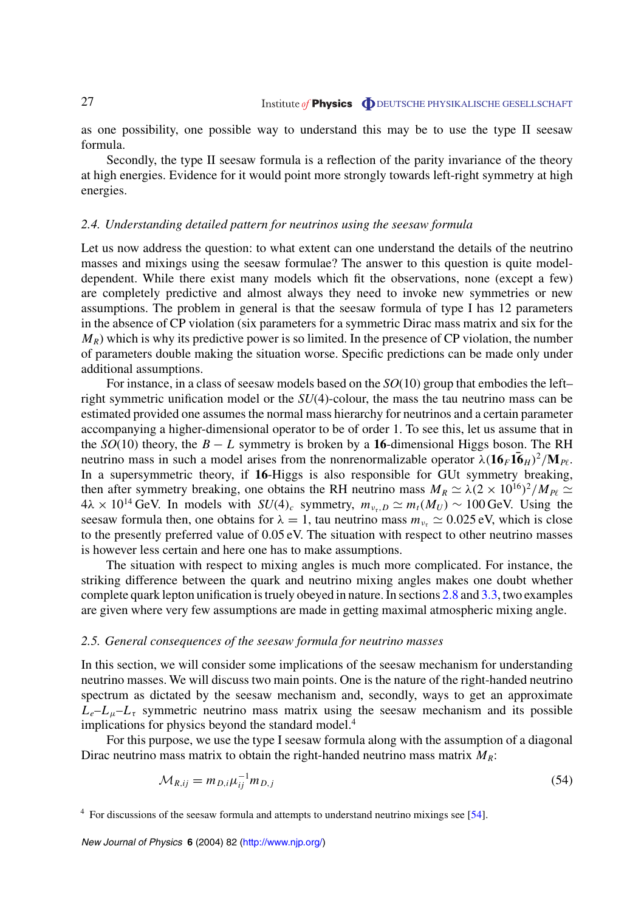as one possibility, one possible way to understand this may be to use the type II seesaw formula.

Secondly, the type II seesaw formula is a reflection of the parity invariance of the theory at high energies. Evidence for it would point more strongly towards left-right symmetry at high energies.

### *2.4. Understanding detailed pattern for neutrinos using the seesaw formula*

Let us now address the question: to what extent can one understand the details of the neutrino masses and mixings using the seesaw formulae? The answer to this question is quite model-dependent. While there exist many models which fit the observations, none (except a few) are completely predictive and almost always they need to invoke new symmetries or new assumptions. The problem in general is that the seesaw formula of type I has 12 parameters in the absence of CP violation (six parameters for a symmetric Dirac mass matrix and six for the $M_R$) which is why its predictive power is so limited. In the presence of CP violation, the number of parameters double making the situation worse. Specific predictions can be made only under additional assumptions.

For instance, in a class of seesaw models based on the $SO(10)$ group that embodies the left–right symmetric unification model or the $SU(4)$-colour, the mass the tau neutrino mass can be estimated provided one assumes the normal mass hierarchy for neutrinos and a certain parameter accompanying a higher-dimensional operator to be of order 1. To see this, let us assume that in the $SO(10)$ theory, the $B-L$ symmetry is broken by a **16**-dimensional Higgs boson. The RH neutrino mass in such a model arises from the nonrenormalizable operator $\lambda(\mathbf{16}_F\bar{\mathbf{16}}_H)^2/\mathbf{M}_{P\ell}$. In a supersymmetric theory, if **16**-Higgs is also responsible for GUt symmetry breaking, then after symmetry breaking, one obtains the RH neutrino mass $M_R \simeq \lambda(2\times 10^{16})^2/M_{P\ell} \simeq 4\lambda \times 10^{14}\,\text{GeV}$. In models with $SU(4)_c$ symmetry, $m_{\nu_\tau,D} \simeq m_t(M_U) \sim 100\,\text{GeV}$. Using the seesaw formula then, one obtains for $\lambda = 1$, tau neutrino mass $m_{\nu_\tau} \simeq 0.025\,\text{eV}$, which is close to the presently preferred value of 0.05 eV. The situation with respect to other neutrino masses is however less certain and here one has to make assumptions.

The situation with respect to mixing angles is much more complicated. For instance, the striking difference between the quark and neutrino mixing angles makes one doubt whether complete quark lepton unification is truely obeyed in nature. In sections 2.8 and 3.3, two examples are given where very few assumptions are made in getting maximal atmospheric mixing angle.

### *2.5. General consequences of the seesaw formula for neutrino masses*

In this section, we will consider some implications of the seesaw mechanism for understanding neutrino masses. We will discuss two main points. One is the nature of the right-handed neutrino spectrum as dictated by the seesaw mechanism and, secondly, ways to get an approximate $L_e$–$L_\mu$–$L_\tau$ symmetric neutrino mass matrix using the seesaw mechanism and its possible implications for physics beyond the standard model.[4]

For this purpose, we use the type I seesaw formula along with the assumption of a diagonal Dirac neutrino mass matrix to obtain the right-handed neutrino mass matrix $M_R$:

$$\mathcal{M}_{R,ij} = m_{D,i}\mu^{-1}_{ij}m_{D,j} \tag{54}$$

[4] For discussions of the seesaw formula and attempts to understand neutrino mixings see [54].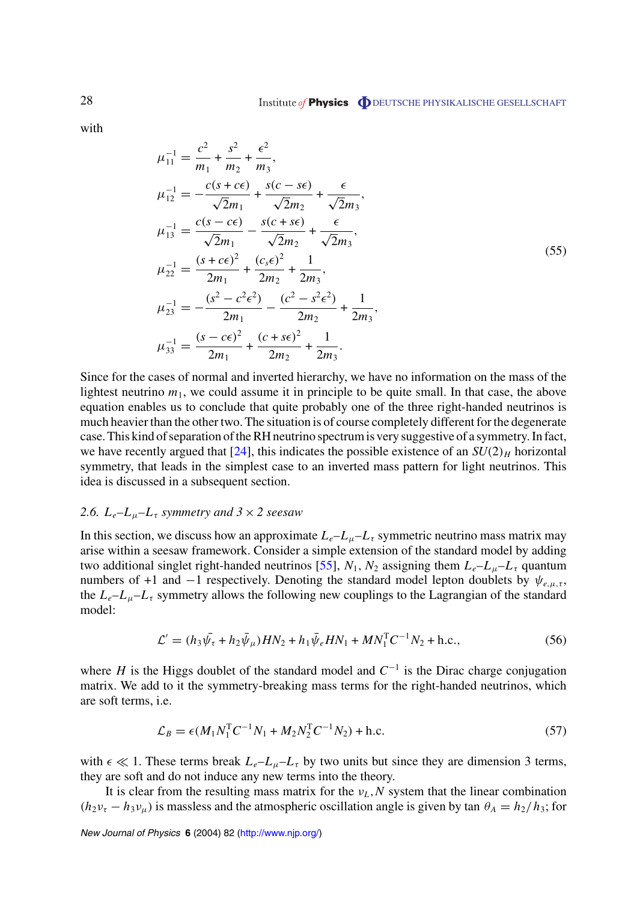with

$$
\begin{aligned}
\mu_{11}^{-1} &= \frac{c^2}{m_1} + \frac{s^2}{m_2} + \frac{\epsilon^2}{m_3}, \\
\mu_{12}^{-1} &= -\frac{c(s+c\epsilon)}{\sqrt{2}m_1} + \frac{s(c-s\epsilon)}{\sqrt{2}m_2} + \frac{\epsilon}{\sqrt{2}m_3}, \\
\mu_{13}^{-1} &= \frac{c(s-c\epsilon)}{\sqrt{2}m_1} - \frac{s(c+s\epsilon)}{\sqrt{2}m_2} + \frac{\epsilon}{\sqrt{2}m_3}, \\
\mu_{22}^{-1} &= \frac{(s+c\epsilon)^2}{2m_1} + \frac{(c_s\epsilon)^2}{2m_2} + \frac{1}{2m_3}, \\
\mu_{23}^{-1} &= -\frac{(s^2-c^2\epsilon^2)}{2m_1} - \frac{(c^2-s^2\epsilon^2)}{2m_2} + \frac{1}{2m_3}, \\
\mu_{33}^{-1} &= \frac{(s-c\epsilon)^2}{2m_1} + \frac{(c+s\epsilon)^2}{2m_2} + \frac{1}{2m_3}.
\end{aligned}
\tag{55}
$$

Since for the cases of normal and inverted hierarchy, we have no information on the mass of the lightest neutrino $m_1$, we could assume it in principle to be quite small. In that case, the above equation enables us to conclude that quite probably one of the three right-handed neutrinos is much heavier than the other two. The situation is of course completely different for the degenerate case. This kind of separation of the RH neutrino spectrum is very suggestive of a symmetry. In fact, we have recently argued that [24], this indicates the possible existence of an $SU(2)_H$ horizontal symmetry, that leads in the simplest case to an inverted mass pattern for light neutrinos. This idea is discussed in a subsequent section.

### 2.6. $L_e$–$L_\mu$–$L_\tau$ symmetry and $3 \times 2$ seesaw

In this section, we discuss how an approximate $L_e$–$L_\mu$–$L_\tau$ symmetric neutrino mass matrix may arise within a seesaw framework. Consider a simple extension of the standard model by adding two additional singlet right-handed neutrinos [55], $N_1$, $N_2$ assigning them $L_e$–$L_\mu$–$L_\tau$ quantum numbers of $+1$ and $-1$ respectively. Denoting the standard model lepton doublets by $\psi_{e,\mu,\tau}$, the $L_e$–$L_\mu$–$L_\tau$ symmetry allows the following new couplings to the Lagrangian of the standard model:

$$
\mathcal{L}' = (h_3\bar{\psi_\tau} + h_2\bar{\psi}_\mu)HN_2 + h_1\bar{\psi}_e HN_1 + MN_1^{\mathrm{T}}C^{-1}N_2 + \mathrm{h.c.}, \tag{56}
$$

where $H$ is the Higgs doublet of the standard model and $C^{-1}$ is the Dirac charge conjugation matrix. We add to it the symmetry-breaking mass terms for the right-handed neutrinos, which are soft terms, i.e.

$$
\mathcal{L}_B = \epsilon(M_1N_1^{\mathrm{T}}C^{-1}N_1 + M_2N_2^{\mathrm{T}}C^{-1}N_2) + \mathrm{h.c.} \tag{57}
$$

with $\epsilon \ll 1$. These terms break $L_e$–$L_\mu$–$L_\tau$ by two units but since they are dimension 3 terms, they are soft and do not induce any new terms into the theory.

It is clear from the resulting mass matrix for the $\nu_L, N$ system that the linear combination $(h_2\nu_\tau - h_3\nu_\mu)$ is massless and the atmospheric oscillation angle is given by $\tan\,\theta_A = h_2/h_3$; for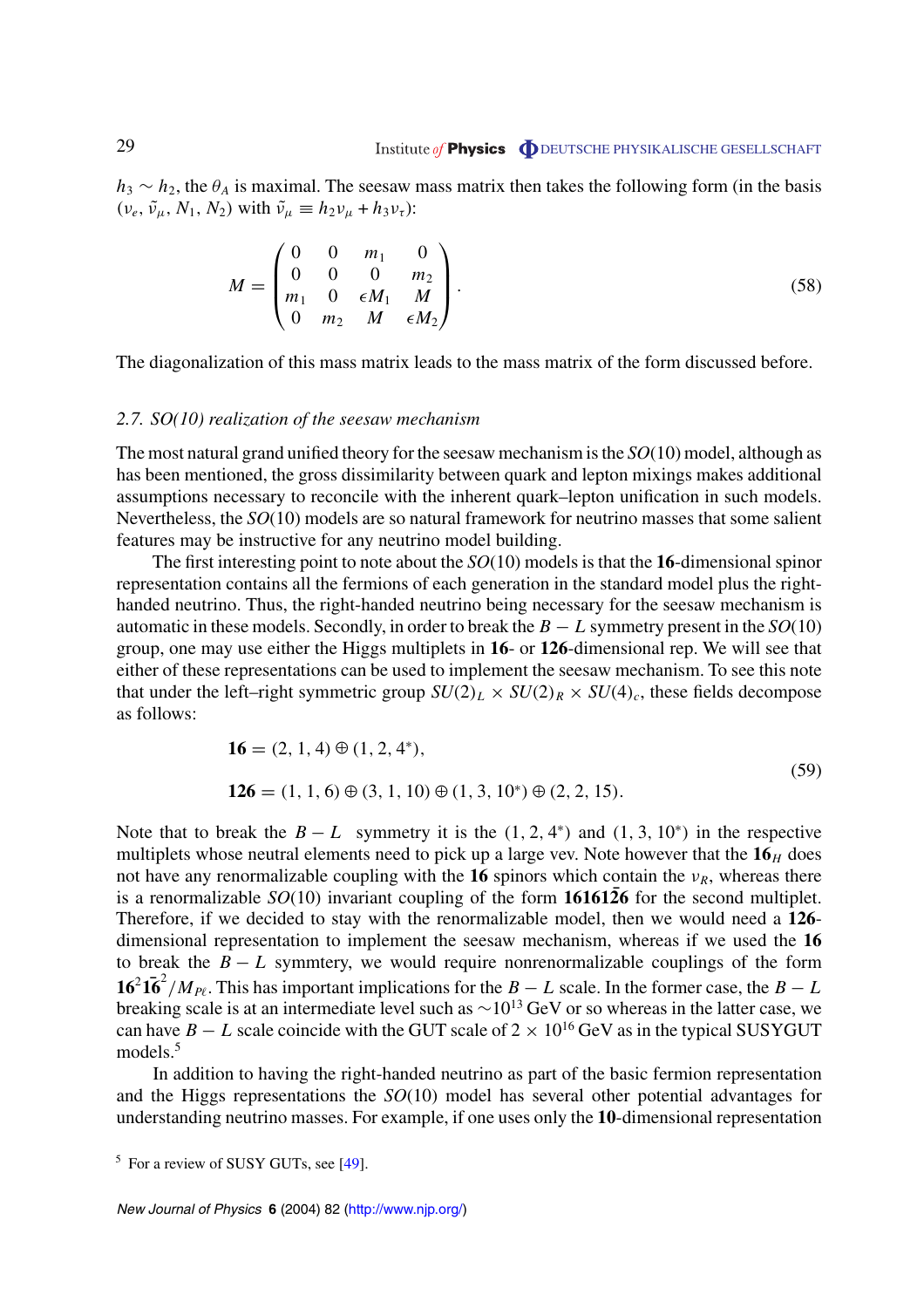$h_3 \sim h_2$, the $\theta_A$ is maximal. The seesaw mass matrix then takes the following form (in the basis $(\nu_e, \tilde{\nu}_\mu, N_1, N_2)$ with $\tilde{\nu}_\mu \equiv h_2\nu_\mu + h_3\nu_\tau$):

$$
M = \begin{pmatrix} 0 & 0 & m_1 & 0 \\ 0 & 0 & 0 & m_2 \\ m_1 & 0 & \epsilon M_1 & M \\ 0 & m_2 & M & \epsilon M_2 \end{pmatrix}. \tag{58}
$$

The diagonalization of this mass matrix leads to the mass matrix of the form discussed before.

### *2.7. SO(10) realization of the seesaw mechanism*

The most natural grand unified theory for the seesaw mechanism is the $SO(10)$ model, although as has been mentioned, the gross dissimilarity between quark and lepton mixings makes additional assumptions necessary to reconcile with the inherent quark–lepton unification in such models. Nevertheless, the $SO(10)$ models are so natural framework for neutrino masses that some salient features may be instructive for any neutrino model building.

The first interesting point to note about the $SO(10)$ models is that the **16**-dimensional spinor representation contains all the fermions of each generation in the standard model plus the right-handed neutrino. Thus, the right-handed neutrino being necessary for the seesaw mechanism is automatic in these models. Secondly, in order to break the $B-L$ symmetry present in the $SO(10)$ group, one may use either the Higgs multiplets in **16**- or **126**-dimensional rep. We will see that either of these representations can be used to implement the seesaw mechanism. To see this note that under the left–right symmetric group $SU(2)_L \times SU(2)_R \times SU(4)_c$, these fields decompose as follows:

$$
\begin{aligned}
\mathbf{16} &= (2, 1, 4) \oplus (1, 2, 4^*), \\
\mathbf{126} &= (1, 1, 6) \oplus (3, 1, 10) \oplus (1, 3, 10^*) \oplus (2, 2, 15).
\end{aligned} \tag{59}
$$

Note that to break the $B-L$ symmetry it is the $(1, 2, 4^*)$ and $(1, 3, 10^*)$ in the respective multiplets whose neutral elements need to pick up a large vev. Note however that the $\mathbf{16}_H$ does not have any renormalizable coupling with the **16** spinors which contain the $\nu_R$, whereas there is a renormalizable $SO(10)$ invariant coupling of the form $\mathbf{16}\,\mathbf{16}\,\mathbf{1\bar{2}6}$ for the second multiplet. Therefore, if we decided to stay with the renormalizable model, then we would need a **126**-dimensional representation to implement the seesaw mechanism, whereas if we used the **16** to break the $B-L$ symmtery, we would require nonrenormalizable couplings of the form $\mathbf{16}^2\overline{\mathbf{16}}^2/M_{P\ell}$. This has important implications for the $B-L$ scale. In the former case, the $B-L$ breaking scale is at an intermediate level such as $\sim 10^{13}$ GeV or so whereas in the latter case, we can have $B-L$ scale coincide with the GUT scale of $2 \times 10^{16}$ GeV as in the typical SUSYGUT models.[5]

In addition to having the right-handed neutrino as part of the basic fermion representation and the Higgs representations the $SO(10)$ model has several other potential advantages for understanding neutrino masses. For example, if one uses only the **10**-dimensional representation

[5] For a review of SUSY GUTs, see [49].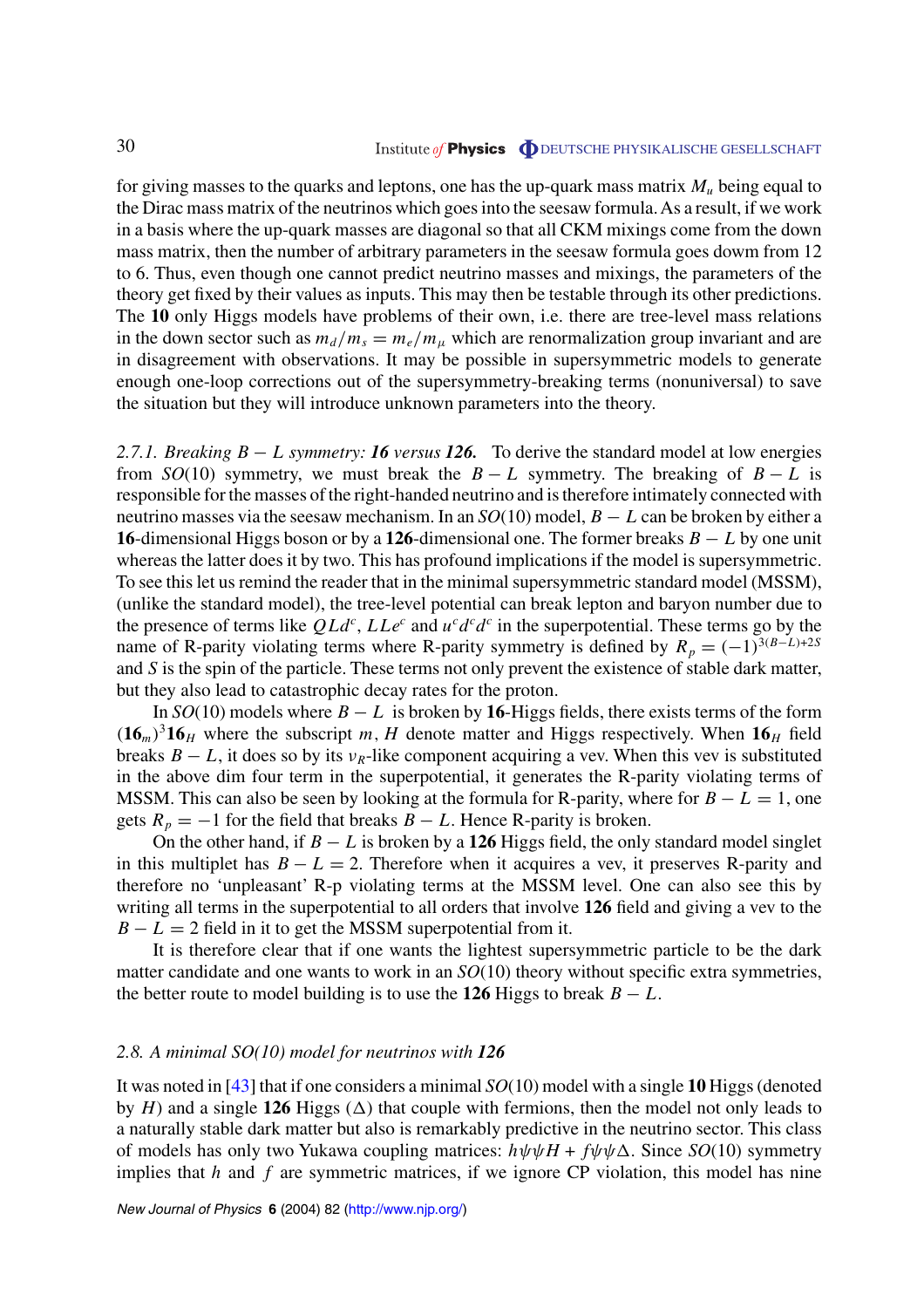for giving masses to the quarks and leptons, one has the up-quark mass matrix $M_u$ being equal to the Dirac mass matrix of the neutrinos which goes into the seesaw formula. As a result, if we work in a basis where the up-quark masses are diagonal so that all CKM mixings come from the down mass matrix, then the number of arbitrary parameters in the seesaw formula goes dowm from 12 to 6. Thus, even though one cannot predict neutrino masses and mixings, the parameters of the theory get fixed by their values as inputs. This may then be testable through its other predictions. The **10** only Higgs models have problems of their own, i.e. there are tree-level mass relations in the down sector such as $m_d/m_s = m_e/m_\mu$ which are renormalization group invariant and are in disagreement with observations. It may be possible in supersymmetric models to generate enough one-loop corrections out of the supersymmetry-breaking terms (nonuniversal) to save the situation but they will introduce unknown parameters into the theory.

### 2.7.1. Breaking $B - L$ symmetry: *16* versus *126*.

To derive the standard model at low energies from $SO(10)$ symmetry, we must break the $B - L$ symmetry. The breaking of $B - L$ is responsible for the masses of the right-handed neutrino and is therefore intimately connected with neutrino masses via the seesaw mechanism. In an $SO(10)$ model, $B - L$ can be broken by either a **16**-dimensional Higgs boson or by a **126**-dimensional one. The former breaks $B - L$ by one unit whereas the latter does it by two. This has profound implications if the model is supersymmetric. To see this let us remind the reader that in the minimal supersymmetric standard model (MSSM), (unlike the standard model), the tree-level potential can break lepton and baryon number due to the presence of terms like $QLd^c$, $LLe^c$ and $u^c d^c d^c$ in the superpotential. These terms go by the name of R-parity violating terms where R-parity symmetry is defined by $R_p = (-1)^{3(B-L)+2S}$ and $S$ is the spin of the particle. These terms not only prevent the existence of stable dark matter, but they also lead to catastrophic decay rates for the proton.

In $SO(10)$ models where $B - L$ is broken by **16**-Higgs fields, there exists terms of the form $(\mathbf{16}_m)^3\mathbf{16}_H$ where the subscript $m$, $H$ denote matter and Higgs respectively. When $\mathbf{16}_H$ field breaks $B - L$, it does so by its $\nu_R$-like component acquiring a vev. When this vev is substituted in the above dim four term in the superpotential, it generates the R-parity violating terms of MSSM. This can also be seen by looking at the formula for R-parity, where for $B - L = 1$, one gets $R_p = -1$ for the field that breaks $B - L$. Hence R-parity is broken.

On the other hand, if $B - L$ is broken by a **126** Higgs field, the only standard model singlet in this multiplet has $B - L = 2$. Therefore when it acquires a vev, it preserves R-parity and therefore no 'unpleasant' R-p violating terms at the MSSM level. One can also see this by writing all terms in the superpotential to all orders that involve **126** field and giving a vev to the $B - L = 2$ field in it to get the MSSM superpotential from it.

It is therefore clear that if one wants the lightest supersymmetric particle to be the dark matter candidate and one wants to work in an $SO(10)$ theory without specific extra symmetries, the better route to model building is to use the **126** Higgs to break $B - L$.

## 2.8. A minimal SO(10) model for neutrinos with *126*

It was noted in [43] that if one considers a minimal $SO(10)$ model with a single **10** Higgs (denoted by $H$) and a single **126** Higgs ($\Delta$) that couple with fermions, then the model not only leads to a naturally stable dark matter but also is remarkably predictive in the neutrino sector. This class of models has only two Yukawa coupling matrices: $h\psi\psi H + f\psi\psi\Delta$. Since $SO(10)$ symmetry implies that $h$ and $f$ are symmetric matrices, if we ignore CP violation, this model has nine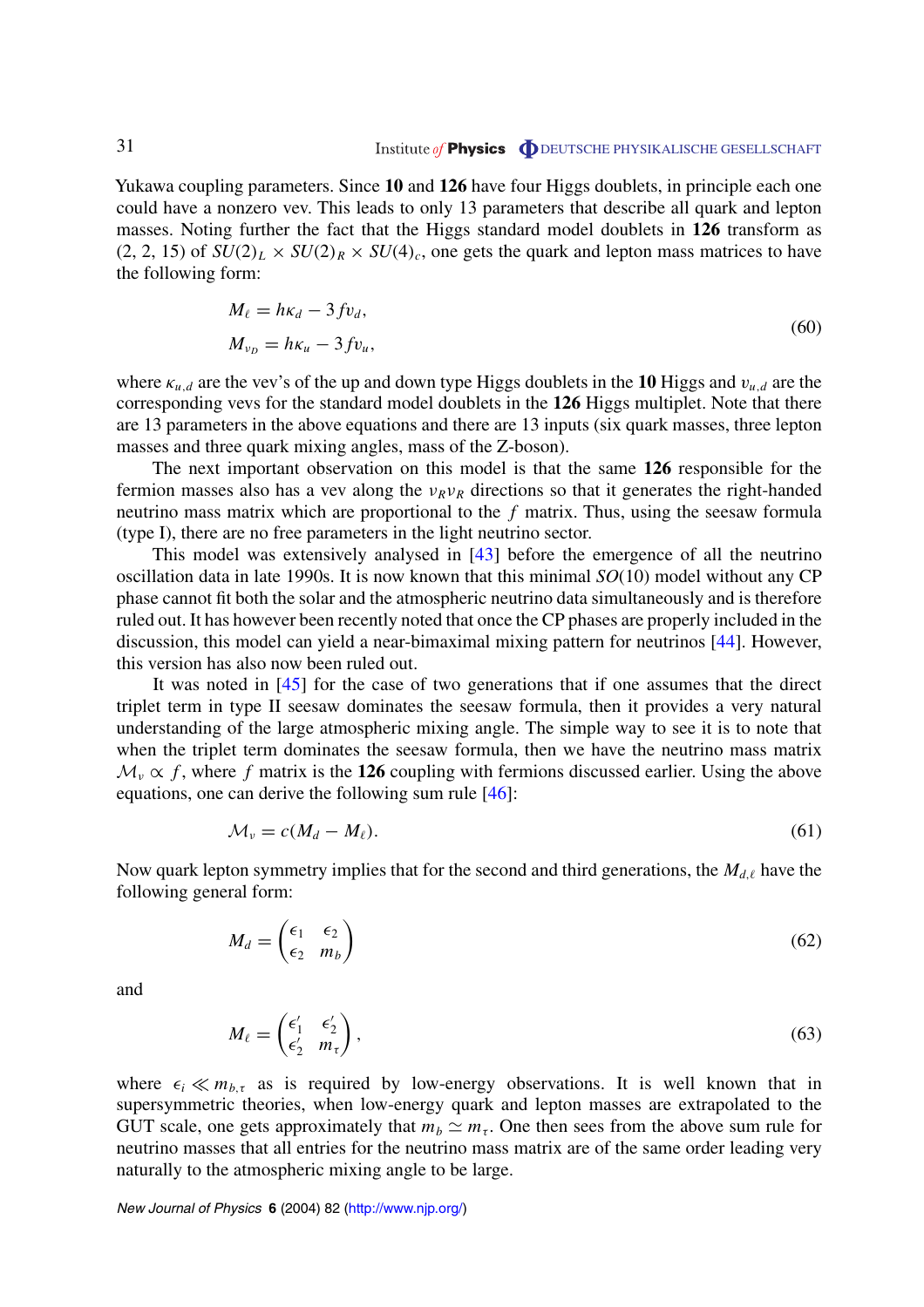Yukawa coupling parameters. Since **10** and **126** have four Higgs doublets, in principle each one could have a nonzero vev. This leads to only 13 parameters that describe all quark and lepton masses. Noting further the fact that the Higgs standard model doublets in **126** transform as (2, 2, 15) of $SU(2)_L \times SU(2)_R \times SU(4)_c$, one gets the quark and lepton mass matrices to have the following form:

$$
\begin{aligned}
M_\ell &= h\kappa_d - 3fv_d, \\
M_{\nu_D} &= h\kappa_u - 3fv_u,
\end{aligned}
\tag{60}
$$

where $\kappa_{u,d}$ are the vev's of the up and down type Higgs doublets in the **10** Higgs and $v_{u,d}$ are the corresponding vevs for the standard model doublets in the **126** Higgs multiplet. Note that there are 13 parameters in the above equations and there are 13 inputs (six quark masses, three lepton masses and three quark mixing angles, mass of the Z-boson).

The next important observation on this model is that the same **126** responsible for the fermion masses also has a vev along the $\nu_R\nu_R$ directions so that it generates the right-handed neutrino mass matrix which are proportional to the $f$ matrix. Thus, using the seesaw formula (type I), there are no free parameters in the light neutrino sector.

This model was extensively analysed in [43] before the emergence of all the neutrino oscillation data in late 1990s. It is now known that this minimal $SO(10)$ model without any CP phase cannot fit both the solar and the atmospheric neutrino data simultaneously and is therefore ruled out. It has however been recently noted that once the CP phases are properly included in the discussion, this model can yield a near-bimaximal mixing pattern for neutrinos [44]. However, this version has also now been ruled out.

It was noted in [45] for the case of two generations that if one assumes that the direct triplet term in type II seesaw dominates the seesaw formula, then it provides a very natural understanding of the large atmospheric mixing angle. The simple way to see it is to note that when the triplet term dominates the seesaw formula, then we have the neutrino mass matrix $\mathcal{M}_\nu \propto f$, where $f$ matrix is the **126** coupling with fermions discussed earlier. Using the above equations, one can derive the following sum rule [46]:

$$
\mathcal{M}_\nu = c(M_d - M_\ell). \tag{61}
$$

Now quark lepton symmetry implies that for the second and third generations, the $M_{d,\ell}$ have the following general form:

$$
M_d = \begin{pmatrix} \epsilon_1 & \epsilon_2 \\ \epsilon_2 & m_b \end{pmatrix} \tag{62}
$$

and

$$
M_\ell = \begin{pmatrix} \epsilon'_1 & \epsilon'_2 \\ \epsilon'_2 & m_\tau \end{pmatrix}, \tag{63}
$$

where $\epsilon_i \ll m_{b,\tau}$ as is required by low-energy observations. It is well known that in supersymmetric theories, when low-energy quark and lepton masses are extrapolated to the GUT scale, one gets approximately that $m_b \simeq m_\tau$. One then sees from the above sum rule for neutrino masses that all entries for the neutrino mass matrix are of the same order leading very naturally to the atmospheric mixing angle to be large.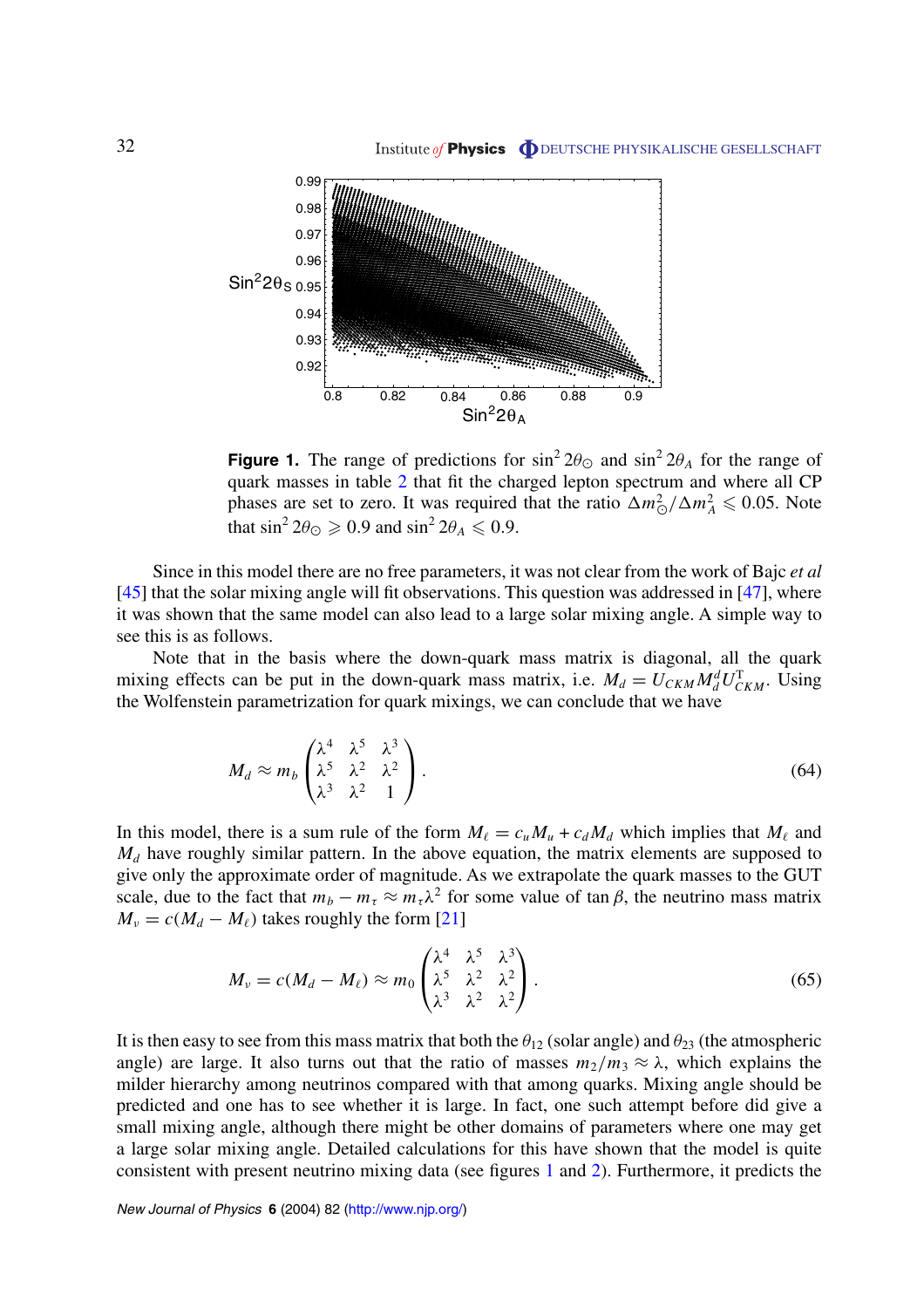**Figure 1.** The range of predictions for $\sin^2 2\theta_\odot$ and $\sin^2 2\theta_A$ for the range of quark masses in table 2 that fit the charged lepton spectrum and where all CP phases are set to zero. It was required that the ratio $\Delta m^2_\odot/\Delta m^2_A \leqslant 0.05$. Note that $\sin^2 2\theta_\odot \geqslant 0.9$ and $\sin^2 2\theta_A \leqslant 0.9$.

Since in this model there are no free parameters, it was not clear from the work of Bajc *et al* [45] that the solar mixing angle will fit observations. This question was addressed in [47], where it was shown that the same model can also lead to a large solar mixing angle. A simple way to see this is as follows.

Note that in the basis where the down-quark mass matrix is diagonal, all the quark mixing effects can be put in the down-quark mass matrix, i.e. $M_d = U_{CKM} M_d^d U_{CKM}^{\mathrm{T}}$. Using the Wolfenstein parametrization for quark mixings, we can conclude that we have

$$M_d \approx m_b \begin{pmatrix} \lambda^4 & \lambda^5 & \lambda^3 \\ \lambda^5 & \lambda^2 & \lambda^2 \\ \lambda^3 & \lambda^2 & 1 \end{pmatrix}. \tag{64}$$

In this model, there is a sum rule of the form $M_\ell = c_u M_u + c_d M_d$ which implies that $M_\ell$ and $M_d$ have roughly similar pattern. In the above equation, the matrix elements are supposed to give only the approximate order of magnitude. As we extrapolate the quark masses to the GUT scale, due to the fact that $m_b - m_\tau \approx m_\tau \lambda^2$ for some value of $\tan\beta$, the neutrino mass matrix $M_\nu = c(M_d - M_\ell)$ takes roughly the form [21]

$$M_\nu = c(M_d - M_\ell) \approx m_0 \begin{pmatrix} \lambda^4 & \lambda^5 & \lambda^3 \\ \lambda^5 & \lambda^2 & \lambda^2 \\ \lambda^3 & \lambda^2 & \lambda^2 \end{pmatrix}. \tag{65}$$

It is then easy to see from this mass matrix that both the $\theta_{12}$ (solar angle) and $\theta_{23}$ (the atmospheric angle) are large. It also turns out that the ratio of masses $m_2/m_3 \approx \lambda$, which explains the milder hierarchy among neutrinos compared with that among quarks. Mixing angle should be predicted and one has to see whether it is large. In fact, one such attempt before did give a small mixing angle, although there might be other domains of parameters where one may get a large solar mixing angle. Detailed calculations for this have shown that the model is quite consistent with present neutrino mixing data (see figures 1 and 2). Furthermore, it predicts the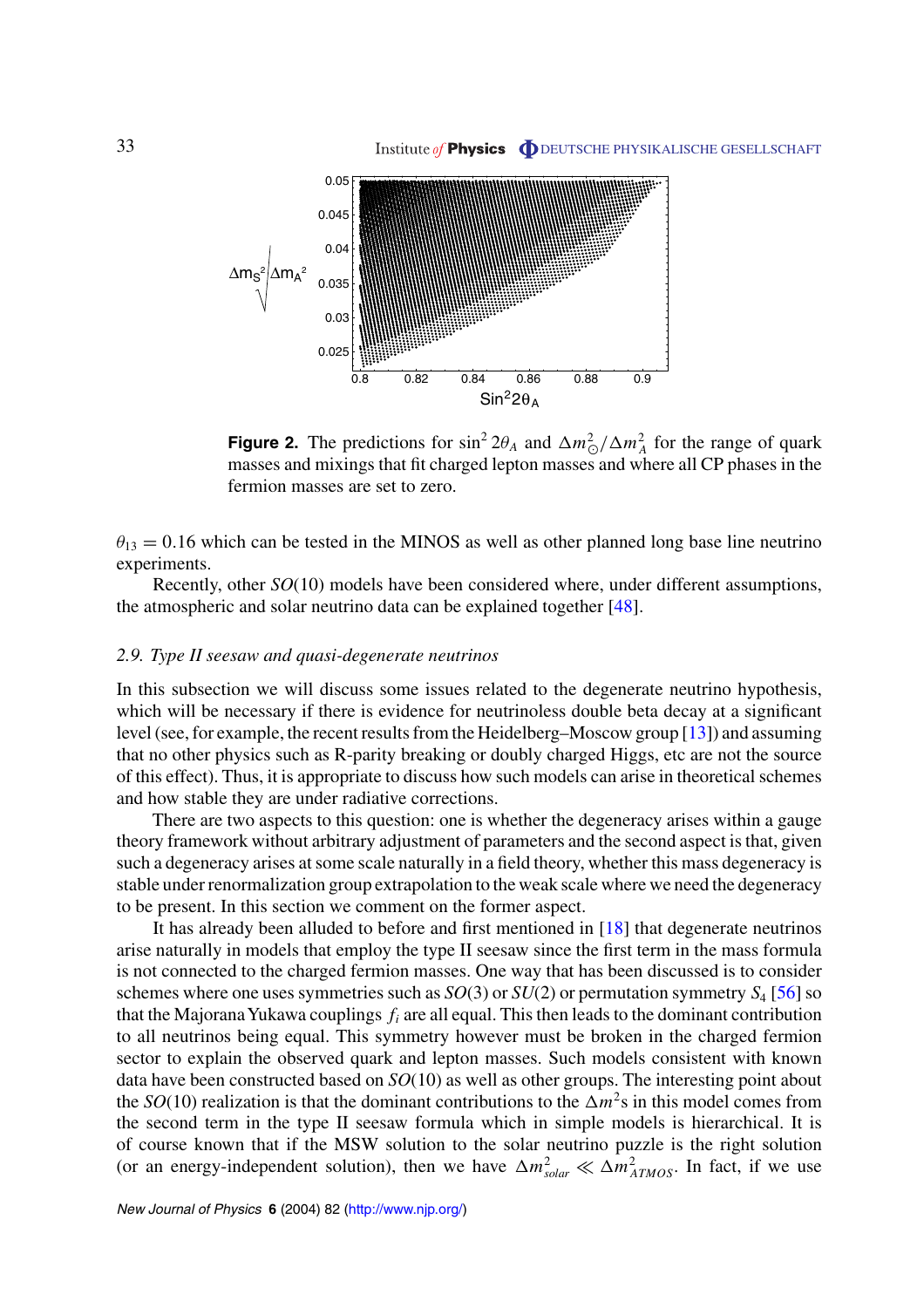$\Delta m_S^2/\Delta m_A^2$

0.05
0.045
0.04
0.035
0.03
0.025

0.8 0.82 0.84 0.86 0.88 0.9

$\mathrm{Sin}^2 2\theta_A$

**Figure 2.** The predictions for $\sin^2 2\theta_A$ and $\Delta m^2_{\odot}/\Delta m^2_A$ for the range of quark masses and mixings that fit charged lepton masses and where all CP phases in the fermion masses are set to zero.

$\theta_{13} = 0.16$ which can be tested in the MINOS as well as other planned long base line neutrino experiments.

Recently, other $SO(10)$ models have been considered where, under different assumptions, the atmospheric and solar neutrino data can be explained together [48].

### 2.9. Type II seesaw and quasi-degenerate neutrinos

In this subsection we will discuss some issues related to the degenerate neutrino hypothesis, which will be necessary if there is evidence for neutrinoless double beta decay at a significant level (see, for example, the recent results from the Heidelberg–Moscow group [13]) and assuming that no other physics such as R-parity breaking or doubly charged Higgs, etc are not the source of this effect). Thus, it is appropriate to discuss how such models can arise in theoretical schemes and how stable they are under radiative corrections.

There are two aspects to this question: one is whether the degeneracy arises within a gauge theory framework without arbitrary adjustment of parameters and the second aspect is that, given such a degeneracy arises at some scale naturally in a field theory, whether this mass degeneracy is stable under renormalization group extrapolation to the weak scale where we need the degeneracy to be present. In this section we comment on the former aspect.

It has already been alluded to before and first mentioned in [18] that degenerate neutrinos arise naturally in models that employ the type II seesaw since the first term in the mass formula is not connected to the charged fermion masses. One way that has been discussed is to consider schemes where one uses symmetries such as $SO(3)$ or $SU(2)$ or permutation symmetry $S_4$ [56] so that the Majorana Yukawa couplings $f_i$ are all equal. This then leads to the dominant contribution to all neutrinos being equal. This symmetry however must be broken in the charged fermion sector to explain the observed quark and lepton masses. Such models consistent with known data have been constructed based on $SO(10)$ as well as other groups. The interesting point about the $SO(10)$ realization is that the dominant contributions to the $\Delta m^2$s in this model comes from the second term in the type II seesaw formula which in simple models is hierarchical. It is of course known that if the MSW solution to the solar neutrino puzzle is the right solution (or an energy-independent solution), then we have $\Delta m^2_{solar} \ll \Delta m^2_{ATMOS}$. In fact, if we use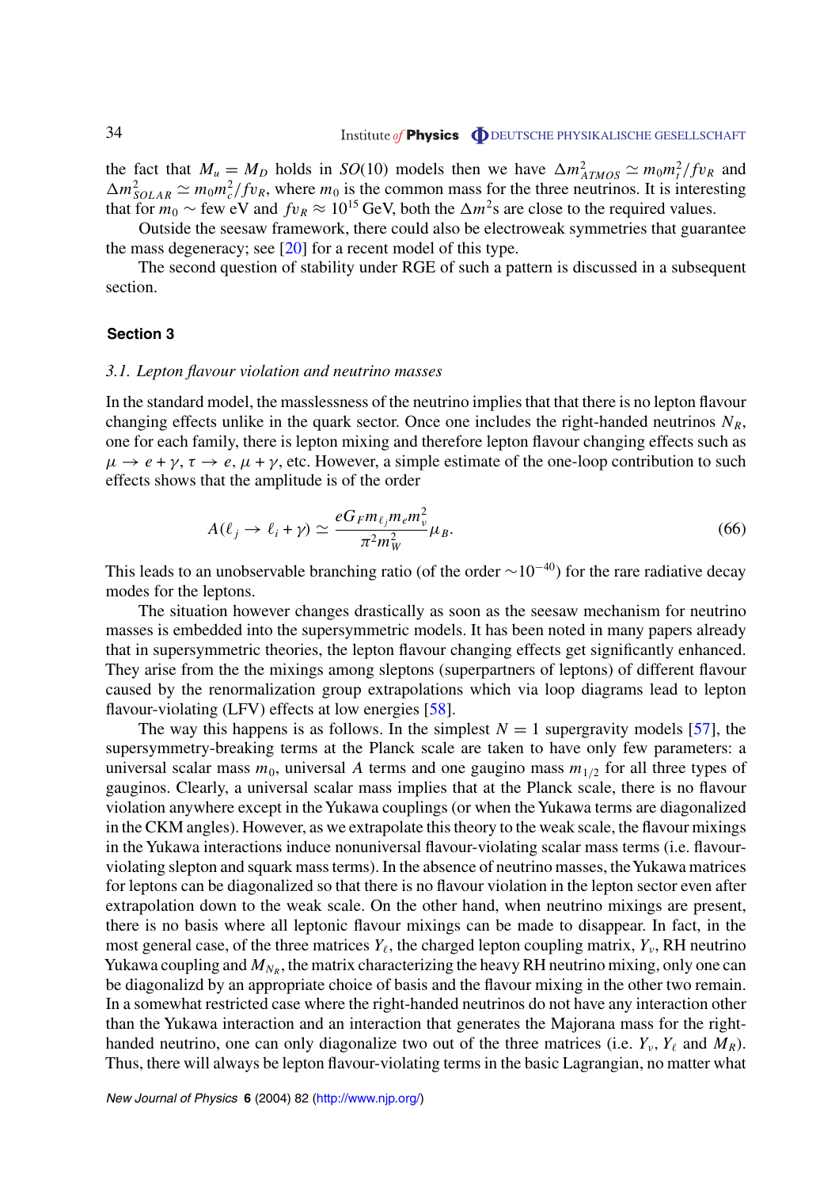the fact that $M_u = M_D$ holds in $SO(10)$ models then we have $\Delta m^2_{ATMOS} \simeq m_0 m_t^2/f v_R$ and $\Delta m^2_{SOLAR} \simeq m_0 m_c^2/f v_R$, where $m_0$ is the common mass for the three neutrinos. It is interesting that for $m_0 \sim$ few eV and $f v_R \approx 10^{15}$ GeV, both the $\Delta m^2$s are close to the required values.

Outside the seesaw framework, there could also be electroweak symmetries that guarantee the mass degeneracy; see [20] for a recent model of this type.

The second question of stability under RGE of such a pattern is discussed in a subsequent section.

## Section 3

### *3.1. Lepton flavour violation and neutrino masses*

In the standard model, the masslessness of the neutrino implies that that there is no lepton flavour changing effects unlike in the quark sector. Once one includes the right-handed neutrinos $N_R$, one for each family, there is lepton mixing and therefore lepton flavour changing effects such as $\mu \to e + \gamma$, $\tau \to e, \mu + \gamma$, etc. However, a simple estimate of the one-loop contribution to such effects shows that the amplitude is of the order

$$A(\ell_j \to \ell_i + \gamma) \simeq \frac{e G_F m_{\ell_j} m_e m_\nu^2}{\pi^2 m_W^2} \mu_B. \tag{66}$$

This leads to an unobservable branching ratio (of the order $\sim 10^{-40}$) for the rare radiative decay modes for the leptons.

The situation however changes drastically as soon as the seesaw mechanism for neutrino masses is embedded into the supersymmetric models. It has been noted in many papers already that in supersymmetric theories, the lepton flavour changing effects get significantly enhanced. They arise from the the mixings among sleptons (superpartners of leptons) of different flavour caused by the renormalization group extrapolations which via loop diagrams lead to lepton flavour-violating (LFV) effects at low energies [58].

The way this happens is as follows. In the simplest $N = 1$ supergravity models [57], the supersymmetry-breaking terms at the Planck scale are taken to have only few parameters: a universal scalar mass $m_0$, universal $A$ terms and one gaugino mass $m_{1/2}$ for all three types of gauginos. Clearly, a universal scalar mass implies that at the Planck scale, there is no flavour violation anywhere except in the Yukawa couplings (or when the Yukawa terms are diagonalized in the CKM angles). However, as we extrapolate this theory to the weak scale, the flavour mixings in the Yukawa interactions induce nonuniversal flavour-violating scalar mass terms (i.e. flavour-violating slepton and squark mass terms). In the absence of neutrino masses, the Yukawa matrices for leptons can be diagonalized so that there is no flavour violation in the lepton sector even after extrapolation down to the weak scale. On the other hand, when neutrino mixings are present, there is no basis where all leptonic flavour mixings can be made to disappear. In fact, in the most general case, of the three matrices $Y_\ell$, the charged lepton coupling matrix, $Y_\nu$, RH neutrino Yukawa coupling and $M_{N_R}$, the matrix characterizing the heavy RH neutrino mixing, only one can be diagonalizd by an appropriate choice of basis and the flavour mixing in the other two remain. In a somewhat restricted case where the right-handed neutrinos do not have any interaction other than the Yukawa interaction and an interaction that generates the Majorana mass for the right-handed neutrino, one can only diagonalize two out of the three matrices (i.e. $Y_\nu$, $Y_\ell$ and $M_R$). Thus, there will always be lepton flavour-violating terms in the basic Lagrangian, no matter what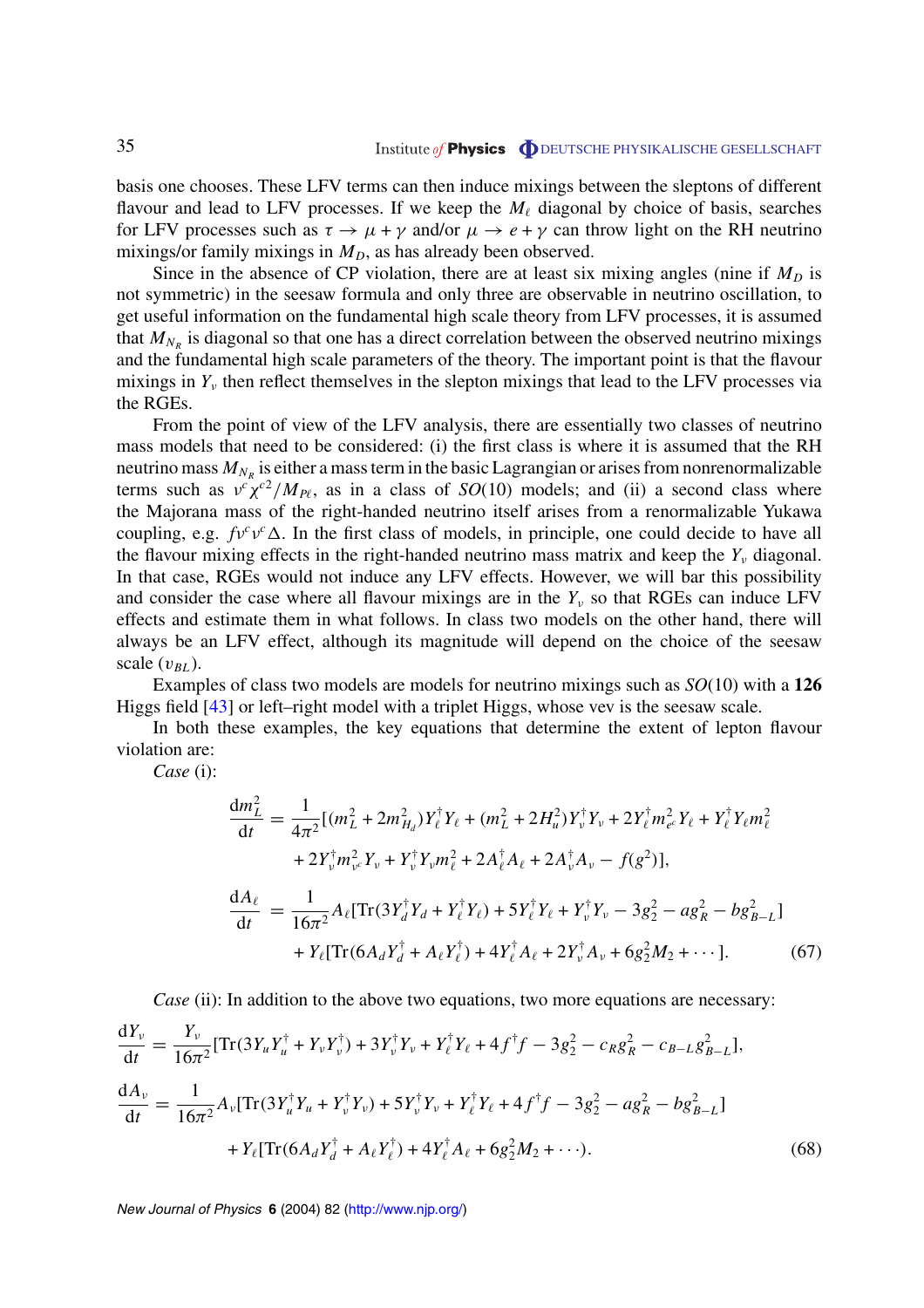basis one chooses. These LFV terms can then induce mixings between the sleptons of different flavour and lead to LFV processes. If we keep the $M_\ell$ diagonal by choice of basis, searches for LFV processes such as $\tau \to \mu + \gamma$ and/or $\mu \to e + \gamma$ can throw light on the RH neutrino mixings/or family mixings in $M_D$, as has already been observed.

Since in the absence of CP violation, there are at least six mixing angles (nine if $M_D$ is not symmetric) in the seesaw formula and only three are observable in neutrino oscillation, to get useful information on the fundamental high scale theory from LFV processes, it is assumed that $M_{N_R}$ is diagonal so that one has a direct correlation between the observed neutrino mixings and the fundamental high scale parameters of the theory. The important point is that the flavour mixings in $Y_\nu$ then reflect themselves in the slepton mixings that lead to the LFV processes via the RGEs.

From the point of view of the LFV analysis, there are essentially two classes of neutrino mass models that need to be considered: (i) the first class is where it is assumed that the RH neutrino mass $M_{N_R}$ is either a mass term in the basic Lagrangian or arises from nonrenormalizable terms such as $\nu^c\chi^{c2}/M_{P\ell}$, as in a class of $SO(10)$ models; and (ii) a second class where the Majorana mass of the right-handed neutrino itself arises from a renormalizable Yukawa coupling, e.g. $f\nu^c\nu^c\Delta$. In the first class of models, in principle, one could decide to have all the flavour mixing effects in the right-handed neutrino mass matrix and keep the $Y_\nu$ diagonal. In that case, RGEs would not induce any LFV effects. However, we will bar this possibility and consider the case where all flavour mixings are in the $Y_\nu$ so that RGEs can induce LFV effects and estimate them in what follows. In class two models on the other hand, there will always be an LFV effect, although its magnitude will depend on the choice of the seesaw scale ($v_{BL}$).

Examples of class two models are models for neutrino mixings such as $SO(10)$ with a **126** Higgs field [43] or left–right model with a triplet Higgs, whose vev is the seesaw scale.

In both these examples, the key equations that determine the extent of lepton flavour violation are:

*Case* (i):

$$
\begin{aligned}
\frac{\mathrm{d}m_L^2}{\mathrm{d}t} &= \frac{1}{4\pi^2}[(m_L^2 + 2m_{H_d}^2)Y_\ell^\dagger Y_\ell + (m_L^2 + 2H_u^2)Y_\nu^\dagger Y_\nu + 2Y_\ell^\dagger m_{e^c}^2 Y_\ell + Y_\ell^\dagger Y_\ell m_\ell^2 \\
&\quad + 2Y_\nu^\dagger m_{\nu^c}^2 Y_\nu + Y_\nu^\dagger Y_\nu m_\ell^2 + 2A_\ell^\dagger A_\ell + 2A_\nu^\dagger A_\nu - f(g^2)], \\
\frac{\mathrm{d}A_\ell}{\mathrm{d}t} &= \frac{1}{16\pi^2}A_\ell[\mathrm{Tr}(3Y_d^\dagger Y_d + Y_\ell^\dagger Y_\ell) + 5Y_\ell^\dagger Y_\ell + Y_\nu^\dagger Y_\nu - 3g_2^2 - ag_R^2 - bg_{B-L}^2] \\
&\quad + Y_\ell[\mathrm{Tr}(6A_d Y_d^\dagger + A_\ell Y_\ell^\dagger) + 4Y_\ell^\dagger A_\ell + 2Y_\nu^\dagger A_\nu + 6g_2^2 M_2 + \cdots].
\end{aligned}
\tag{67}
$$

*Case* (ii): In addition to the above two equations, two more equations are necessary:

$$
\begin{aligned}
\frac{\mathrm{d}Y_\nu}{\mathrm{d}t} &= \frac{Y_\nu}{16\pi^2}[\mathrm{Tr}(3Y_u Y_u^\dagger + Y_\nu Y_\nu^\dagger) + 3Y_\nu^\dagger Y_\nu + Y_\ell^\dagger Y_\ell + 4f^\dagger f - 3g_2^2 - c_R g_R^2 - c_{B-L}g_{B-L}^2], \\
\frac{\mathrm{d}A_\nu}{\mathrm{d}t} &= \frac{1}{16\pi^2}A_\nu[\mathrm{Tr}(3Y_u^\dagger Y_u + Y_\nu^\dagger Y_\nu) + 5Y_\nu^\dagger Y_\nu + Y_\ell^\dagger Y_\ell + 4f^\dagger f - 3g_2^2 - ag_R^2 - bg_{B-L}^2] \\
&\quad + Y_\ell[\mathrm{Tr}(6A_d Y_d^\dagger + A_\ell Y_\ell^\dagger) + 4Y_\ell^\dagger A_\ell + 6g_2^2 M_2 + \cdots).
\end{aligned}
\tag{68}
$$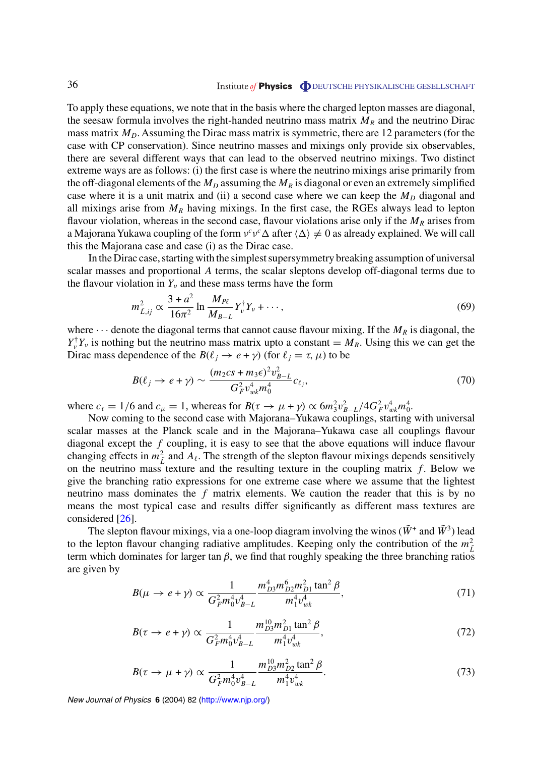To apply these equations, we note that in the basis where the charged lepton masses are diagonal, the seesaw formula involves the right-handed neutrino mass matrix $M_R$ and the neutrino Dirac mass matrix $M_D$. Assuming the Dirac mass matrix is symmetric, there are 12 parameters (for the case with CP conservation). Since neutrino masses and mixings only provide six observables, there are several different ways that can lead to the observed neutrino mixings. Two distinct extreme ways are as follows: (i) the first case is where the neutrino mixings arise primarily from the off-diagonal elements of the $M_D$ assuming the $M_R$ is diagonal or even an extremely simplified case where it is a unit matrix and (ii) a second case where we can keep the $M_D$ diagonal and all mixings arise from $M_R$ having mixings. In the first case, the RGEs always lead to lepton flavour violation, whereas in the second case, flavour violations arise only if the $M_R$ arises from a Majorana Yukawa coupling of the form $\nu^c\nu^c\Delta$ after $\langle\Delta\rangle \neq 0$ as already explained. We will call this the Majorana case and case (i) as the Dirac case.

In the Dirac case, starting with the simplest supersymmetry breaking assumption of universal scalar masses and proportional $A$ terms, the scalar sleptons develop off-diagonal terms due to the flavour violation in $Y_\nu$ and these mass terms have the form

$$m^2_{\tilde{L},ij} \propto \frac{3+a^2}{16\pi^2} \ln \frac{M_{P\ell}}{M_{B-L}} Y^\dagger_\nu Y_\nu + \cdots, \tag{69}$$

where $\cdots$ denote the diagonal terms that cannot cause flavour mixing. If the $M_R$ is diagonal, the $Y^\dagger_\nu Y_\nu$ is nothing but the neutrino mass matrix upto a constant $= M_R$. Using this we can get the Dirac mass dependence of the $B(\ell_j \to e + \gamma)$ (for $\ell_j = \tau, \mu$) to be

$$B(\ell_j \to e+\gamma) \sim \frac{(m_2 cs + m_3\epsilon)^2 v^2_{B-L}}{G^2_F v^4_{wk} m^4_0} c_{\ell_j}, \tag{70}$$

where $c_\tau = 1/6$ and $c_\mu = 1$, whereas for $B(\tau \to \mu + \gamma) \propto 6m^2_3 v^2_{B-L}/4G^2_F v^4_{wk} m^4_0$.

Now coming to the second case with Majorana–Yukawa couplings, starting with universal scalar masses at the Planck scale and in the Majorana–Yukawa case all couplings flavour diagonal except the $f$ coupling, it is easy to see that the above equations will induce flavour changing effects in $m^2_{\tilde{L}}$ and $A_\ell$. The strength of the slepton flavour mixings depends sensitively on the neutrino mass texture and the resulting texture in the coupling matrix $f$. Below we give the branching ratio expressions for one extreme case where we assume that the lightest neutrino mass dominates the $f$ matrix elements. We caution the reader that this is by no means the most typical case and results differ significantly as different mass textures are considered [26].

The slepton flavour mixings, via a one-loop diagram involving the winos ($\tilde{W}^+$ and $\tilde{W}^3$) lead to the lepton flavour changing radiative amplitudes. Keeping only the contribution of the $m^2_{\tilde{L}}$ term which dominates for larger $\tan\beta$, we find that roughly speaking the three branching ratios are given by

$$B(\mu \to e+\gamma) \propto \frac{1}{G^2_F m^4_0 v^4_{B-L}} \frac{m^4_{D3} m^6_{D2} m^2_{D1} \tan^2\beta}{m^4_1 v^4_{wk}}, \tag{71}$$

$$B(\tau \to e+\gamma) \propto \frac{1}{G^2_F m^4_0 v^4_{B-L}} \frac{m^{10}_{D3} m^2_{D1} \tan^2\beta}{m^4_1 v^4_{wk}}, \tag{72}$$

$$B(\tau \to \mu+\gamma) \propto \frac{1}{G^2_F m^4_0 v^4_{B-L}} \frac{m^{10}_{D3} m^2_{D2} \tan^2\beta}{m^4_1 v^4_{wk}}. \tag{73}$$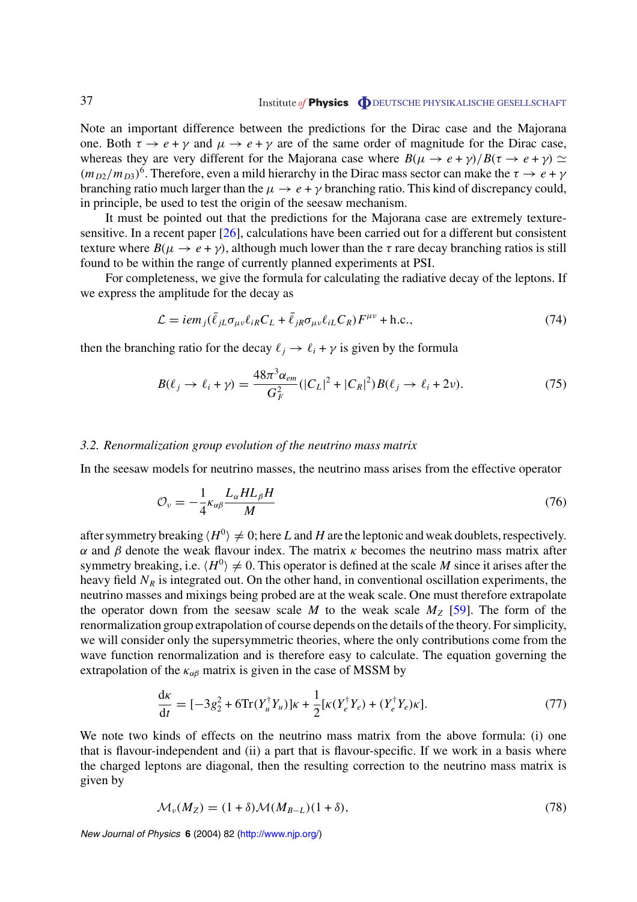Note an important difference between the predictions for the Dirac case and the Majorana one. Both $\tau \to e + \gamma$ and $\mu \to e + \gamma$ are of the same order of magnitude for the Dirac case, whereas they are very different for the Majorana case where $B(\mu \to e + \gamma)/B(\tau \to e + \gamma) \simeq (m_{D2}/m_{D3})^6$. Therefore, even a mild hierarchy in the Dirac mass sector can make the $\tau \to e + \gamma$ branching ratio much larger than the $\mu \to e + \gamma$ branching ratio. This kind of discrepancy could, in principle, be used to test the origin of the seesaw mechanism.

It must be pointed out that the predictions for the Majorana case are extremely texture-sensitive. In a recent paper [26], calculations have been carried out for a different but consistent texture where $B(\mu \to e + \gamma)$, although much lower than the $\tau$ rare decay branching ratios is still found to be within the range of currently planned experiments at PSI.

For completeness, we give the formula for calculating the radiative decay of the leptons. If we express the amplitude for the decay as

$$\mathcal{L} = iem_j(\bar{\ell}_{jL}\sigma_{\mu\nu}\ell_{iR}C_L + \bar{\ell}_{jR}\sigma_{\mu\nu}\ell_{iL}C_R)F^{\mu\nu} + \text{h.c.}, \tag{74}$$

then the branching ratio for the decay $\ell_j \to \ell_i + \gamma$ is given by the formula

$$B(\ell_j \to \ell_i + \gamma) = \frac{48\pi^3\alpha_{em}}{G_F^2}(|C_L|^2 + |C_R|^2)B(\ell_j \to \ell_i + 2\nu). \tag{75}$$

### *3.2. Renormalization group evolution of the neutrino mass matrix*

In the seesaw models for neutrino masses, the neutrino mass arises from the effective operator

$$\mathcal{O}_\nu = -\frac{1}{4}\kappa_{\alpha\beta}\frac{L_\alpha H L_\beta H}{M} \tag{76}$$

after symmetry breaking $\langle H^0\rangle \neq 0$; here $L$ and $H$ are the leptonic and weak doublets, respectively. $\alpha$ and $\beta$ denote the weak flavour index. The matrix $\kappa$ becomes the neutrino mass matrix after symmetry breaking, i.e. $\langle H^0\rangle \neq 0$. This operator is defined at the scale $M$ since it arises after the heavy field $N_R$ is integrated out. On the other hand, in conventional oscillation experiments, the neutrino masses and mixings being probed are at the weak scale. One must therefore extrapolate the operator down from the seesaw scale $M$ to the weak scale $M_Z$ [59]. The form of the renormalization group extrapolation of course depends on the details of the theory. For simplicity, we will consider only the supersymmetric theories, where the only contributions come from the wave function renormalization and is therefore easy to calculate. The equation governing the extrapolation of the $\kappa_{\alpha\beta}$ matrix is given in the case of MSSM by

$$\frac{\mathrm{d}\kappa}{\mathrm{d}t} = [-3g_2^2 + 6\mathrm{Tr}(Y_u^\dagger Y_u)]\kappa + \frac{1}{2}[\kappa(Y_e^\dagger Y_e) + (Y_e^\dagger Y_e)\kappa]. \tag{77}$$

We note two kinds of effects on the neutrino mass matrix from the above formula: (i) one that is flavour-independent and (ii) a part that is flavour-specific. If we work in a basis where the charged leptons are diagonal, then the resulting correction to the neutrino mass matrix is given by

$$\mathcal{M}_\nu(M_Z) = (1 + \delta)\mathcal{M}(M_{B-L})(1 + \delta), \tag{78}$$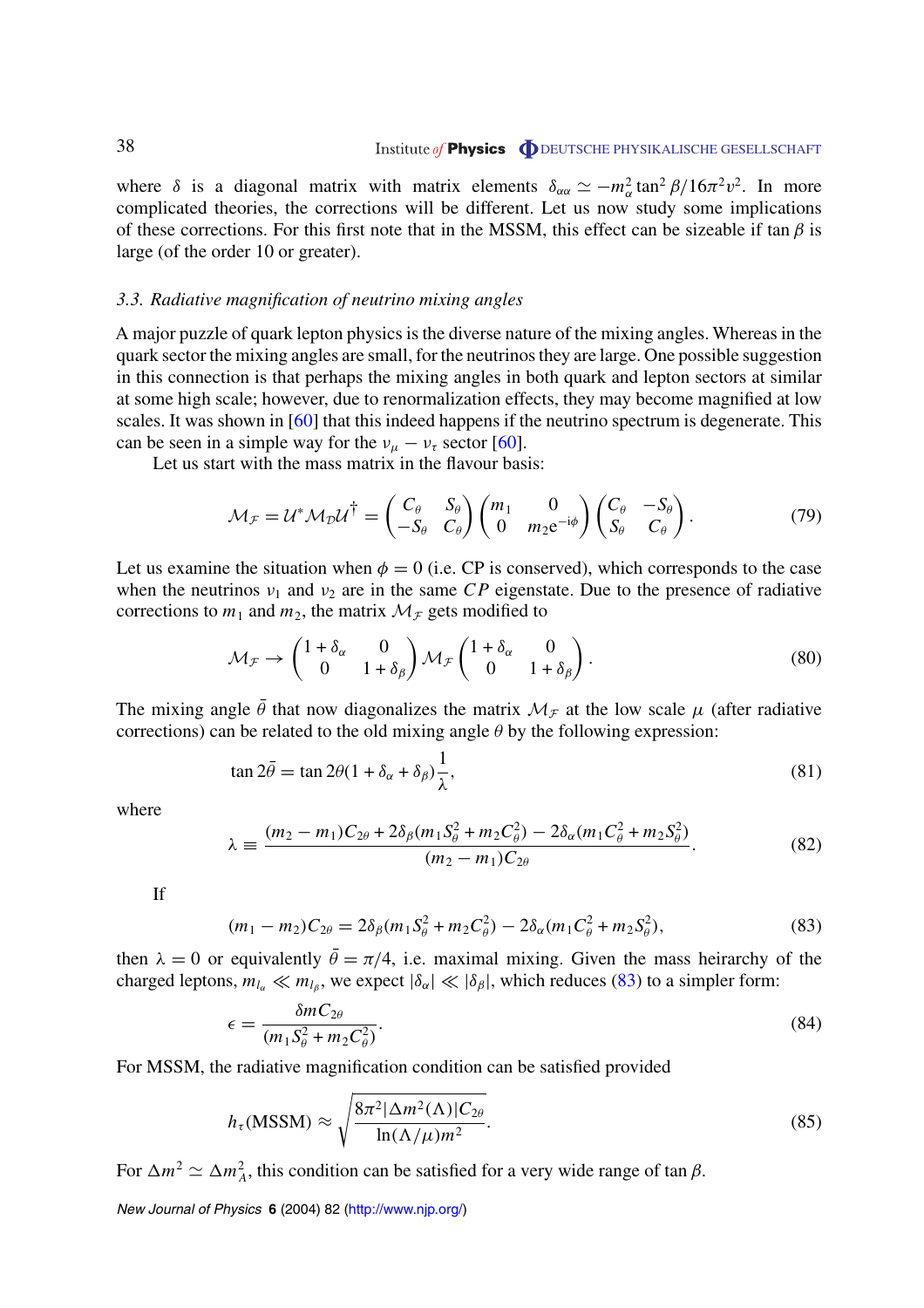where $\delta$ is a diagonal matrix with matrix elements $\delta_{\alpha\alpha} \simeq -m_\alpha^2 \tan^2\beta/16\pi^2 v^2$. In more complicated theories, the corrections will be different. Let us now study some implications of these corrections. For this first note that in the MSSM, this effect can be sizeable if $\tan\beta$ is large (of the order 10 or greater).

### *3.3. Radiative magnification of neutrino mixing angles*

A major puzzle of quark lepton physics is the diverse nature of the mixing angles. Whereas in the quark sector the mixing angles are small, for the neutrinos they are large. One possible suggestion in this connection is that perhaps the mixing angles in both quark and lepton sectors at similar at some high scale; however, due to renormalization effects, they may become magnified at low scales. It was shown in [60] that this indeed happens if the neutrino spectrum is degenerate. This can be seen in a simple way for the $\nu_\mu - \nu_\tau$ sector [60].

Let us start with the mass matrix in the flavour basis:

$$\mathcal{M}_{\mathcal{F}} = \mathcal{U}^* \mathcal{M}_{\mathcal{D}} \mathcal{U}^\dagger = \begin{pmatrix} C_\theta & S_\theta \\ -S_\theta & C_\theta \end{pmatrix} \begin{pmatrix} m_1 & 0 \\ 0 & m_2 \mathrm{e}^{-\mathrm{i}\phi} \end{pmatrix} \begin{pmatrix} C_\theta & -S_\theta \\ S_\theta & C_\theta \end{pmatrix}. \tag{79}$$

Let us examine the situation when $\phi = 0$ (i.e. CP is conserved), which corresponds to the case when the neutrinos $\nu_1$ and $\nu_2$ are in the same $CP$ eigenstate. Due to the presence of radiative corrections to $m_1$ and $m_2$, the matrix $\mathcal{M}_{\mathcal{F}}$ gets modified to

$$\mathcal{M}_{\mathcal{F}} \to \begin{pmatrix} 1+\delta_\alpha & 0 \\ 0 & 1+\delta_\beta \end{pmatrix} \mathcal{M}_{\mathcal{F}} \begin{pmatrix} 1+\delta_\alpha & 0 \\ 0 & 1+\delta_\beta \end{pmatrix}. \tag{80}$$

The mixing angle $\bar{\theta}$ that now diagonalizes the matrix $\mathcal{M}_{\mathcal{F}}$ at the low scale $\mu$ (after radiative corrections) can be related to the old mixing angle $\theta$ by the following expression:

$$\tan 2\bar{\theta} = \tan 2\theta (1 + \delta_\alpha + \delta_\beta) \frac{1}{\lambda}, \tag{81}$$

where

$$\lambda \equiv \frac{(m_2 - m_1) C_{2\theta} + 2\delta_\beta (m_1 S_\theta^2 + m_2 C_\theta^2) - 2\delta_\alpha (m_1 C_\theta^2 + m_2 S_\theta^2)}{(m_2 - m_1) C_{2\theta}}. \tag{82}$$

If

$$(m_1 - m_2) C_{2\theta} = 2\delta_\beta (m_1 S_\theta^2 + m_2 C_\theta^2) - 2\delta_\alpha (m_1 C_\theta^2 + m_2 S_\theta^2), \tag{83}$$

then $\lambda = 0$ or equivalently $\bar{\theta} = \pi/4$, i.e. maximal mixing. Given the mass heirarchy of the charged leptons, $m_{l_\alpha} \ll m_{l_\beta}$, we expect $|\delta_\alpha| \ll |\delta_\beta|$, which reduces (83) to a simpler form:

$$\epsilon = \frac{\delta m C_{2\theta}}{(m_1 S_\theta^2 + m_2 C_\theta^2)}. \tag{84}$$

For MSSM, the radiative magnification condition can be satisfied provided

$$h_\tau(\mathrm{MSSM}) \approx \sqrt{\frac{8\pi^2 |\Delta m^2(\Lambda)| C_{2\theta}}{\ln(\Lambda/\mu) m^2}}. \tag{85}$$

For $\Delta m^2 \simeq \Delta m_A^2$, this condition can be satisfied for a very wide range of $\tan\beta$.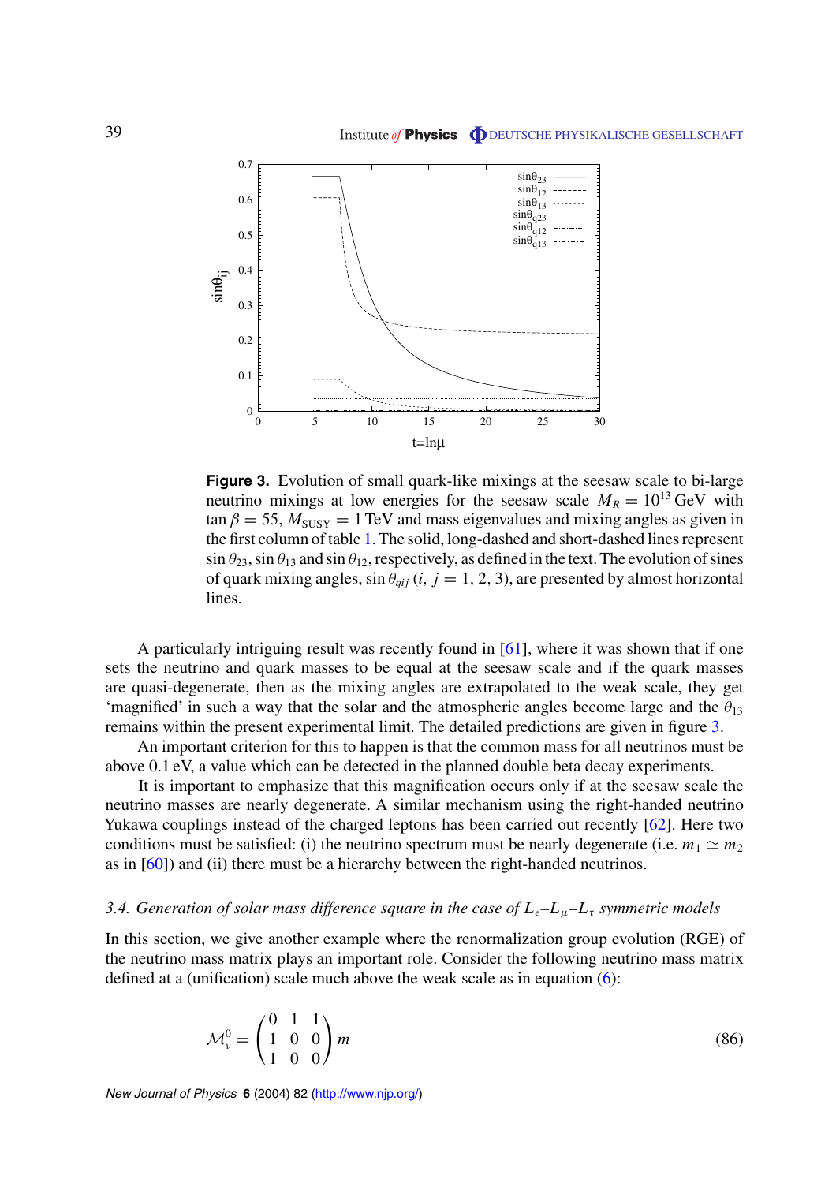**Figure 3.** Evolution of small quark-like mixings at the seesaw scale to bi-large neutrino mixings at low energies for the seesaw scale $M_R = 10^{13}$ GeV with $\tan\beta = 55$, $M_{\text{SUSY}} = 1$ TeV and mass eigenvalues and mixing angles as given in the first column of table 1. The solid, long-dashed and short-dashed lines represent $\sin\theta_{23}$, $\sin\theta_{13}$ and $\sin\theta_{12}$, respectively, as defined in the text. The evolution of sines of quark mixing angles, $\sin\theta_{qij}$ $(i, j = 1, 2, 3)$, are presented by almost horizontal lines.

A particularly intriguing result was recently found in [61], where it was shown that if one sets the neutrino and quark masses to be equal at the seesaw scale and if the quark masses are quasi-degenerate, then as the mixing angles are extrapolated to the weak scale, they get 'magnified' in such a way that the solar and the atmospheric angles become large and the $\theta_{13}$ remains within the present experimental limit. The detailed predictions are given in figure 3.

An important criterion for this to happen is that the common mass for all neutrinos must be above 0.1 eV, a value which can be detected in the planned double beta decay experiments.

It is important to emphasize that this magnification occurs only if at the seesaw scale the neutrino masses are nearly degenerate. A similar mechanism using the right-handed neutrino Yukawa couplings instead of the charged leptons has been carried out recently [62]. Here two conditions must be satisfied: (i) the neutrino spectrum must be nearly degenerate (i.e. $m_1 \simeq m_2$ as in [60]) and (ii) there must be a hierarchy between the right-handed neutrinos.

### *3.4. Generation of solar mass difference square in the case of $L_e$–$L_\mu$–$L_\tau$ symmetric models*

In this section, we give another example where the renormalization group evolution (RGE) of the neutrino mass matrix plays an important role. Consider the following neutrino mass matrix defined at a (unification) scale much above the weak scale as in equation (6):

$$\mathcal{M}_\nu^0 = \begin{pmatrix} 0 & 1 & 1 \\ 1 & 0 & 0 \\ 1 & 0 & 0 \end{pmatrix} m \tag{86}$$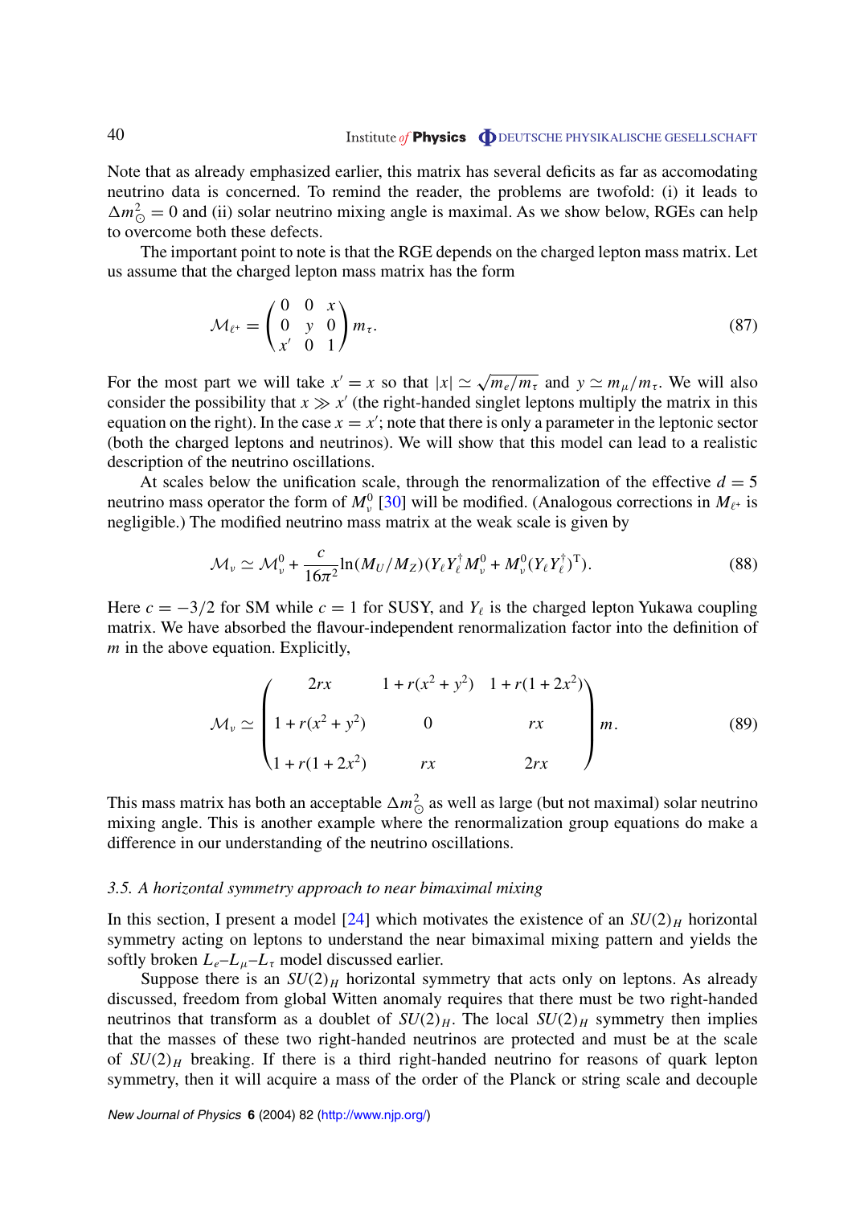Note that as already emphasized earlier, this matrix has several deficits as far as accomodating neutrino data is concerned. To remind the reader, the problems are twofold: (i) it leads to $\Delta m^2_\odot = 0$ and (ii) solar neutrino mixing angle is maximal. As we show below, RGEs can help to overcome both these defects.

The important point to note is that the RGE depends on the charged lepton mass matrix. Let us assume that the charged lepton mass matrix has the form

$$\mathcal{M}_{\ell^+} = \begin{pmatrix} 0 & 0 & x \\ 0 & y & 0 \\ x' & 0 & 1 \end{pmatrix} m_\tau. \tag{87}$$

For the most part we will take $x' = x$ so that $|x| \simeq \sqrt{m_e/m_\tau}$ and $y \simeq m_\mu/m_\tau$. We will also consider the possibility that $x \gg x'$ (the right-handed singlet leptons multiply the matrix in this equation on the right). In the case $x = x'$; note that there is only a parameter in the leptonic sector (both the charged leptons and neutrinos). We will show that this model can lead to a realistic description of the neutrino oscillations.

At scales below the unification scale, through the renormalization of the effective $d = 5$ neutrino mass operator the form of $M^0_\nu$ [30] will be modified. (Analogous corrections in $M_{\ell^+}$ is negligible.) The modified neutrino mass matrix at the weak scale is given by

$$\mathcal{M}_\nu \simeq \mathcal{M}^0_\nu + \frac{c}{16\pi^2} \ln(M_U/M_Z)(Y_\ell Y_\ell^\dagger M^0_\nu + M^0_\nu (Y_\ell Y_\ell^\dagger)^{\mathrm{T}}). \tag{88}$$

Here $c = -3/2$ for SM while $c = 1$ for SUSY, and $Y_\ell$ is the charged lepton Yukawa coupling matrix. We have absorbed the flavour-independent renormalization factor into the definition of $m$ in the above equation. Explicitly,

$$\mathcal{M}_\nu \simeq \begin{pmatrix} 2rx & 1 + r(x^2 + y^2) & 1 + r(1 + 2x^2) \\ 1 + r(x^2 + y^2) & 0 & rx \\ 1 + r(1 + 2x^2) & rx & 2rx \end{pmatrix} m. \tag{89}$$

This mass matrix has both an acceptable $\Delta m^2_\odot$ as well as large (but not maximal) solar neutrino mixing angle. This is another example where the renormalization group equations do make a difference in our understanding of the neutrino oscillations.

### *3.5. A horizontal symmetry approach to near bimaximal mixing*

In this section, I present a model [24] which motivates the existence of an $SU(2)_H$ horizontal symmetry acting on leptons to understand the near bimaximal mixing pattern and yields the softly broken $L_e$–$L_\mu$–$L_\tau$ model discussed earlier.

Suppose there is an $SU(2)_H$ horizontal symmetry that acts only on leptons. As already discussed, freedom from global Witten anomaly requires that there must be two right-handed neutrinos that transform as a doublet of $SU(2)_H$. The local $SU(2)_H$ symmetry then implies that the masses of these two right-handed neutrinos are protected and must be at the scale of $SU(2)_H$ breaking. If there is a third right-handed neutrino for reasons of quark lepton symmetry, then it will acquire a mass of the order of the Planck or string scale and decouple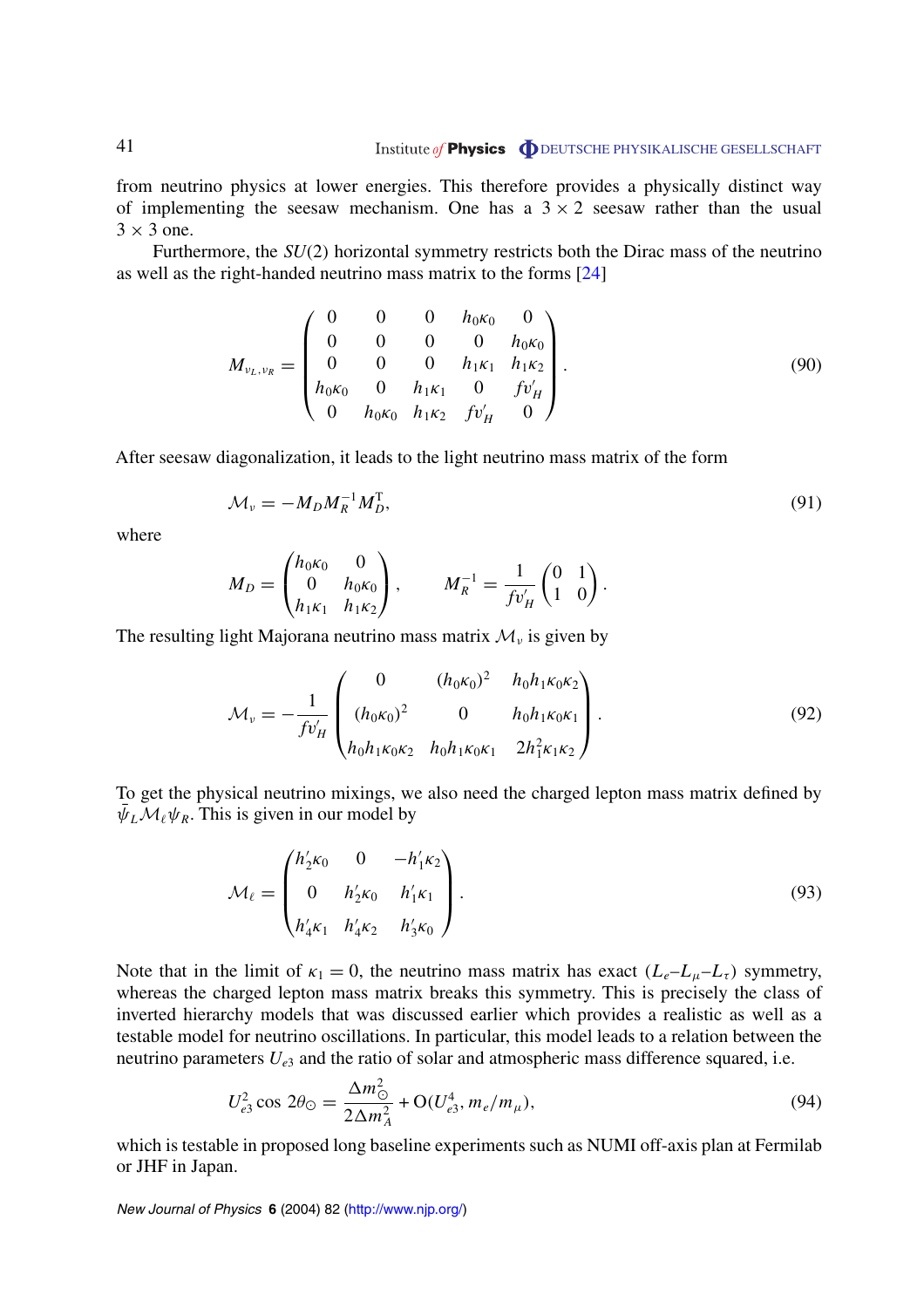from neutrino physics at lower energies. This therefore provides a physically distinct way of implementing the seesaw mechanism. One has a $3 \times 2$ seesaw rather than the usual $3 \times 3$ one.

Furthermore, the $SU(2)$ horizontal symmetry restricts both the Dirac mass of the neutrino as well as the right-handed neutrino mass matrix to the forms [24]

$$M_{\nu_L,\nu_R} = \begin{pmatrix} 0 & 0 & 0 & h_0\kappa_0 & 0 \\ 0 & 0 & 0 & 0 & h_0\kappa_0 \\ 0 & 0 & 0 & h_1\kappa_1 & h_1\kappa_2 \\ h_0\kappa_0 & 0 & h_1\kappa_1 & 0 & fv'_H \\ 0 & h_0\kappa_0 & h_1\kappa_2 & fv'_H & 0 \end{pmatrix}. \tag{90}$$

After seesaw diagonalization, it leads to the light neutrino mass matrix of the form

$$\mathcal{M}_\nu = -M_D M_R^{-1} M_D^{\mathrm{T}}, \tag{91}$$

where

$$M_D = \begin{pmatrix} h_0\kappa_0 & 0 \\ 0 & h_0\kappa_0 \\ h_1\kappa_1 & h_1\kappa_2 \end{pmatrix}, \qquad M_R^{-1} = \frac{1}{fv'_H}\begin{pmatrix} 0 & 1 \\ 1 & 0 \end{pmatrix}.$$

The resulting light Majorana neutrino mass matrix $\mathcal{M}_\nu$ is given by

$$\mathcal{M}_\nu = -\frac{1}{fv'_H}\begin{pmatrix} 0 & (h_0\kappa_0)^2 & h_0h_1\kappa_0\kappa_2 \\ (h_0\kappa_0)^2 & 0 & h_0h_1\kappa_0\kappa_1 \\ h_0h_1\kappa_0\kappa_2 & h_0h_1\kappa_0\kappa_1 & 2h_1^2\kappa_1\kappa_2 \end{pmatrix}. \tag{92}$$

To get the physical neutrino mixings, we also need the charged lepton mass matrix defined by $\bar{\psi}_L \mathcal{M}_\ell \psi_R$. This is given in our model by

$$\mathcal{M}_\ell = \begin{pmatrix} h'_2\kappa_0 & 0 & -h'_1\kappa_2 \\ 0 & h'_2\kappa_0 & h'_1\kappa_1 \\ h'_4\kappa_1 & h'_4\kappa_2 & h'_3\kappa_0 \end{pmatrix}. \tag{93}$$

Note that in the limit of $\kappa_1 = 0$, the neutrino mass matrix has exact $(L_e–L_\mu–L_\tau)$ symmetry, whereas the charged lepton mass matrix breaks this symmetry. This is precisely the class of inverted hierarchy models that was discussed earlier which provides a realistic as well as a testable model for neutrino oscillations. In particular, this model leads to a relation between the neutrino parameters $U_{e3}$ and the ratio of solar and atmospheric mass difference squared, i.e.

$$U_{e3}^2 \cos 2\theta_\odot = \frac{\Delta m_\odot^2}{2\Delta m_A^2} + \mathrm{O}(U_{e3}^4, m_e/m_\mu), \tag{94}$$

which is testable in proposed long baseline experiments such as NUMI off-axis plan at Fermilab or JHF in Japan.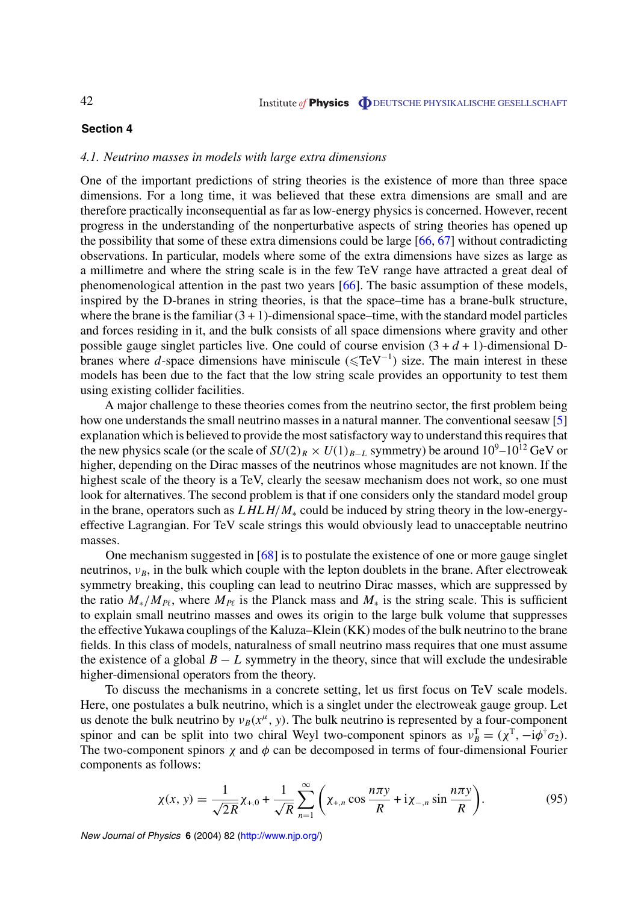## Section 4

### 4.1. Neutrino masses in models with large extra dimensions

One of the important predictions of string theories is the existence of more than three space dimensions. For a long time, it was believed that these extra dimensions are small and are therefore practically inconsequential as far as low-energy physics is concerned. However, recent progress in the understanding of the nonperturbative aspects of string theories has opened up the possibility that some of these extra dimensions could be large [66, 67] without contradicting observations. In particular, models where some of the extra dimensions have sizes as large as a millimetre and where the string scale is in the few TeV range have attracted a great deal of phenomenological attention in the past two years [66]. The basic assumption of these models, inspired by the D-branes in string theories, is that the space–time has a brane-bulk structure, where the brane is the familiar $(3 + 1)$-dimensional space–time, with the standard model particles and forces residing in it, and the bulk consists of all space dimensions where gravity and other possible gauge singlet particles live. One could of course envision $(3 + d + 1)$-dimensional D-branes where $d$-space dimensions have miniscule ($\leqslant \mathrm{TeV}^{-1}$) size. The main interest in these models has been due to the fact that the low string scale provides an opportunity to test them using existing collider facilities.

A major challenge to these theories comes from the neutrino sector, the first problem being how one understands the small neutrino masses in a natural manner. The conventional seesaw [5] explanation which is believed to provide the most satisfactory way to understand this requires that the new physics scale (or the scale of $SU(2)_R \times U(1)_{B-L}$ symmetry) be around $10^9$–$10^{12}$ GeV or higher, depending on the Dirac masses of the neutrinos whose magnitudes are not known. If the highest scale of the theory is a TeV, clearly the seesaw mechanism does not work, so one must look for alternatives. The second problem is that if one considers only the standard model group in the brane, operators such as $LHLH/M_*$ could be induced by string theory in the low-energy-effective Lagrangian. For TeV scale strings this would obviously lead to unacceptable neutrino masses.

One mechanism suggested in [68] is to postulate the existence of one or more gauge singlet neutrinos, $\nu_B$, in the bulk which couple with the lepton doublets in the brane. After electroweak symmetry breaking, this coupling can lead to neutrino Dirac masses, which are suppressed by the ratio $M_*/M_{P\ell}$, where $M_{P\ell}$ is the Planck mass and $M_*$ is the string scale. This is sufficient to explain small neutrino masses and owes its origin to the large bulk volume that suppresses the effective Yukawa couplings of the Kaluza–Klein (KK) modes of the bulk neutrino to the brane fields. In this class of models, naturalness of small neutrino mass requires that one must assume the existence of a global $B - L$ symmetry in the theory, since that will exclude the undesirable higher-dimensional operators from the theory.

To discuss the mechanisms in a concrete setting, let us first focus on TeV scale models. Here, one postulates a bulk neutrino, which is a singlet under the electroweak gauge group. Let us denote the bulk neutrino by $\nu_B(x^\mu, y)$. The bulk neutrino is represented by a four-component spinor and can be split into two chiral Weyl two-component spinors as $\nu_B^{\mathrm{T}} = (\chi^{\mathrm{T}}, -\mathrm{i}\phi^\dagger\sigma_2)$. The two-component spinors $\chi$ and $\phi$ can be decomposed in terms of four-dimensional Fourier components as follows:

$$\chi(x, y) = \frac{1}{\sqrt{2R}}\chi_{+,0} + \frac{1}{\sqrt{R}}\sum_{n=1}^{\infty}\left(\chi_{+,n}\cos\frac{n\pi y}{R} + \mathrm{i}\chi_{-,n}\sin\frac{n\pi y}{R}\right). \tag{95}$$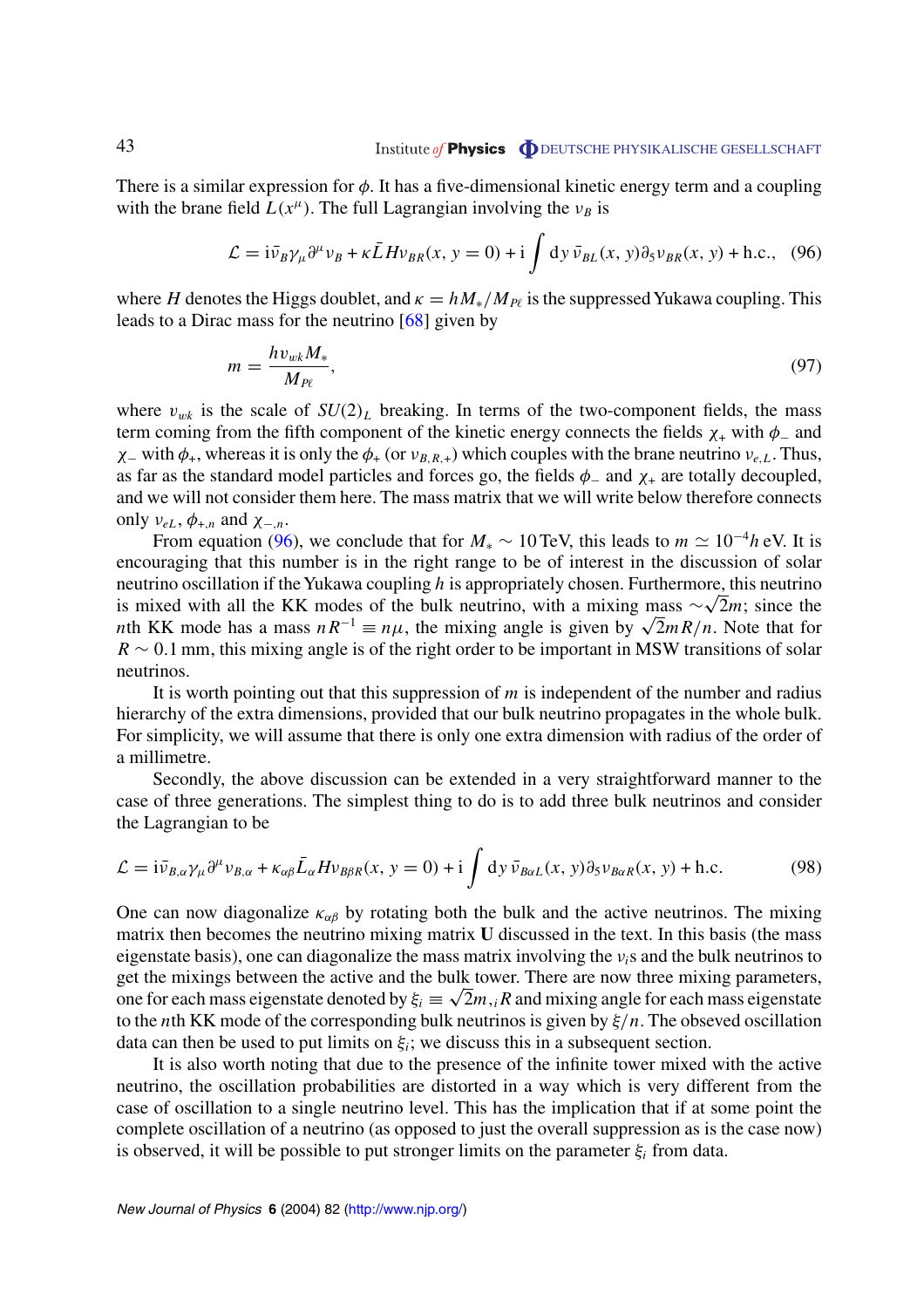There is a similar expression for $\phi$. It has a five-dimensional kinetic energy term and a coupling with the brane field $L(x^\mu)$. The full Lagrangian involving the $\nu_B$ is

$$\mathcal{L} = \mathrm{i}\bar{\nu}_B \gamma_\mu \partial^\mu \nu_B + \kappa \bar{L} H \nu_{BR}(x, y = 0) + \mathrm{i} \int \mathrm{d}y \, \bar{\nu}_{BL}(x, y) \partial_5 \nu_{BR}(x, y) + \text{h.c.}, \quad (96)$$

where $H$ denotes the Higgs doublet, and $\kappa = h M_* / M_{P\ell}$ is the suppressed Yukawa coupling. This leads to a Dirac mass for the neutrino [68] given by

$$m = \frac{h v_{wk} M_*}{M_{P\ell}}, \quad (97)$$

where $v_{wk}$ is the scale of $SU(2)_L$ breaking. In terms of the two-component fields, the mass term coming from the fifth component of the kinetic energy connects the fields $\chi_+$ with $\phi_-$ and $\chi_-$ with $\phi_+$, whereas it is only the $\phi_+$ (or $\nu_{B,R,+}$) which couples with the brane neutrino $\nu_{e,L}$. Thus, as far as the standard model particles and forces go, the fields $\phi_-$ and $\chi_+$ are totally decoupled, and we will not consider them here. The mass matrix that we will write below therefore connects only $\nu_{eL}$, $\phi_{+,n}$ and $\chi_{-,n}$.

From equation (96), we conclude that for $M_* \sim 10\,\text{TeV}$, this leads to $m \simeq 10^{-4} h\,\text{eV}$. It is encouraging that this number is in the right range to be of interest in the discussion of solar neutrino oscillation if the Yukawa coupling $h$ is appropriately chosen. Furthermore, this neutrino is mixed with all the KK modes of the bulk neutrino, with a mixing mass $\sim\sqrt{2}m$; since the $n$th KK mode has a mass $nR^{-1} \equiv n\mu$, the mixing angle is given by $\sqrt{2}mR/n$. Note that for $R \sim 0.1\,\text{mm}$, this mixing angle is of the right order to be important in MSW transitions of solar neutrinos.

It is worth pointing out that this suppression of $m$ is independent of the number and radius hierarchy of the extra dimensions, provided that our bulk neutrino propagates in the whole bulk. For simplicity, we will assume that there is only one extra dimension with radius of the order of a millimetre.

Secondly, the above discussion can be extended in a very straightforward manner to the case of three generations. The simplest thing to do is to add three bulk neutrinos and consider the Lagrangian to be

$$\mathcal{L} = \mathrm{i}\bar{\nu}_{B,\alpha} \gamma_\mu \partial^\mu \nu_{B,\alpha} + \kappa_{\alpha\beta} \bar{L}_\alpha H \nu_{B\beta R}(x, y = 0) + \mathrm{i} \int \mathrm{d}y \, \bar{\nu}_{B\alpha L}(x, y) \partial_5 \nu_{B\alpha R}(x, y) + \text{h.c.} \quad (98)$$

One can now diagonalize $\kappa_{\alpha\beta}$ by rotating both the bulk and the active neutrinos. The mixing matrix then becomes the neutrino mixing matrix $\mathbf{U}$ discussed in the text. In this basis (the mass eigenstate basis), one can diagonalize the mass matrix involving the $\nu_i$s and the bulk neutrinos to get the mixings between the active and the bulk tower. There are now three mixing parameters, one for each mass eigenstate denoted by $\xi_i \equiv \sqrt{2}m_{,i}R$ and mixing angle for each mass eigenstate to the $n$th KK mode of the corresponding bulk neutrinos is given by $\xi/n$. The obseved oscillation data can then be used to put limits on $\xi_i$; we discuss this in a subsequent section.

It is also worth noting that due to the presence of the infinite tower mixed with the active neutrino, the oscillation probabilities are distorted in a way which is very different from the case of oscillation to a single neutrino level. This has the implication that if at some point the complete oscillation of a neutrino (as opposed to just the overall suppression as is the case now) is observed, it will be possible to put stronger limits on the parameter $\xi_i$ from data.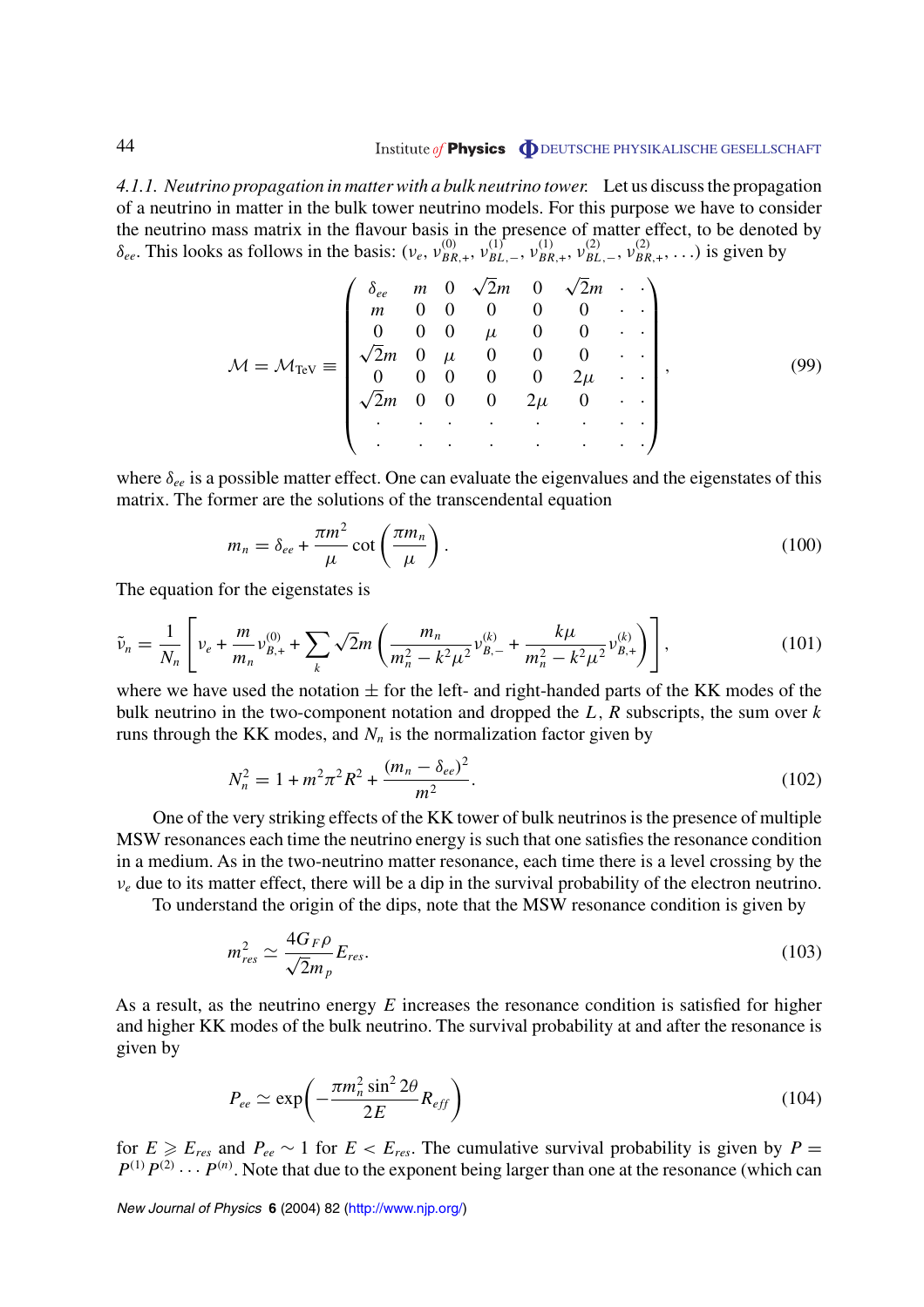*4.1.1. Neutrino propagation in matter with a bulk neutrino tower.* Let us discuss the propagation of a neutrino in matter in the bulk tower neutrino models. For this purpose we have to consider the neutrino mass matrix in the flavour basis in the presence of matter effect, to be denoted by $\delta_{ee}$. This looks as follows in the basis: $(\nu_e, \nu^{(0)}_{BR,+}, \nu^{(1)}_{BL,-}, \nu^{(1)}_{BR,+}, \nu^{(2)}_{BL,-}, \nu^{(2)}_{BR,+}, \ldots)$ is given by

$$\mathcal{M} = \mathcal{M}_{\text{TeV}} \equiv \begin{pmatrix} \delta_{ee} & m & 0 & \sqrt{2}m & 0 & \sqrt{2}m & \cdot & \cdot \\ m & 0 & 0 & 0 & 0 & 0 & \cdot & \cdot \\ 0 & 0 & 0 & \mu & 0 & 0 & \cdot & \cdot \\ \sqrt{2}m & 0 & \mu & 0 & 0 & 0 & \cdot & \cdot \\ 0 & 0 & 0 & 0 & 0 & 2\mu & \cdot & \cdot \\ \sqrt{2}m & 0 & 0 & 0 & 2\mu & 0 & \cdot & \cdot \\ \cdot & \cdot & \cdot & \cdot & \cdot & \cdot & \cdot & \cdot \\ \cdot & \cdot & \cdot & \cdot & \cdot & \cdot & \cdot & \cdot \end{pmatrix}, \tag{99}$$

where $\delta_{ee}$ is a possible matter effect. One can evaluate the eigenvalues and the eigenstates of this matrix. The former are the solutions of the transcendental equation

$$m_n = \delta_{ee} + \frac{\pi m^2}{\mu} \cot\left(\frac{\pi m_n}{\mu}\right). \tag{100}$$

The equation for the eigenstates is

$$\tilde{\nu}_n = \frac{1}{N_n}\left[\nu_e + \frac{m}{m_n}\nu^{(0)}_{B,+} + \sum_k \sqrt{2}m\left(\frac{m_n}{m_n^2 - k^2\mu^2}\nu^{(k)}_{B,-} + \frac{k\mu}{m_n^2 - k^2\mu^2}\nu^{(k)}_{B,+}\right)\right], \tag{101}$$

where we have used the notation $\pm$ for the left- and right-handed parts of the KK modes of the bulk neutrino in the two-component notation and dropped the $L$, $R$ subscripts, the sum over $k$ runs through the KK modes, and $N_n$ is the normalization factor given by

$$N_n^2 = 1 + m^2\pi^2 R^2 + \frac{(m_n - \delta_{ee})^2}{m^2}. \tag{102}$$

One of the very striking effects of the KK tower of bulk neutrinos is the presence of multiple MSW resonances each time the neutrino energy is such that one satisfies the resonance condition in a medium. As in the two-neutrino matter resonance, each time there is a level crossing by the $\nu_e$ due to its matter effect, there will be a dip in the survival probability of the electron neutrino.

To understand the origin of the dips, note that the MSW resonance condition is given by

$$m^2_{res} \simeq \frac{4G_F\rho}{\sqrt{2}m_p}E_{res}. \tag{103}$$

As a result, as the neutrino energy $E$ increases the resonance condition is satisfied for higher and higher KK modes of the bulk neutrino. The survival probability at and after the resonance is given by

$$P_{ee} \simeq \exp\left(-\frac{\pi m_n^2 \sin^2 2\theta}{2E}R_{eff}\right) \tag{104}$$

for $E \geqslant E_{res}$ and $P_{ee} \sim 1$ for $E < E_{res}$. The cumulative survival probability is given by $P = P^{(1)}P^{(2)}\cdots P^{(n)}$. Note that due to the exponent being larger than one at the resonance (which can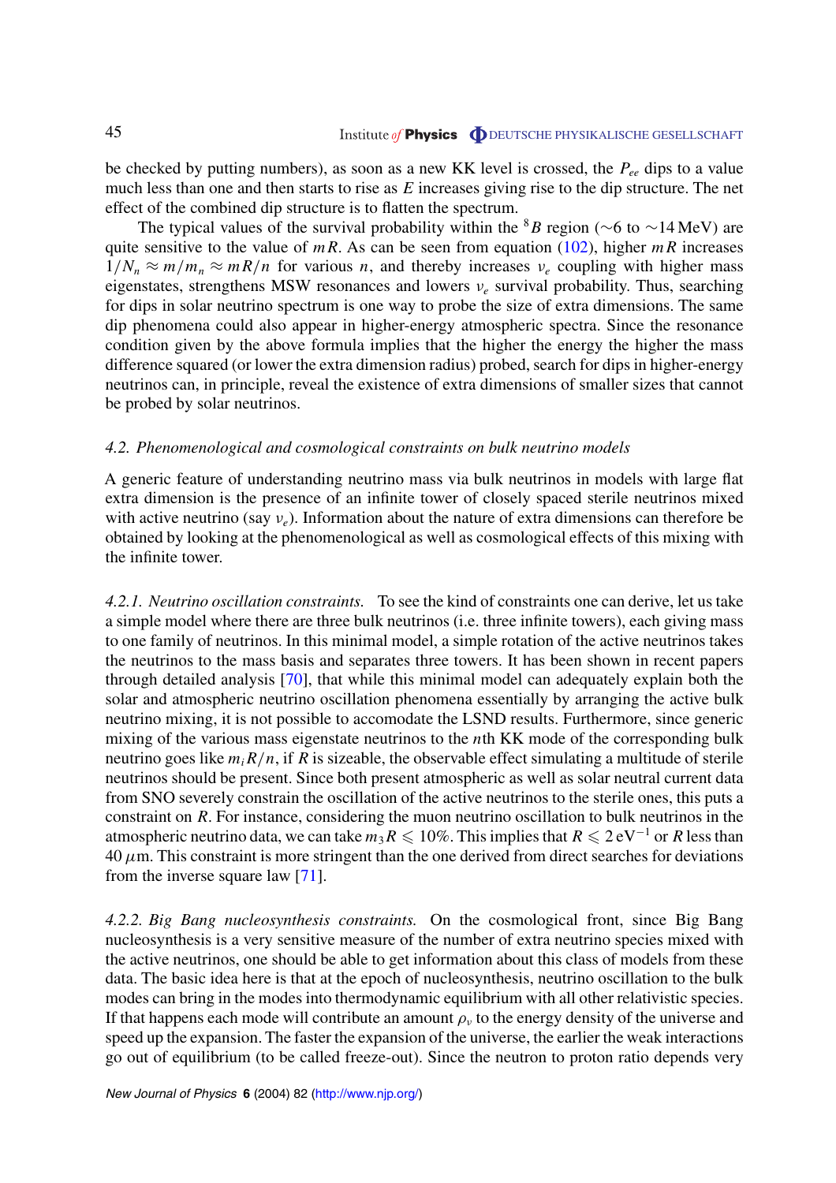be checked by putting numbers), as soon as a new KK level is crossed, the $P_{ee}$ dips to a value much less than one and then starts to rise as $E$ increases giving rise to the dip structure. The net effect of the combined dip structure is to flatten the spectrum.

The typical values of the survival probability within the $^8B$ region (~6 to ~14 MeV) are quite sensitive to the value of $mR$. As can be seen from equation (102), higher $mR$ increases $1/N_n \approx m/m_n \approx mR/n$ for various $n$, and thereby increases $\nu_e$ coupling with higher mass eigenstates, strengthens MSW resonances and lowers $\nu_e$ survival probability. Thus, searching for dips in solar neutrino spectrum is one way to probe the size of extra dimensions. The same dip phenomena could also appear in higher-energy atmospheric spectra. Since the resonance condition given by the above formula implies that the higher the energy the higher the mass difference squared (or lower the extra dimension radius) probed, search for dips in higher-energy neutrinos can, in principle, reveal the existence of extra dimensions of smaller sizes that cannot be probed by solar neutrinos.

### *4.2. Phenomenological and cosmological constraints on bulk neutrino models*

A generic feature of understanding neutrino mass via bulk neutrinos in models with large flat extra dimension is the presence of an infinite tower of closely spaced sterile neutrinos mixed with active neutrino (say $\nu_e$). Information about the nature of extra dimensions can therefore be obtained by looking at the phenomenological as well as cosmological effects of this mixing with the infinite tower.

*4.2.1. Neutrino oscillation constraints.* To see the kind of constraints one can derive, let us take a simple model where there are three bulk neutrinos (i.e. three infinite towers), each giving mass to one family of neutrinos. In this minimal model, a simple rotation of the active neutrinos takes the neutrinos to the mass basis and separates three towers. It has been shown in recent papers through detailed analysis [70], that while this minimal model can adequately explain both the solar and atmospheric neutrino oscillation phenomena essentially by arranging the active bulk neutrino mixing, it is not possible to accomodate the LSND results. Furthermore, since generic mixing of the various mass eigenstate neutrinos to the $n$th KK mode of the corresponding bulk neutrino goes like $m_i R/n$, if $R$ is sizeable, the observable effect simulating a multitude of sterile neutrinos should be present. Since both present atmospheric as well as solar neutral current data from SNO severely constrain the oscillation of the active neutrinos to the sterile ones, this puts a constraint on $R$. For instance, considering the muon neutrino oscillation to bulk neutrinos in the atmospheric neutrino data, we can take $m_3 R \leqslant 10\%$. This implies that $R \leqslant 2\,\mathrm{eV}^{-1}$ or $R$ less than $40\,\mu$m. This constraint is more stringent than the one derived from direct searches for deviations from the inverse square law [71].

*4.2.2. Big Bang nucleosynthesis constraints.* On the cosmological front, since Big Bang nucleosynthesis is a very sensitive measure of the number of extra neutrino species mixed with the active neutrinos, one should be able to get information about this class of models from these data. The basic idea here is that at the epoch of nucleosynthesis, neutrino oscillation to the bulk modes can bring in the modes into thermodynamic equilibrium with all other relativistic species. If that happens each mode will contribute an amount $\rho_\nu$ to the energy density of the universe and speed up the expansion. The faster the expansion of the universe, the earlier the weak interactions go out of equilibrium (to be called freeze-out). Since the neutron to proton ratio depends very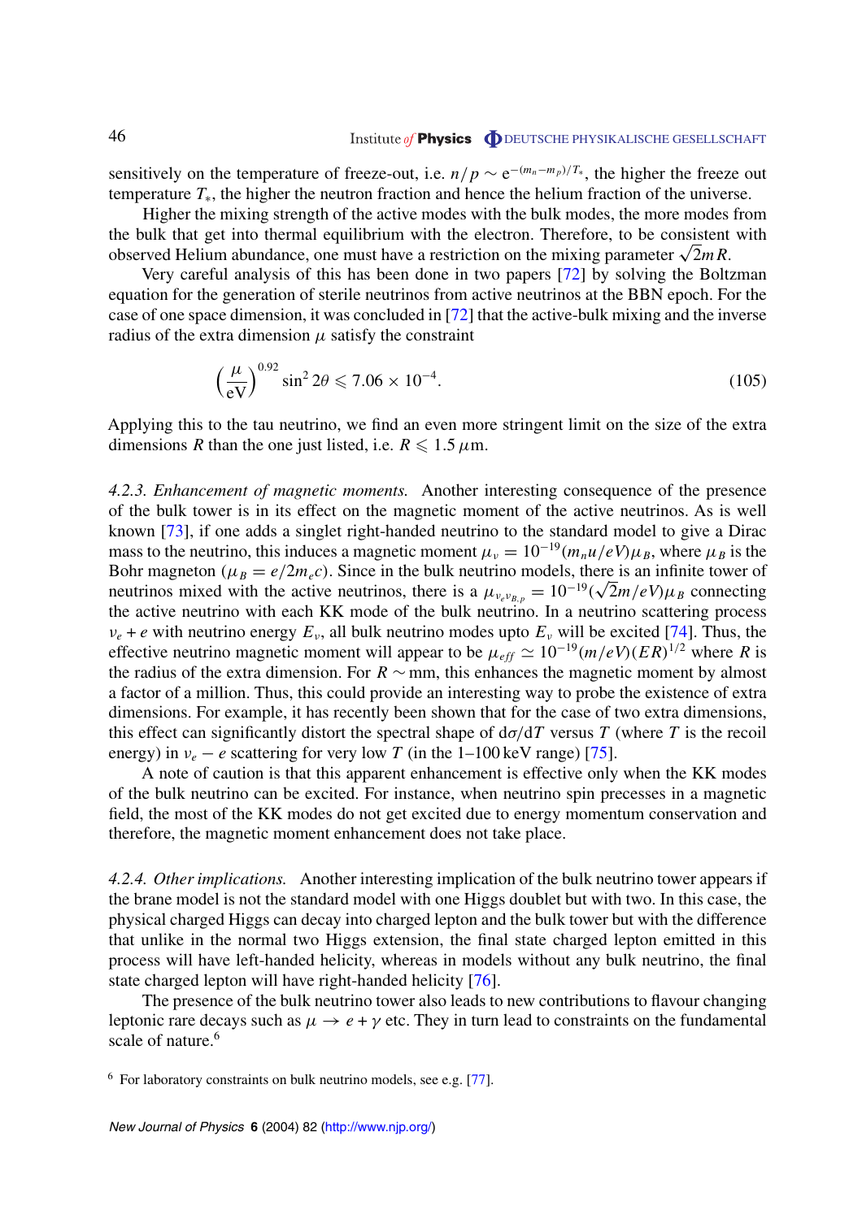sensitively on the temperature of freeze-out, i.e. $n/p \sim e^{-(m_n - m_p)/T_*}$, the higher the freeze out temperature $T_*$, the higher the neutron fraction and hence the helium fraction of the universe.

Higher the mixing strength of the active modes with the bulk modes, the more modes from the bulk that get into thermal equilibrium with the electron. Therefore, to be consistent with observed Helium abundance, one must have a restriction on the mixing parameter $\sqrt{2}mR$.

Very careful analysis of this has been done in two papers [72] by solving the Boltzman equation for the generation of sterile neutrinos from active neutrinos at the BBN epoch. For the case of one space dimension, it was concluded in [72] that the active-bulk mixing and the inverse radius of the extra dimension $\mu$ satisfy the constraint

$$\left(\frac{\mu}{\mathrm{eV}}\right)^{0.92} \sin^2 2\theta \leqslant 7.06 \times 10^{-4}. \tag{105}$$

Applying this to the tau neutrino, we find an even more stringent limit on the size of the extra dimensions $R$ than the one just listed, i.e. $R \leqslant 1.5\,\mu$m.

*4.2.3. Enhancement of magnetic moments.* Another interesting consequence of the presence of the bulk tower is in its effect on the magnetic moment of the active neutrinos. As is well known [73], if one adds a singlet right-handed neutrino to the standard model to give a Dirac mass to the neutrino, this induces a magnetic moment $\mu_\nu = 10^{-19}(m_n u/eV)\mu_B$, where $\mu_B$ is the Bohr magneton ($\mu_B = e/2m_e c$). Since in the bulk neutrino models, there is an infinite tower of neutrinos mixed with the active neutrinos, there is a $\mu_{\nu_e \nu_{B,p}} = 10^{-19}(\sqrt{2}m/eV)\mu_B$ connecting the active neutrino with each KK mode of the bulk neutrino. In a neutrino scattering process $\nu_e + e$ with neutrino energy $E_\nu$, all bulk neutrino modes upto $E_\nu$ will be excited [74]. Thus, the effective neutrino magnetic moment will appear to be $\mu_{eff} \simeq 10^{-19}(m/eV)(ER)^{1/2}$ where $R$ is the radius of the extra dimension. For $R \sim$ mm, this enhances the magnetic moment by almost a factor of a million. Thus, this could provide an interesting way to probe the existence of extra dimensions. For example, it has recently been shown that for the case of two extra dimensions, this effect can significantly distort the spectral shape of $d\sigma/dT$ versus $T$ (where $T$ is the recoil energy) in $\nu_e - e$ scattering for very low $T$ (in the 1–100 keV range) [75].

A note of caution is that this apparent enhancement is effective only when the KK modes of the bulk neutrino can be excited. For instance, when neutrino spin precesses in a magnetic field, the most of the KK modes do not get excited due to energy momentum conservation and therefore, the magnetic moment enhancement does not take place.

*4.2.4. Other implications.* Another interesting implication of the bulk neutrino tower appears if the brane model is not the standard model with one Higgs doublet but with two. In this case, the physical charged Higgs can decay into charged lepton and the bulk tower but with the difference that unlike in the normal two Higgs extension, the final state charged lepton emitted in this process will have left-handed helicity, whereas in models without any bulk neutrino, the final state charged lepton will have right-handed helicity [76].

The presence of the bulk neutrino tower also leads to new contributions to flavour changing leptonic rare decays such as $\mu \to e + \gamma$ etc. They in turn lead to constraints on the fundamental scale of nature.[6]

[6] For laboratory constraints on bulk neutrino models, see e.g. [77].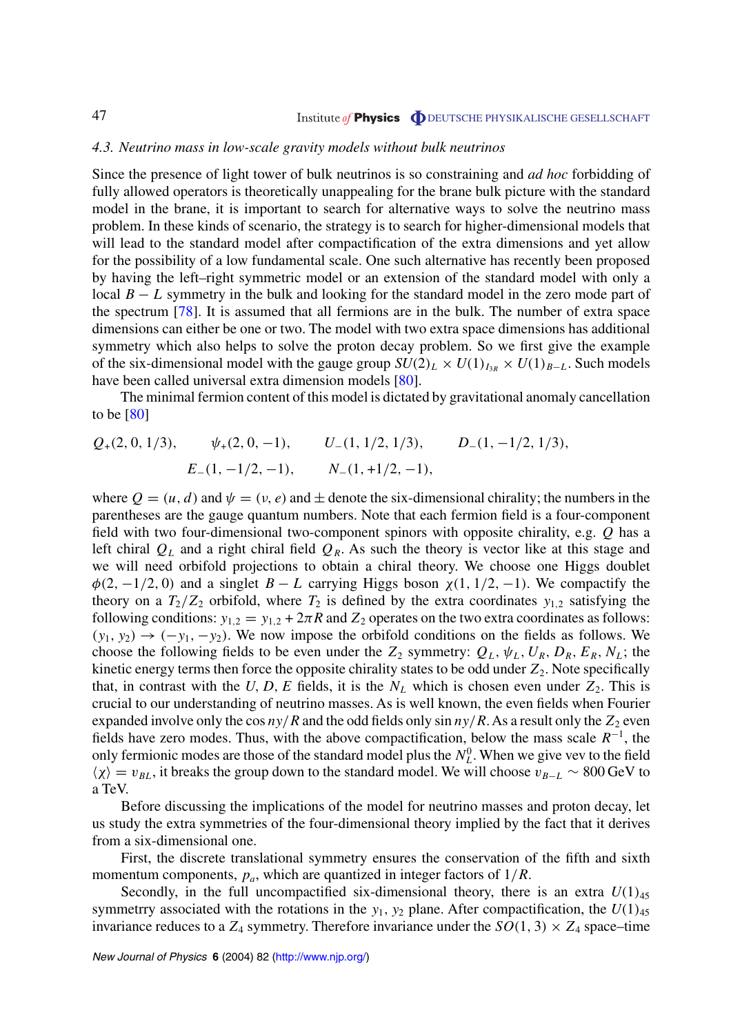### 4.3. Neutrino mass in low-scale gravity models without bulk neutrinos

Since the presence of light tower of bulk neutrinos is so constraining and *ad hoc* forbidding of fully allowed operators is theoretically unappealing for the brane bulk picture with the standard model in the brane, it is important to search for alternative ways to solve the neutrino mass problem. In these kinds of scenario, the strategy is to search for higher-dimensional models that will lead to the standard model after compactification of the extra dimensions and yet allow for the possibility of a low fundamental scale. One such alternative has recently been proposed by having the left–right symmetric model or an extension of the standard model with only a local $B-L$ symmetry in the bulk and looking for the standard model in the zero mode part of the spectrum [78]. It is assumed that all fermions are in the bulk. The number of extra space dimensions can either be one or two. The model with two extra space dimensions has additional symmetry which also helps to solve the proton decay problem. So we first give the example of the six-dimensional model with the gauge group $SU(2)_L \times U(1)_{I_{3R}} \times U(1)_{B-L}$. Such models have been called universal extra dimension models [80].

The minimal fermion content of this model is dictated by gravitational anomaly cancellation to be [80]

$$Q_+(2, 0, 1/3), \qquad \psi_+(2, 0, -1), \qquad U_-(1, 1/2, 1/3), \qquad D_-(1, -1/2, 1/3),$$
$$E_-(1, -1/2, -1), \qquad N_-(1, +1/2, -1),$$

where $Q = (u, d)$ and $\psi = (\nu, e)$ and $\pm$ denote the six-dimensional chirality; the numbers in the parentheses are the gauge quantum numbers. Note that each fermion field is a four-component field with two four-dimensional two-component spinors with opposite chirality, e.g. $Q$ has a left chiral $Q_L$ and a right chiral field $Q_R$. As such the theory is vector like at this stage and we will need orbifold projections to obtain a chiral theory. We choose one Higgs doublet $\phi(2, -1/2, 0)$ and a singlet $B-L$ carrying Higgs boson $\chi(1, 1/2, -1)$. We compactify the theory on a $T_2/Z_2$ orbifold, where $T_2$ is defined by the extra coordinates $y_{1,2}$ satisfying the following conditions: $y_{1,2} = y_{1,2} + 2\pi R$ and $Z_2$ operates on the two extra coordinates as follows: $(y_1, y_2) \to (-y_1, -y_2)$. We now impose the orbifold conditions on the fields as follows. We choose the following fields to be even under the $Z_2$ symmetry: $Q_L, \psi_L, U_R, D_R, E_R, N_L$; the kinetic energy terms then force the opposite chirality states to be odd under $Z_2$. Note specifically that, in contrast with the $U, D, E$ fields, it is the $N_L$ which is chosen even under $Z_2$. This is crucial to our understanding of neutrino masses. As is well known, the even fields when Fourier expanded involve only the $\cos ny/R$ and the odd fields only $\sin ny/R$. As a result only the $Z_2$ even fields have zero modes. Thus, with the above compactification, below the mass scale $R^{-1}$, the only fermionic modes are those of the standard model plus the $N_L^0$. When we give vev to the field $\langle\chi\rangle = v_{BL}$, it breaks the group down to the standard model. We will choose $v_{B-L} \sim 800$ GeV to a TeV.

Before discussing the implications of the model for neutrino masses and proton decay, let us study the extra symmetries of the four-dimensional theory implied by the fact that it derives from a six-dimensional one.

First, the discrete translational symmetry ensures the conservation of the fifth and sixth momentum components, $p_a$, which are quantized in integer factors of $1/R$.

Secondly, in the full uncompactified six-dimensional theory, there is an extra $U(1)_{45}$ symmetrry associated with the rotations in the $y_1$, $y_2$ plane. After compactification, the $U(1)_{45}$ invariance reduces to a $Z_4$ symmetry. Therefore invariance under the $SO(1, 3) \times Z_4$ space–time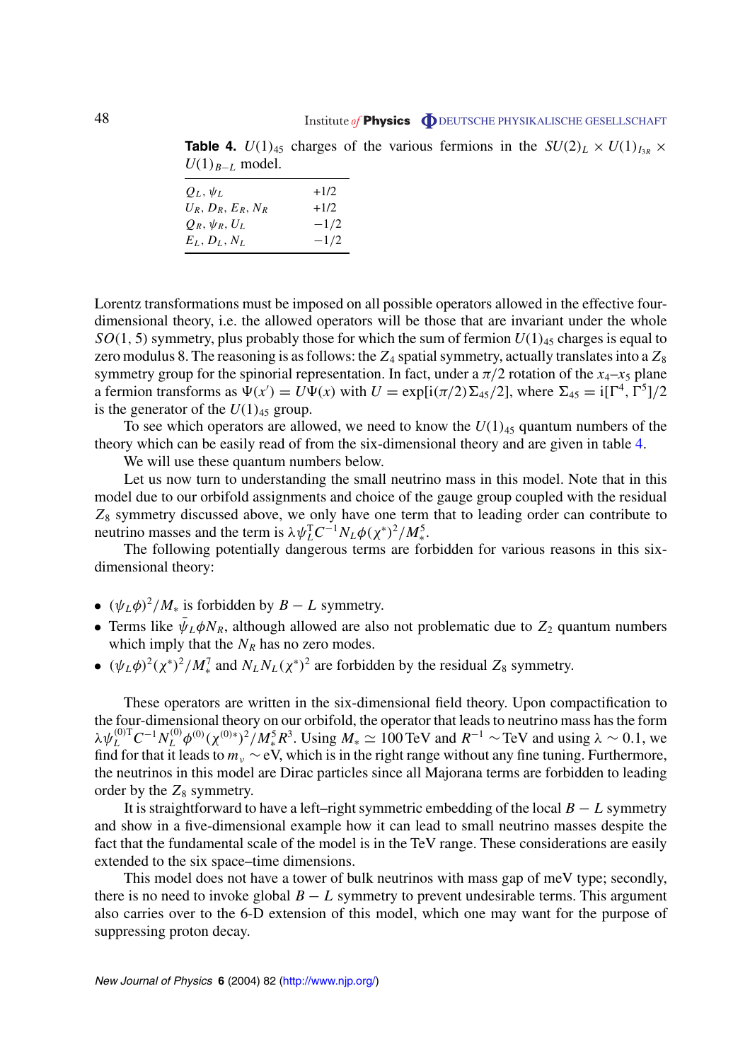**Table 4.** $U(1)_{45}$ charges of the various fermions in the $SU(2)_L \times U(1)_{I_{3R}} \times U(1)_{B-L}$ model.

| | |
|---|---|
| $Q_L, \psi_L$ | +1/2 |
| $U_R, D_R, E_R, N_R$ | +1/2 |
| $Q_R, \psi_R, U_L$ | −1/2 |
| $E_L, D_L, N_L$ | −1/2 |

Lorentz transformations must be imposed on all possible operators allowed in the effective four-dimensional theory, i.e. the allowed operators will be those that are invariant under the whole $SO(1, 5)$ symmetry, plus probably those for which the sum of fermion $U(1)_{45}$ charges is equal to zero modulus 8. The reasoning is as follows: the $Z_4$ spatial symmetry, actually translates into a $Z_8$ symmetry group for the spinorial representation. In fact, under a $\pi/2$ rotation of the $x_4$–$x_5$ plane a fermion transforms as $\Psi(x') = U\Psi(x)$ with $U = \exp[i(\pi/2)\Sigma_{45}/2]$, where $\Sigma_{45} = i[\Gamma^4, \Gamma^5]/2$ is the generator of the $U(1)_{45}$ group.

To see which operators are allowed, we need to know the $U(1)_{45}$ quantum numbers of the theory which can be easily read of from the six-dimensional theory and are given in table 4.

We will use these quantum numbers below.

Let us now turn to understanding the small neutrino mass in this model. Note that in this model due to our orbifold assignments and choice of the gauge group coupled with the residual $Z_8$ symmetry discussed above, we only have one term that to leading order can contribute to neutrino masses and the term is $\lambda\psi_L^{\mathrm{T}} C^{-1} N_L \phi(\chi^*)^2/M_*^5$.

The following potentially dangerous terms are forbidden for various reasons in this six-dimensional theory:

- $(\psi_L\phi)^2/M_*$ is forbidden by $B - L$ symmetry.
- Terms like $\bar{\psi}_L \phi N_R$, although allowed are also not problematic due to $Z_2$ quantum numbers which imply that the $N_R$ has no zero modes.
- $(\psi_L\phi)^2(\chi^*)^2/M_*^7$ and $N_L N_L(\chi^*)^2$ are forbidden by the residual $Z_8$ symmetry.

These operators are written in the six-dimensional field theory. Upon compactification to the four-dimensional theory on our orbifold, the operator that leads to neutrino mass has the form $\lambda\psi_L^{(0)\mathrm{T}} C^{-1} N_L^{(0)} \phi^{(0)}(\chi^{(0)*})^2/M_*^5 R^3$. Using $M_* \simeq 100\,\mathrm{TeV}$ and $R^{-1} \sim \mathrm{TeV}$ and using $\lambda \sim 0.1$, we find for that it leads to $m_\nu \sim \mathrm{eV}$, which is in the right range without any fine tuning. Furthermore, the neutrinos in this model are Dirac particles since all Majorana terms are forbidden to leading order by the $Z_8$ symmetry.

It is straightforward to have a left–right symmetric embedding of the local $B - L$ symmetry and show in a five-dimensional example how it can lead to small neutrino masses despite the fact that the fundamental scale of the model is in the TeV range. These considerations are easily extended to the six space–time dimensions.

This model does not have a tower of bulk neutrinos with mass gap of meV type; secondly, there is no need to invoke global $B - L$ symmetry to prevent undesirable terms. This argument also carries over to the 6-D extension of this model, which one may want for the purpose of suppressing proton decay.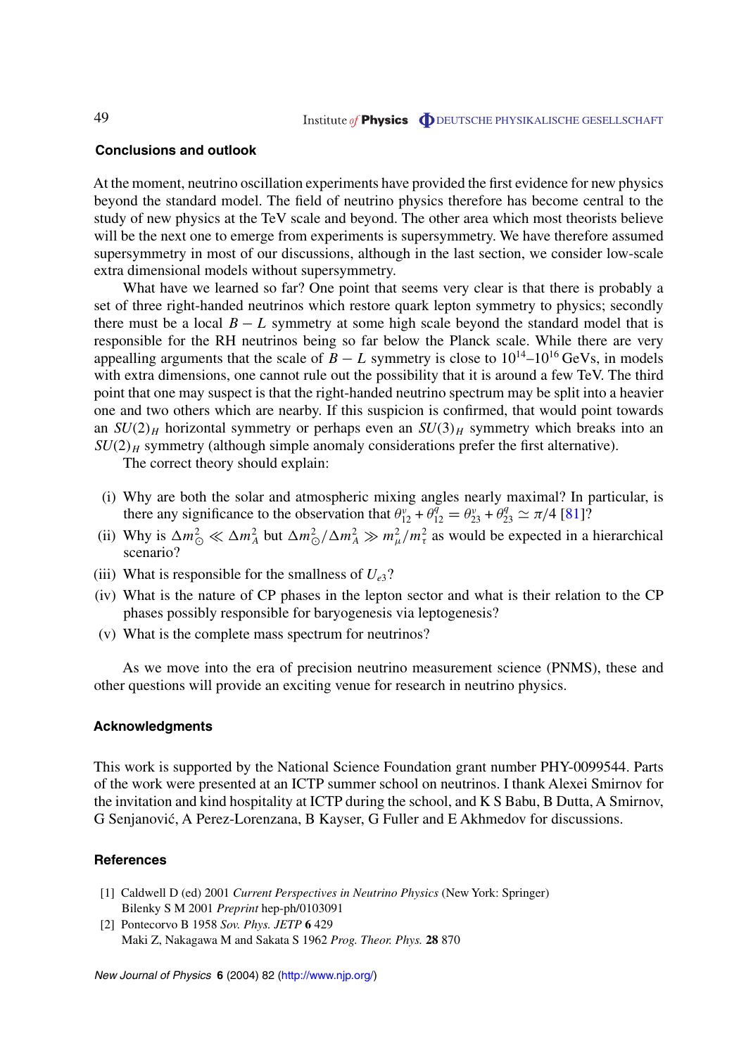### Conclusions and outlook

At the moment, neutrino oscillation experiments have provided the first evidence for new physics beyond the standard model. The field of neutrino physics therefore has become central to the study of new physics at the TeV scale and beyond. The other area which most theorists believe will be the next one to emerge from experiments is supersymmetry. We have therefore assumed supersymmetry in most of our discussions, although in the last section, we consider low-scale extra dimensional models without supersymmetry.

What have we learned so far? One point that seems very clear is that there is probably a set of three right-handed neutrinos which restore quark lepton symmetry to physics; secondly there must be a local $B-L$ symmetry at some high scale beyond the standard model that is responsible for the RH neutrinos being so far below the Planck scale. While there are very appealling arguments that the scale of $B-L$ symmetry is close to $10^{14}$–$10^{16}$ GeVs, in models with extra dimensions, one cannot rule out the possibility that it is around a few TeV. The third point that one may suspect is that the right-handed neutrino spectrum may be split into a heavier one and two others which are nearby. If this suspicion is confirmed, that would point towards an $SU(2)_H$ horizontal symmetry or perhaps even an $SU(3)_H$ symmetry which breaks into an $SU(2)_H$ symmetry (although simple anomaly considerations prefer the first alternative).

The correct theory should explain:

- (i) Why are both the solar and atmospheric mixing angles nearly maximal? In particular, is there any significance to the observation that $\theta^{\nu}_{12} + \theta^{q}_{12} = \theta^{\nu}_{23} + \theta^{q}_{23} \simeq \pi/4$ [81]?
- (ii) Why is $\Delta m^2_{\odot} \ll \Delta m^2_A$ but $\Delta m^2_{\odot}/\Delta m^2_A \gg m^2_{\mu}/m^2_{\tau}$ as would be expected in a hierarchical scenario?
- (iii) What is responsible for the smallness of $U_{e3}$?
- (iv) What is the nature of CP phases in the lepton sector and what is their relation to the CP phases possibly responsible for baryogenesis via leptogenesis?
- (v) What is the complete mass spectrum for neutrinos?

As we move into the era of precision neutrino measurement science (PNMS), these and other questions will provide an exciting venue for research in neutrino physics.

### Acknowledgments

This work is supported by the National Science Foundation grant number PHY-0099544. Parts of the work were presented at an ICTP summer school on neutrinos. I thank Alexei Smirnov for the invitation and kind hospitality at ICTP during the school, and K S Babu, B Dutta, A Smirnov, G Senjanović, A Perez-Lorenzana, B Kayser, G Fuller and E Akhmedov for discussions.

### References

[1] Caldwell D (ed) 2001 *Current Perspectives in Neutrino Physics* (New York: Springer)
Bilenky S M 2001 *Preprint* hep-ph/0103091

[2] Pontecorvo B 1958 *Sov. Phys. JETP* **6** 429
Maki Z, Nakagawa M and Sakata S 1962 *Prog. Theor. Phys.* **28** 870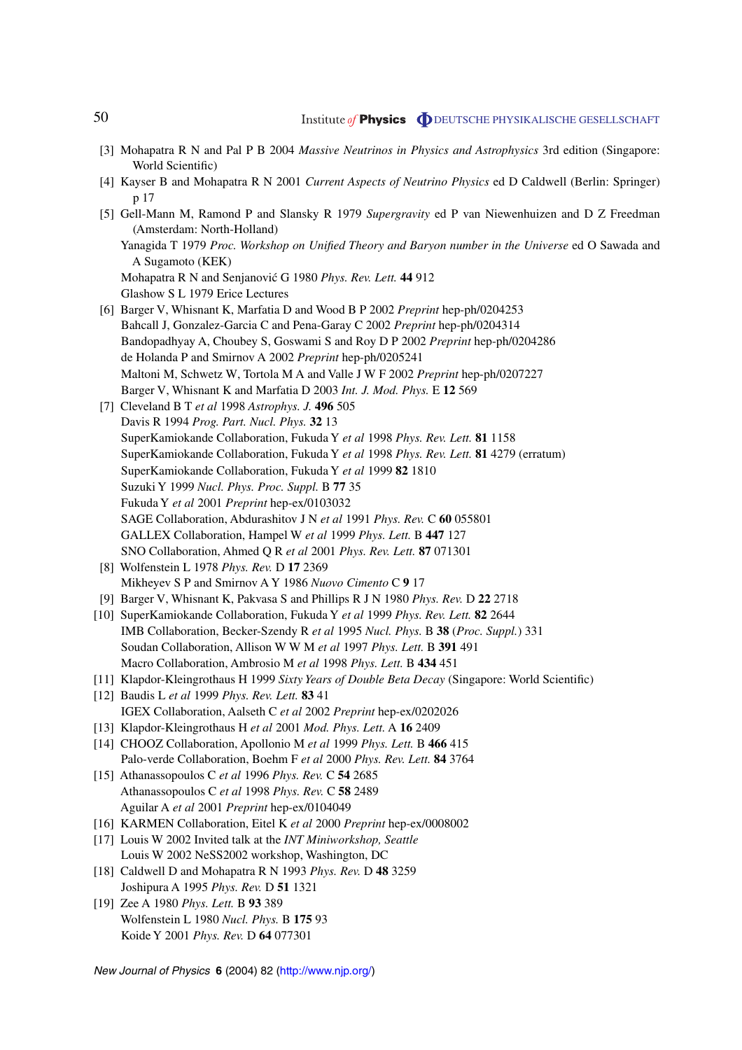[3] Mohapatra R N and Pal P B 2004 *Massive Neutrinos in Physics and Astrophysics* 3rd edition (Singapore: World Scientific)

[4] Kayser B and Mohapatra R N 2001 *Current Aspects of Neutrino Physics* ed D Caldwell (Berlin: Springer) p 17

[5] Gell-Mann M, Ramond P and Slansky R 1979 *Supergravity* ed P van Niewenhuizen and D Z Freedman (Amsterdam: North-Holland)
Yanagida T 1979 *Proc. Workshop on Unified Theory and Baryon number in the Universe* ed O Sawada and A Sugamoto (KEK)
Mohapatra R N and Senjanović G 1980 *Phys. Rev. Lett.* **44** 912
Glashow S L 1979 Erice Lectures

[6] Barger V, Whisnant K, Marfatia D and Wood B P 2002 *Preprint* hep-ph/0204253
Bahcall J, Gonzalez-Garcia C and Pena-Garay C 2002 *Preprint* hep-ph/0204314
Bandopadhyay A, Choubey S, Goswami S and Roy D P 2002 *Preprint* hep-ph/0204286
de Holanda P and Smirnov A 2002 *Preprint* hep-ph/0205241
Maltoni M, Schwetz W, Tortola M A and Valle J W F 2002 *Preprint* hep-ph/0207227
Barger V, Whisnant K and Marfatia D 2003 *Int. J. Mod. Phys.* E **12** 569

[7] Cleveland B T *et al* 1998 *Astrophys. J.* **496** 505
Davis R 1994 *Prog. Part. Nucl. Phys.* **32** 13
SuperKamiokande Collaboration, Fukuda Y *et al* 1998 *Phys. Rev. Lett.* **81** 1158
SuperKamiokande Collaboration, Fukuda Y *et al* 1998 *Phys. Rev. Lett.* **81** 4279 (erratum)
SuperKamiokande Collaboration, Fukuda Y *et al* 1999 **82** 1810
Suzuki Y 1999 *Nucl. Phys. Proc. Suppl.* B **77** 35
Fukuda Y *et al* 2001 *Preprint* hep-ex/0103032
SAGE Collaboration, Abdurashitov J N *et al* 1991 *Phys. Rev.* C **60** 055801
GALLEX Collaboration, Hampel W *et al* 1999 *Phys. Lett.* B **447** 127
SNO Collaboration, Ahmed Q R *et al* 2001 *Phys. Rev. Lett.* **87** 071301

[8] Wolfenstein L 1978 *Phys. Rev.* D **17** 2369
Mikheyev S P and Smirnov A Y 1986 *Nuovo Cimento* C **9** 17

[9] Barger V, Whisnant K, Pakvasa S and Phillips R J N 1980 *Phys. Rev.* D **22** 2718

[10] SuperKamiokande Collaboration, Fukuda Y *et al* 1999 *Phys. Rev. Lett.* **82** 2644
IMB Collaboration, Becker-Szendy R *et al* 1995 *Nucl. Phys.* B **38** (*Proc. Suppl.*) 331
Soudan Collaboration, Allison W W M *et al* 1997 *Phys. Lett.* B **391** 491
Macro Collaboration, Ambrosio M *et al* 1998 *Phys. Lett.* B **434** 451

[11] Klapdor-Kleingrothaus H 1999 *Sixty Years of Double Beta Decay* (Singapore: World Scientific)

[12] Baudis L *et al* 1999 *Phys. Rev. Lett.* **83** 41
IGEX Collaboration, Aalseth C *et al* 2002 *Preprint* hep-ex/0202026

[13] Klapdor-Kleingrothaus H *et al* 2001 *Mod. Phys. Lett.* A **16** 2409

[14] CHOOZ Collaboration, Apollonio M *et al* 1999 *Phys. Lett.* B **466** 415
Palo-verde Collaboration, Boehm F *et al* 2000 *Phys. Rev. Lett.* **84** 3764

[15] Athanassopoulos C *et al* 1996 *Phys. Rev.* C **54** 2685
Athanassopoulos C *et al* 1998 *Phys. Rev.* C **58** 2489
Aguilar A *et al* 2001 *Preprint* hep-ex/0104049

[16] KARMEN Collaboration, Eitel K *et al* 2000 *Preprint* hep-ex/0008002

[17] Louis W 2002 Invited talk at the *INT Miniworkshop, Seattle*
Louis W 2002 NeSS2002 workshop, Washington, DC

[18] Caldwell D and Mohapatra R N 1993 *Phys. Rev.* D **48** 3259
Joshipura A 1995 *Phys. Rev.* D **51** 1321

[19] Zee A 1980 *Phys. Lett.* B **93** 389
Wolfenstein L 1980 *Nucl. Phys.* B **175** 93
Koide Y 2001 *Phys. Rev.* D **64** 077301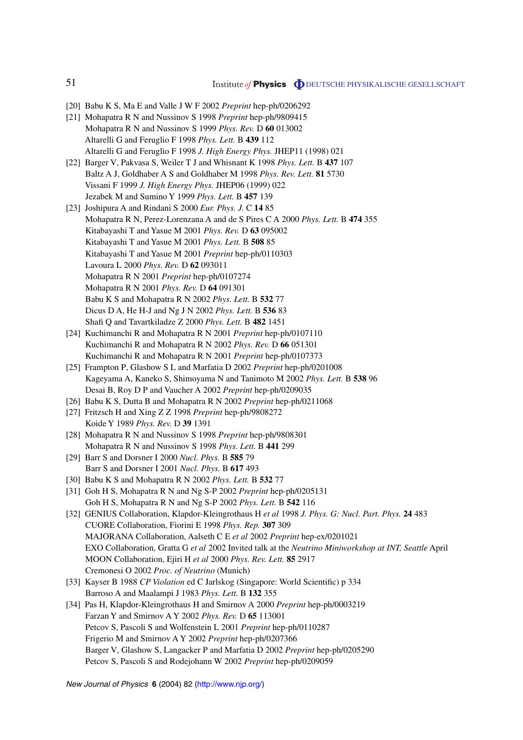[20] Babu K S, Ma E and Valle J W F 2002 *Preprint* hep-ph/0206292

[21] Mohapatra R N and Nussinov S 1998 *Preprint* hep-ph/9809415
Mohapatra R N and Nussinov S 1999 *Phys. Rev.* D **60** 013002
Altarelli G and Feruglio F 1998 *Phys. Lett.* B **439** 112
Altarelli G and Feruglio F 1998 *J. High Energy Phys.* JHEP11 (1998) 021

[22] Barger V, Pakvasa S, Weiler T J and Whisnant K 1998 *Phys. Lett.* B **437** 107
Baltz A J, Goldhaber A S and Goldhaber M 1998 *Phys. Rev. Lett.* **81** 5730
Vissani F 1999 *J. High Energy Phys.* JHEP06 (1999) 022
Jezabek M and Sumino Y 1999 *Phys. Lett.* B **457** 139

[23] Joshipura A and Rindani S 2000 *Eur. Phys. J.* C **14** 85
Mohapatra R N, Perez-Lorenzana A and de S Pires C A 2000 *Phys. Lett.* B **474** 355
Kitabayashi T and Yasue M 2001 *Phys. Rev.* D **63** 095002
Kitabayashi T and Yasue M 2001 *Phys. Lett.* B **508** 85
Kitabayashi T and Yasue M 2001 *Preprint* hep-ph/0110303
Lavoura L 2000 *Phys. Rev.* D **62** 093011
Mohapatra R N 2001 *Preprint* hep-ph/0107274
Mohapatra R N 2001 *Phys. Rev.* D **64** 091301
Babu K S and Mohapatra R N 2002 *Phys. Lett.* B **532** 77
Dicus D A, He H-J and Ng J N 2002 *Phys. Lett.* B **536** 83
Shafi Q and Tavartkiladze Z 2000 *Phys. Lett.* B **482** 1451

[24] Kuchimanchi R and Mohapatra R N 2001 *Preprint* hep-ph/0107110
Kuchimanchi R and Mohapatra R N 2002 *Phys. Rev.* D **66** 051301
Kuchimanchi R and Mohapatra R N 2001 *Preprint* hep-ph/0107373

[25] Frampton P, Glashow S L and Marfatia D 2002 *Preprint* hep-ph/0201008
Kageyama A, Kaneko S, Shimoyama N and Tanimoto M 2002 *Phys. Lett.* B **538** 96
Desai B, Roy D P and Vaucher A 2002 *Preprint* hep-ph/0209035

[26] Babu K S, Dutta B and Mohapatra R N 2002 *Preprint* hep-ph/0211068

[27] Fritzsch H and Xing Z Z 1998 *Preprint* hep-ph/9808272
Koide Y 1989 *Phys. Rev.* D **39** 1391

[28] Mohapatra R N and Nussinov S 1998 *Preprint* hep-ph/9808301
Mohapatra R N and Nussinov S 1998 *Phys. Lett.* B **441** 299

[29] Barr S and Dorsner I 2000 *Nucl. Phys.* B **585** 79
Barr S and Dorsner I 2001 *Nucl. Phys.* B **617** 493

[30] Babu K S and Mohapatra R N 2002 *Phys. Lett.* B **532** 77

[31] Goh H S, Mohapatra R N and Ng S-P 2002 *Preprint* hep-ph/0205131
Goh H S, Mohapatra R N and Ng S-P 2002 *Phys. Lett.* B **542** 116

[32] GENIUS Collaboration, Klapdor-Kleingrothaus H *et al* 1998 *J. Phys. G: Nucl. Part. Phys.* **24** 483
CUORE Collaboration, Fiorini E 1998 *Phys. Rep.* **307** 309
MAJORANA Collaboration, Aalseth C E *et al* 2002 *Preprint* hep-ex/0201021
EXO Collaboration, Gratta G *et al* 2002 Invited talk at the *Neutrino Miniworkshop at INT, Seattle* April
MOON Collaboration, Ejiri H *et al* 2000 *Phys. Rev. Lett.* **85** 2917
Cremonesi O 2002 *Proc. of Neutrino* (Munich)

[33] Kayser B 1988 *CP Violation* ed C Jarlskog (Singapore: World Scientific) p 334
Barroso A and Maalampi J 1983 *Phys. Lett.* B **132** 355

[34] Pas H, Klapdor-Kleingrothaus H and Smirnov A 2000 *Preprint* hep-ph/0003219
Farzan Y and Smirnov A Y 2002 *Phys. Rev.* D **65** 113001
Petcov S, Pascoli S and Wolfenstein L 2001 *Preprint* hep-ph/0110287
Frigerio M and Smirnov A Y 2002 *Preprint* hep-ph/0207366
Barger V, Glashow S, Langacker P and Marfatia D 2002 *Preprint* hep-ph/0205290
Petcov S, Pascoli S and Rodejohann W 2002 *Preprint* hep-ph/0209059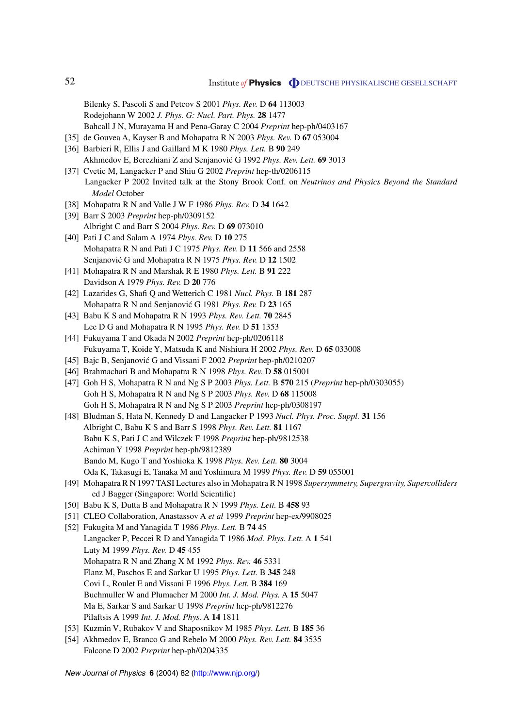Bilenky S, Pascoli S and Petcov S 2001 *Phys. Rev.* D **64** 113003
Rodejohann W 2002 *J. Phys. G: Nucl. Part. Phys.* **28** 1477
Bahcall J N, Murayama H and Pena-Garay C 2004 *Preprint* hep-ph/0403167

[35] de Gouvea A, Kayser B and Mohapatra R N 2003 *Phys. Rev.* D **67** 053004

[36] Barbieri R, Ellis J and Gaillard M K 1980 *Phys. Lett.* B **90** 249
Akhmedov E, Berezhiani Z and Senjanović G 1992 *Phys. Rev. Lett.* **69** 3013

[37] Cvetic M, Langacker P and Shiu G 2002 *Preprint* hep-th/0206115
Langacker P 2002 Invited talk at the Stony Brook Conf. on *Neutrinos and Physics Beyond the Standard Model* October

[38] Mohapatra R N and Valle J W F 1986 *Phys. Rev.* D **34** 1642

[39] Barr S 2003 *Preprint* hep-ph/0309152
Albright C and Barr S 2004 *Phys. Rev.* D **69** 073010

[40] Pati J C and Salam A 1974 *Phys. Rev.* D **10** 275
Mohapatra R N and Pati J C 1975 *Phys. Rev.* D **11** 566 and 2558
Senjanović G and Mohapatra R N 1975 *Phys. Rev.* D **12** 1502

[41] Mohapatra R N and Marshak R E 1980 *Phys. Lett.* B **91** 222
Davidson A 1979 *Phys. Rev.* D **20** 776

[42] Lazarides G, Shafi Q and Wetterich C 1981 *Nucl. Phys.* B **181** 287
Mohapatra R N and Senjanović G 1981 *Phys. Rev.* D **23** 165

[43] Babu K S and Mohapatra R N 1993 *Phys. Rev. Lett.* **70** 2845
Lee D G and Mohapatra R N 1995 *Phys. Rev.* D **51** 1353

[44] Fukuyama T and Okada N 2002 *Preprint* hep-ph/0206118
Fukuyama T, Koide Y, Matsuda K and Nishiura H 2002 *Phys. Rev.* D **65** 033008

[45] Bajc B, Senjanović G and Vissani F 2002 *Preprint* hep-ph/0210207

[46] Brahmachari B and Mohapatra R N 1998 *Phys. Rev.* D **58** 015001

[47] Goh H S, Mohapatra R N and Ng S P 2003 *Phys. Lett.* B **570** 215 (*Preprint* hep-ph/0303055)
Goh H S, Mohapatra R N and Ng S P 2003 *Phys. Rev.* D **68** 115008
Goh H S, Mohapatra R N and Ng S P 2003 *Preprint* hep-ph/0308197

[48] Bludman S, Hata N, Kennedy D and Langacker P 1993 *Nucl. Phys. Proc. Suppl.* **31** 156
Albright C, Babu K S and Barr S 1998 *Phys. Rev. Lett.* **81** 1167
Babu K S, Pati J C and Wilczek F 1998 *Preprint* hep-ph/9812538
Achiman Y 1998 *Preprint* hep-ph/9812389
Bando M, Kugo T and Yoshioka K 1998 *Phys. Rev. Lett.* **80** 3004
Oda K, Takasugi E, Tanaka M and Yoshimura M 1999 *Phys. Rev.* D **59** 055001

[49] Mohapatra R N 1997 TASI Lectures also in Mohapatra R N 1998 *Supersymmetry, Supergravity, Supercolliders* ed J Bagger (Singapore: World Scientific)

[50] Babu K S, Dutta B and Mohapatra R N 1999 *Phys. Lett.* B **458** 93

[51] CLEO Collaboration, Anastassov A *et al* 1999 *Preprint* hep-ex/9908025

[52] Fukugita M and Yanagida T 1986 *Phys. Lett.* B **74** 45
Langacker P, Peccei R D and Yanagida T 1986 *Mod. Phys. Lett.* A **1** 541
Luty M 1999 *Phys. Rev.* D **45** 455
Mohapatra R N and Zhang X M 1992 *Phys. Rev.* **46** 5331
Flanz M, Paschos E and Sarkar U 1995 *Phys. Lett.* B **345** 248
Covi L, Roulet E and Vissani F 1996 *Phys. Lett.* B **384** 169
Buchmuller W and Plumacher M 2000 *Int. J. Mod. Phys.* A **15** 5047
Ma E, Sarkar S and Sarkar U 1998 *Preprint* hep-ph/9812276
Pilaftsis A 1999 *Int. J. Mod. Phys.* A **14** 1811

[53] Kuzmin V, Rubakov V and Shaposnikov M 1985 *Phys. Lett.* B **185** 36

[54] Akhmedov E, Branco G and Rebelo M 2000 *Phys. Rev. Lett.* **84** 3535
Falcone D 2002 *Preprint* hep-ph/0204335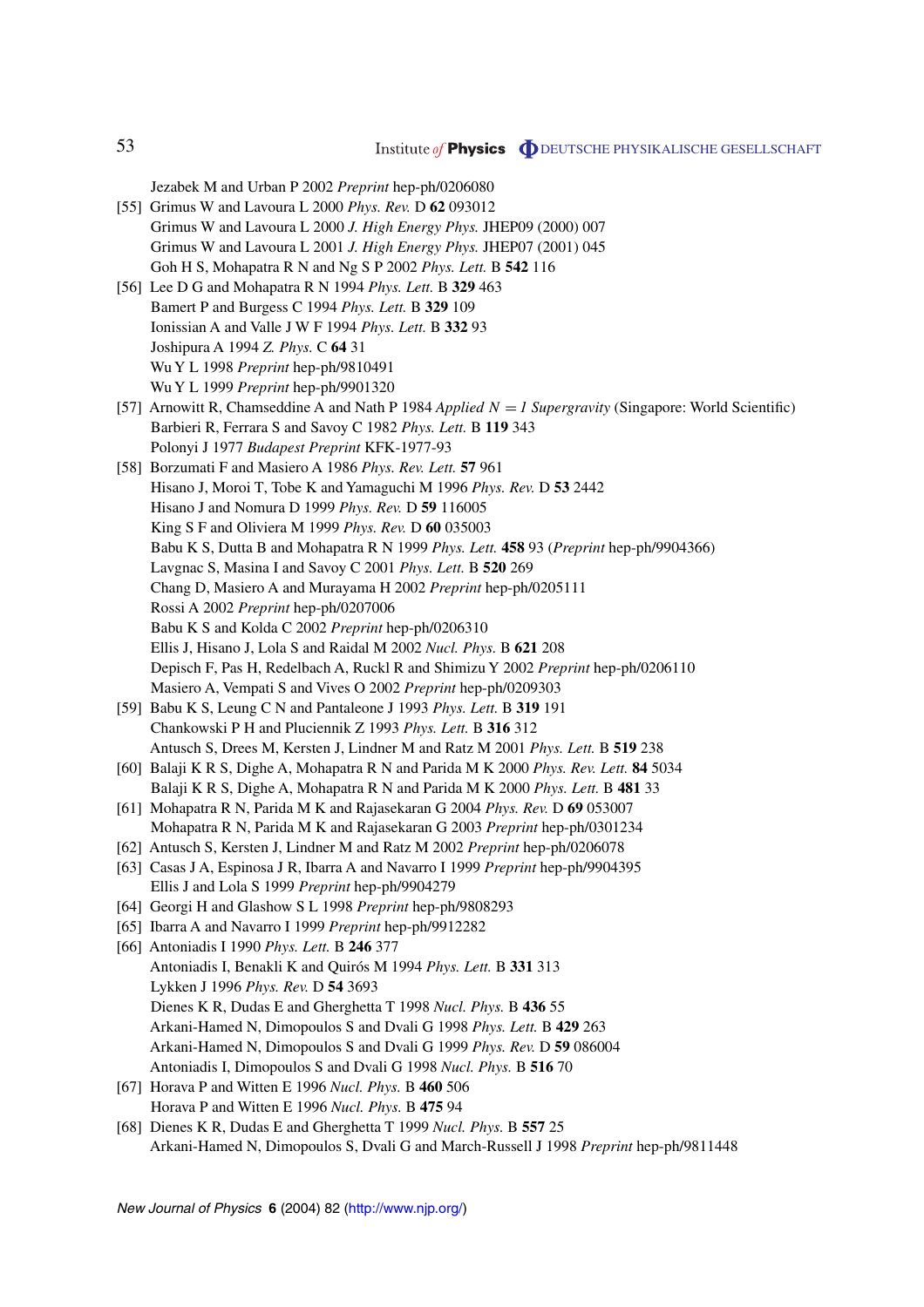Jezabek M and Urban P 2002 *Preprint* hep-ph/0206080

[55] Grimus W and Lavoura L 2000 *Phys. Rev.* D **62** 093012
Grimus W and Lavoura L 2000 *J. High Energy Phys.* JHEP09 (2000) 007
Grimus W and Lavoura L 2001 *J. High Energy Phys.* JHEP07 (2001) 045
Goh H S, Mohapatra R N and Ng S P 2002 *Phys. Lett.* B **542** 116

[56] Lee D G and Mohapatra R N 1994 *Phys. Lett.* B **329** 463
Bamert P and Burgess C 1994 *Phys. Lett.* B **329** 109
Ionissian A and Valle J W F 1994 *Phys. Lett.* B **332** 93
Joshipura A 1994 *Z. Phys.* C **64** 31
Wu Y L 1998 *Preprint* hep-ph/9810491
Wu Y L 1999 *Preprint* hep-ph/9901320

[57] Arnowitt R, Chamseddine A and Nath P 1984 *Applied $N = 1$ Supergravity* (Singapore: World Scientific)
Barbieri R, Ferrara S and Savoy C 1982 *Phys. Lett.* B **119** 343
Polonyi J 1977 *Budapest Preprint* KFK-1977-93

[58] Borzumati F and Masiero A 1986 *Phys. Rev. Lett.* **57** 961
Hisano J, Moroi T, Tobe K and Yamaguchi M 1996 *Phys. Rev.* D **53** 2442
Hisano J and Nomura D 1999 *Phys. Rev.* D **59** 116005
King S F and Oliviera M 1999 *Phys. Rev.* D **60** 035003
Babu K S, Dutta B and Mohapatra R N 1999 *Phys. Lett.* **458** 93 (*Preprint* hep-ph/9904366)
Lavgnac S, Masina I and Savoy C 2001 *Phys. Lett.* B **520** 269
Chang D, Masiero A and Murayama H 2002 *Preprint* hep-ph/0205111
Rossi A 2002 *Preprint* hep-ph/0207006
Babu K S and Kolda C 2002 *Preprint* hep-ph/0206310
Ellis J, Hisano J, Lola S and Raidal M 2002 *Nucl. Phys.* B **621** 208
Depisch F, Pas H, Redelbach A, Ruckl R and Shimizu Y 2002 *Preprint* hep-ph/0206110
Masiero A, Vempati S and Vives O 2002 *Preprint* hep-ph/0209303

[59] Babu K S, Leung C N and Pantaleone J 1993 *Phys. Lett.* B **319** 191
Chankowski P H and Pluciennik Z 1993 *Phys. Lett.* B **316** 312
Antusch S, Drees M, Kersten J, Lindner M and Ratz M 2001 *Phys. Lett.* B **519** 238

[60] Balaji K R S, Dighe A, Mohapatra R N and Parida M K 2000 *Phys. Rev. Lett.* **84** 5034
Balaji K R S, Dighe A, Mohapatra R N and Parida M K 2000 *Phys. Lett.* B **481** 33

[61] Mohapatra R N, Parida M K and Rajasekaran G 2004 *Phys. Rev.* D **69** 053007
Mohapatra R N, Parida M K and Rajasekaran G 2003 *Preprint* hep-ph/0301234

[62] Antusch S, Kersten J, Lindner M and Ratz M 2002 *Preprint* hep-ph/0206078

[63] Casas J A, Espinosa J R, Ibarra A and Navarro I 1999 *Preprint* hep-ph/9904395
Ellis J and Lola S 1999 *Preprint* hep-ph/9904279

[64] Georgi H and Glashow S L 1998 *Preprint* hep-ph/9808293

[65] Ibarra A and Navarro I 1999 *Preprint* hep-ph/9912282

[66] Antoniadis I 1990 *Phys. Lett.* B **246** 377
Antoniadis I, Benakli K and Quirós M 1994 *Phys. Lett.* B **331** 313
Lykken J 1996 *Phys. Rev.* D **54** 3693
Dienes K R, Dudas E and Gherghetta T 1998 *Nucl. Phys.* B **436** 55
Arkani-Hamed N, Dimopoulos S and Dvali G 1998 *Phys. Lett.* B **429** 263
Arkani-Hamed N, Dimopoulos S and Dvali G 1999 *Phys. Rev.* D **59** 086004
Antoniadis I, Dimopoulos S and Dvali G 1998 *Nucl. Phys.* B **516** 70

[67] Horava P and Witten E 1996 *Nucl. Phys.* B **460** 506
Horava P and Witten E 1996 *Nucl. Phys.* B **475** 94

[68] Dienes K R, Dudas E and Gherghetta T 1999 *Nucl. Phys.* B **557** 25
Arkani-Hamed N, Dimopoulos S, Dvali G and March-Russell J 1998 *Preprint* hep-ph/9811448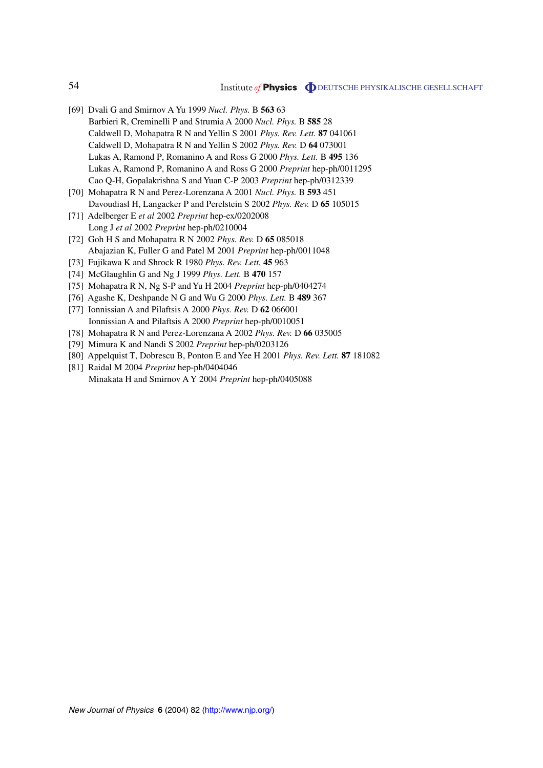[69] Dvali G and Smirnov A Yu 1999 *Nucl. Phys.* B **563** 63
Barbieri R, Creminelli P and Strumia A 2000 *Nucl. Phys.* B **585** 28
Caldwell D, Mohapatra R N and Yellin S 2001 *Phys. Rev. Lett.* **87** 041061
Caldwell D, Mohapatra R N and Yellin S 2002 *Phys. Rev.* D **64** 073001
Lukas A, Ramond P, Romanino A and Ross G 2000 *Phys. Lett.* B **495** 136
Lukas A, Ramond P, Romanino A and Ross G 2000 *Preprint* hep-ph/0011295
Cao Q-H, Gopalakrishna S and Yuan C-P 2003 *Preprint* hep-ph/0312339

[70] Mohapatra R N and Perez-Lorenzana A 2001 *Nucl. Phys.* B **593** 451
Davoudiasl H, Langacker P and Perelstein S 2002 *Phys. Rev.* D **65** 105015

[71] Adelberger E *et al* 2002 *Preprint* hep-ex/0202008
Long J *et al* 2002 *Preprint* hep-ph/0210004

[72] Goh H S and Mohapatra R N 2002 *Phys. Rev.* D **65** 085018
Abajazian K, Fuller G and Patel M 2001 *Preprint* hep-ph/0011048

[73] Fujikawa K and Shrock R 1980 *Phys. Rev. Lett.* **45** 963

[74] McGlaughlin G and Ng J 1999 *Phys. Lett.* B **470** 157

[75] Mohapatra R N, Ng S-P and Yu H 2004 *Preprint* hep-ph/0404274

[76] Agashe K, Deshpande N G and Wu G 2000 *Phys. Lett.* B **489** 367

[77] Ionnissian A and Pilaftsis A 2000 *Phys. Rev.* D **62** 066001
Ionnissian A and Pilaftsis A 2000 *Preprint* hep-ph/0010051

[78] Mohapatra R N and Perez-Lorenzana A 2002 *Phys. Rev.* D **66** 035005

[79] Mimura K and Nandi S 2002 *Preprint* hep-ph/0203126

[80] Appelquist T, Dobrescu B, Ponton E and Yee H 2001 *Phys. Rev. Lett.* **87** 181082

[81] Raidal M 2004 *Preprint* hep-ph/0404046
Minakata H and Smirnov A Y 2004 *Preprint* hep-ph/0405088